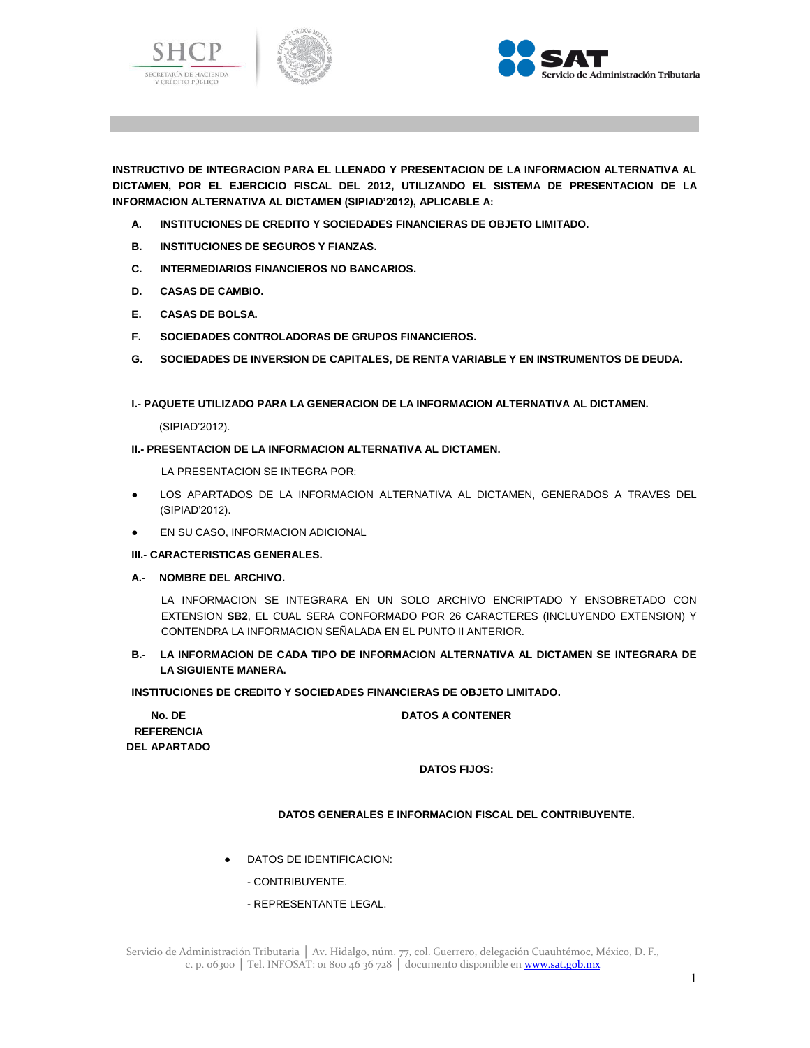**INSTRUCTIVO DE INTEGRACION PARA EL LLENADO Y PRESENTACION DE LA INFORMACION ALTERNATIVA AL DICTAMEN, POR EL EJERCICIO FISCAL DEL 2012, UTILIZANDO EL SISTEMA DE PRESENTACION DE LA INFORMACION ALTERNATIVA AL DICTAMEN (SIPIAD'2012), APLICABLE A:**

- **A. INSTITUCIONES DE CREDITO Y SOCIEDADES FINANCIERAS DE OBJETO LIMITADO.**
- **B. INSTITUCIONES DE SEGUROS Y FIANZAS.**
- **C. INTERMEDIARIOS FINANCIEROS NO BANCARIOS.**
- **D. CASAS DE CAMBIO.**
- **E. CASAS DE BOLSA.**
- **F. SOCIEDADES CONTROLADORAS DE GRUPOS FINANCIEROS.**
- **G. SOCIEDADES DE INVERSION DE CAPITALES, DE RENTA VARIABLE Y EN INSTRUMENTOS DE DEUDA.**

**I.- PAQUETE UTILIZADO PARA LA GENERACION DE LA INFORMACION ALTERNATIVA AL DICTAMEN.**

(SIPIAD'2012).

**II.- PRESENTACION DE LA INFORMACION ALTERNATIVA AL DICTAMEN.**

LA PRESENTACION SE INTEGRA POR:

- LOS APARTADOS DE LA INFORMACION ALTERNATIVA AL DICTAMEN, GENERADOS A TRAVES DEL (SIPIAD'2012).
- EN SU CASO, INFORMACION ADICIONAL

**III.- CARACTERISTICAS GENERALES.**

**A.- NOMBRE DEL ARCHIVO.**

LA INFORMACION SE INTEGRARA EN UN SOLO ARCHIVO ENCRIPTADO Y ENSOBRETADO CON EXTENSION **SB2**, EL CUAL SERA CONFORMADO POR 26 CARACTERES (INCLUYENDO EXTENSION) Y CONTENDRA LA INFORMACION SEÑALADA EN EL PUNTO II ANTERIOR.

**B.- LA INFORMACION DE CADA TIPO DE INFORMACION ALTERNATIVA AL DICTAMEN SE INTEGRARA DE LA SIGUIENTE MANERA.**

**INSTITUCIONES DE CREDITO Y SOCIEDADES FINANCIERAS DE OBJETO LIMITADO.**

| No. DE REFERENCIA DEL APARTADO | DATOS A CONTENER |
|---|---|
| | **DATOS FIJOS:** |
| | **DATOS GENERALES E INFORMACION FISCAL DEL CONTRIBUYENTE.** |
| | • DATOS DE IDENTIFICACION:<br>- CONTRIBUYENTE.<br>- REPRESENTANTE LEGAL. |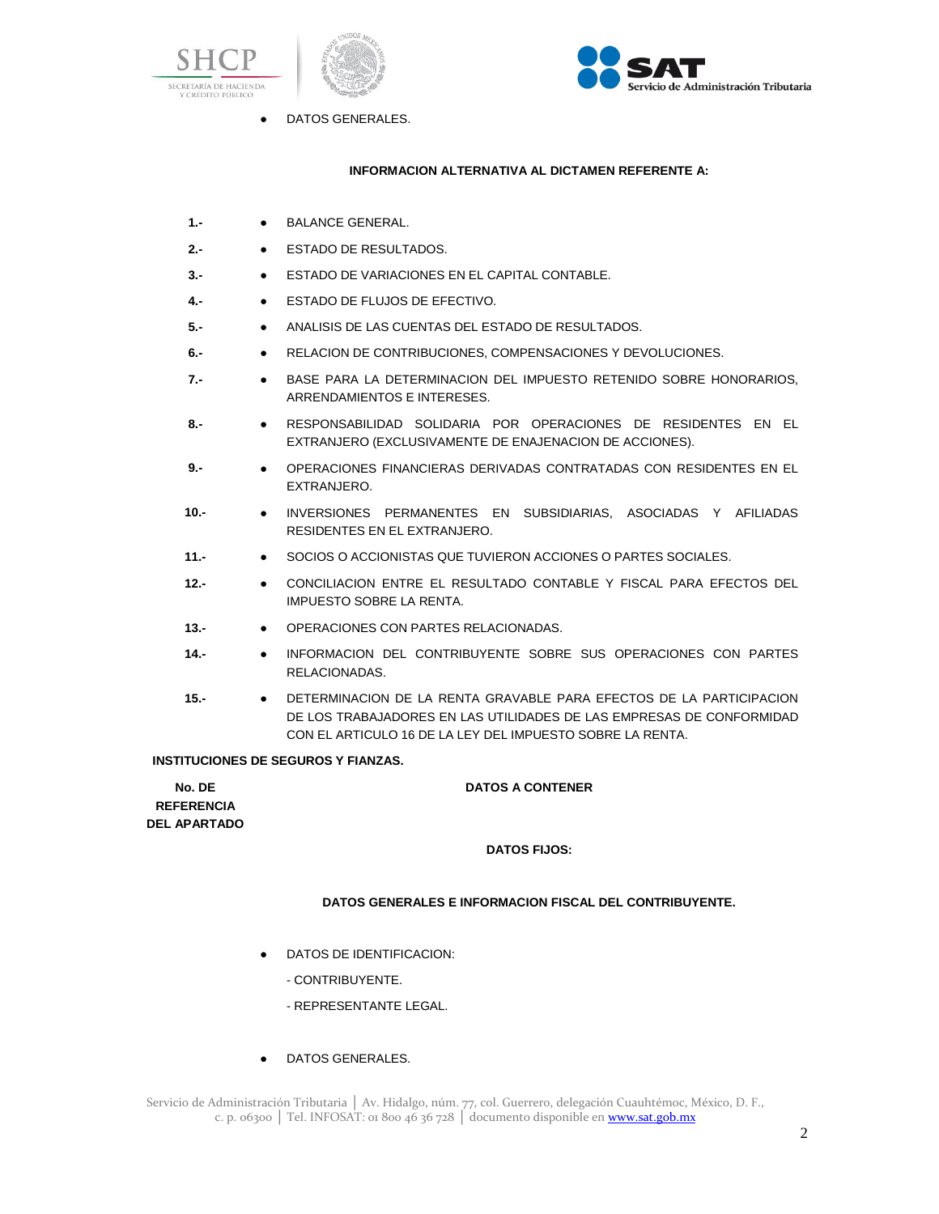- DATOS GENERALES.

**INFORMACION ALTERNATIVA AL DICTAMEN REFERENTE A:**

**1.-** • BALANCE GENERAL.

**2.-** • ESTADO DE RESULTADOS.

**3.-** • ESTADO DE VARIACIONES EN EL CAPITAL CONTABLE.

**4.-** • ESTADO DE FLUJOS DE EFECTIVO.

**5.-** • ANALISIS DE LAS CUENTAS DEL ESTADO DE RESULTADOS.

**6.-** • RELACION DE CONTRIBUCIONES, COMPENSACIONES Y DEVOLUCIONES.

**7.-** • BASE PARA LA DETERMINACION DEL IMPUESTO RETENIDO SOBRE HONORARIOS, ARRENDAMIENTOS E INTERESES.

**8.-** • RESPONSABILIDAD SOLIDARIA POR OPERACIONES DE RESIDENTES EN EL EXTRANJERO (EXCLUSIVAMENTE DE ENAJENACION DE ACCIONES).

**9.-** • OPERACIONES FINANCIERAS DERIVADAS CONTRATADAS CON RESIDENTES EN EL EXTRANJERO.

**10.-** • INVERSIONES PERMANENTES EN SUBSIDIARIAS, ASOCIADAS Y AFILIADAS RESIDENTES EN EL EXTRANJERO.

**11.-** • SOCIOS O ACCIONISTAS QUE TUVIERON ACCIONES O PARTES SOCIALES.

**12.-** • CONCILIACION ENTRE EL RESULTADO CONTABLE Y FISCAL PARA EFECTOS DEL IMPUESTO SOBRE LA RENTA.

**13.-** • OPERACIONES CON PARTES RELACIONADAS.

**14.-** • INFORMACION DEL CONTRIBUYENTE SOBRE SUS OPERACIONES CON PARTES RELACIONADAS.

**15.-** • DETERMINACION DE LA RENTA GRAVABLE PARA EFECTOS DE LA PARTICIPACION DE LOS TRABAJADORES EN LAS UTILIDADES DE LAS EMPRESAS DE CONFORMIDAD CON EL ARTICULO 16 DE LA LEY DEL IMPUESTO SOBRE LA RENTA.

**INSTITUCIONES DE SEGUROS Y FIANZAS.**

| No. DE REFERENCIA DEL APARTADO | DATOS A CONTENER |
|---|---|

**DATOS FIJOS:**

**DATOS GENERALES E INFORMACION FISCAL DEL CONTRIBUYENTE.**

- DATOS DE IDENTIFICACION:

  - CONTRIBUYENTE.

  - REPRESENTANTE LEGAL.

- DATOS GENERALES.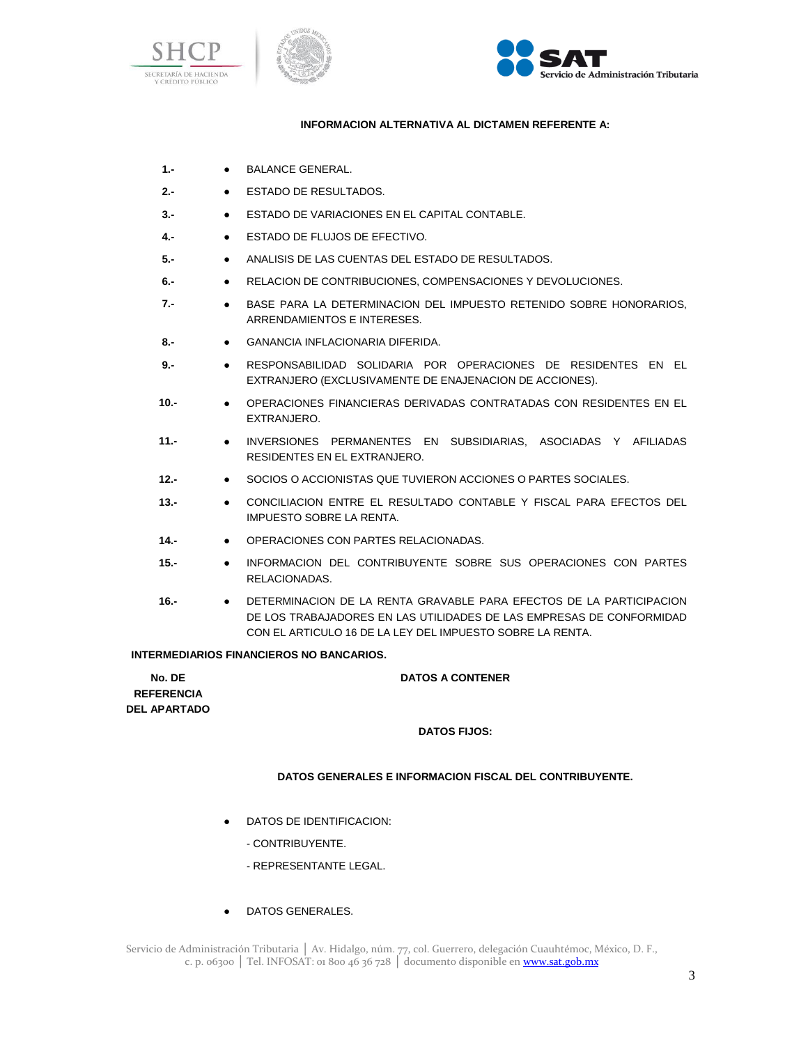**INFORMACION ALTERNATIVA AL DICTAMEN REFERENTE A:**

1.- ● BALANCE GENERAL.

2.- ● ESTADO DE RESULTADOS.

3.- ● ESTADO DE VARIACIONES EN EL CAPITAL CONTABLE.

4.- ● ESTADO DE FLUJOS DE EFECTIVO.

5.- ● ANALISIS DE LAS CUENTAS DEL ESTADO DE RESULTADOS.

6.- ● RELACION DE CONTRIBUCIONES, COMPENSACIONES Y DEVOLUCIONES.

7.- ● BASE PARA LA DETERMINACION DEL IMPUESTO RETENIDO SOBRE HONORARIOS, ARRENDAMIENTOS E INTERESES.

8.- ● GANANCIA INFLACIONARIA DIFERIDA.

9.- ● RESPONSABILIDAD SOLIDARIA POR OPERACIONES DE RESIDENTES EN EL EXTRANJERO (EXCLUSIVAMENTE DE ENAJENACION DE ACCIONES).

10.- ● OPERACIONES FINANCIERAS DERIVADAS CONTRATADAS CON RESIDENTES EN EL EXTRANJERO.

11.- ● INVERSIONES PERMANENTES EN SUBSIDIARIAS, ASOCIADAS Y AFILIADAS RESIDENTES EN EL EXTRANJERO.

12.- ● SOCIOS O ACCIONISTAS QUE TUVIERON ACCIONES O PARTES SOCIALES.

13.- ● CONCILIACION ENTRE EL RESULTADO CONTABLE Y FISCAL PARA EFECTOS DEL IMPUESTO SOBRE LA RENTA.

14.- ● OPERACIONES CON PARTES RELACIONADAS.

15.- ● INFORMACION DEL CONTRIBUYENTE SOBRE SUS OPERACIONES CON PARTES RELACIONADAS.

16.- ● DETERMINACION DE LA RENTA GRAVABLE PARA EFECTOS DE LA PARTICIPACION DE LOS TRABAJADORES EN LAS UTILIDADES DE LAS EMPRESAS DE CONFORMIDAD CON EL ARTICULO 16 DE LA LEY DEL IMPUESTO SOBRE LA RENTA.

**INTERMEDIARIOS FINANCIEROS NO BANCARIOS.**

| No. DE REFERENCIA DEL APARTADO | DATOS A CONTENER |
|---|---|

**DATOS FIJOS:**

**DATOS GENERALES E INFORMACION FISCAL DEL CONTRIBUYENTE.**

- DATOS DE IDENTIFICACION:

  - CONTRIBUYENTE.

  - REPRESENTANTE LEGAL.

- DATOS GENERALES.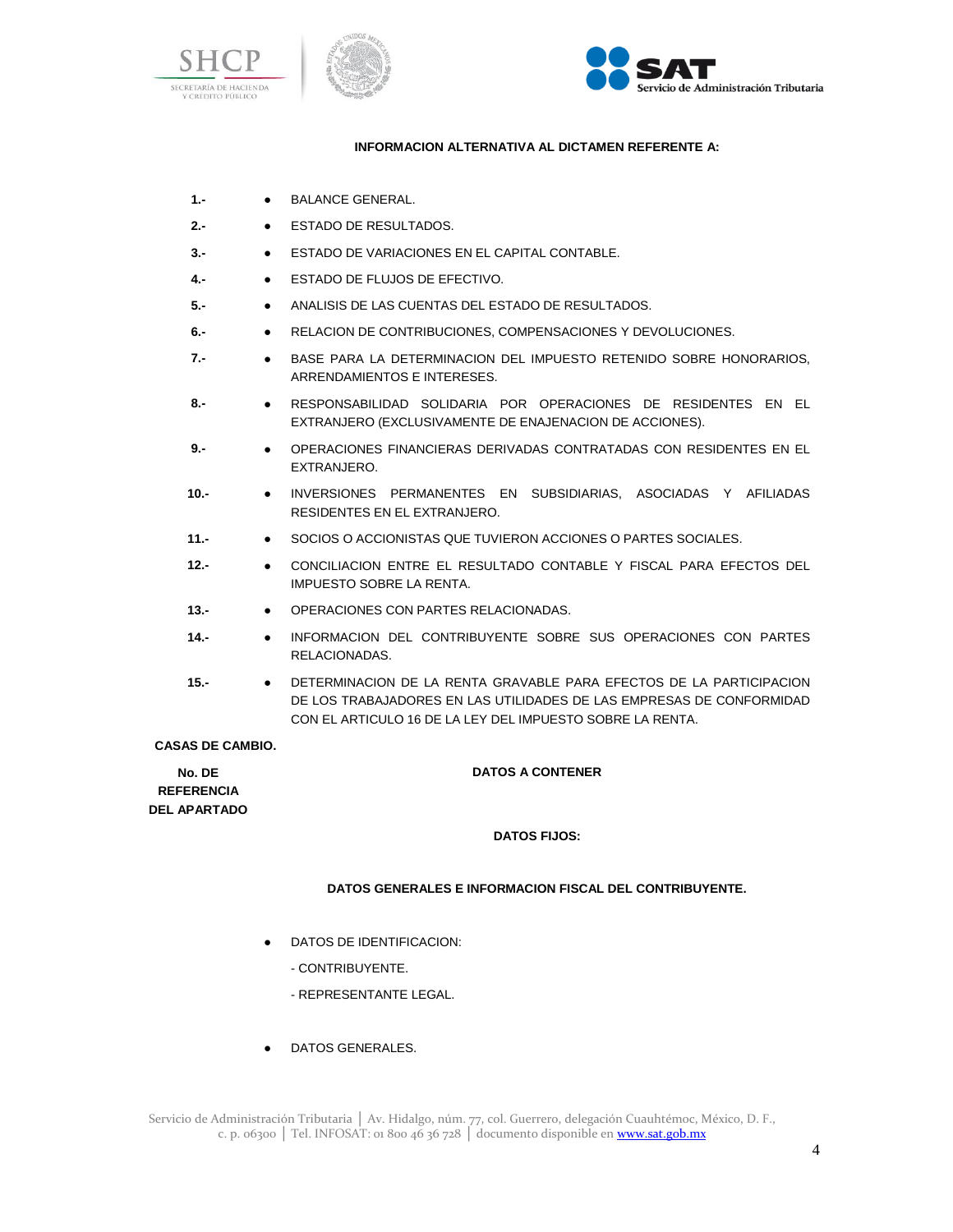**INFORMACION ALTERNATIVA AL DICTAMEN REFERENTE A:**

| | |
|---|---|
| **1.-** | ● BALANCE GENERAL. |
| **2.-** | ● ESTADO DE RESULTADOS. |
| **3.-** | ● ESTADO DE VARIACIONES EN EL CAPITAL CONTABLE. |
| **4.-** | ● ESTADO DE FLUJOS DE EFECTIVO. |
| **5.-** | ● ANALISIS DE LAS CUENTAS DEL ESTADO DE RESULTADOS. |
| **6.-** | ● RELACION DE CONTRIBUCIONES, COMPENSACIONES Y DEVOLUCIONES. |
| **7.-** | ● BASE PARA LA DETERMINACION DEL IMPUESTO RETENIDO SOBRE HONORARIOS, ARRENDAMIENTOS E INTERESES. |
| **8.-** | ● RESPONSABILIDAD SOLIDARIA POR OPERACIONES DE RESIDENTES EN EL EXTRANJERO (EXCLUSIVAMENTE DE ENAJENACION DE ACCIONES). |
| **9.-** | ● OPERACIONES FINANCIERAS DERIVADAS CONTRATADAS CON RESIDENTES EN EL EXTRANJERO. |
| **10.-** | ● INVERSIONES PERMANENTES EN SUBSIDIARIAS, ASOCIADAS Y AFILIADAS RESIDENTES EN EL EXTRANJERO. |
| **11.-** | ● SOCIOS O ACCIONISTAS QUE TUVIERON ACCIONES O PARTES SOCIALES. |
| **12.-** | ● CONCILIACION ENTRE EL RESULTADO CONTABLE Y FISCAL PARA EFECTOS DEL IMPUESTO SOBRE LA RENTA. |
| **13.-** | ● OPERACIONES CON PARTES RELACIONADAS. |
| **14.-** | ● INFORMACION DEL CONTRIBUYENTE SOBRE SUS OPERACIONES CON PARTES RELACIONADAS. |
| **15.-** | ● DETERMINACION DE LA RENTA GRAVABLE PARA EFECTOS DE LA PARTICIPACION DE LOS TRABAJADORES EN LAS UTILIDADES DE LAS EMPRESAS DE CONFORMIDAD CON EL ARTICULO 16 DE LA LEY DEL IMPUESTO SOBRE LA RENTA. |

**CASAS DE CAMBIO.**

| No. DE REFERENCIA DEL APARTADO | DATOS A CONTENER |
|---|---|
| | **DATOS FIJOS:** |
| | **DATOS GENERALES E INFORMACION FISCAL DEL CONTRIBUYENTE.** |
| | ● DATOS DE IDENTIFICACION:<br>- CONTRIBUYENTE.<br>- REPRESENTANTE LEGAL. |
| | ● DATOS GENERALES. |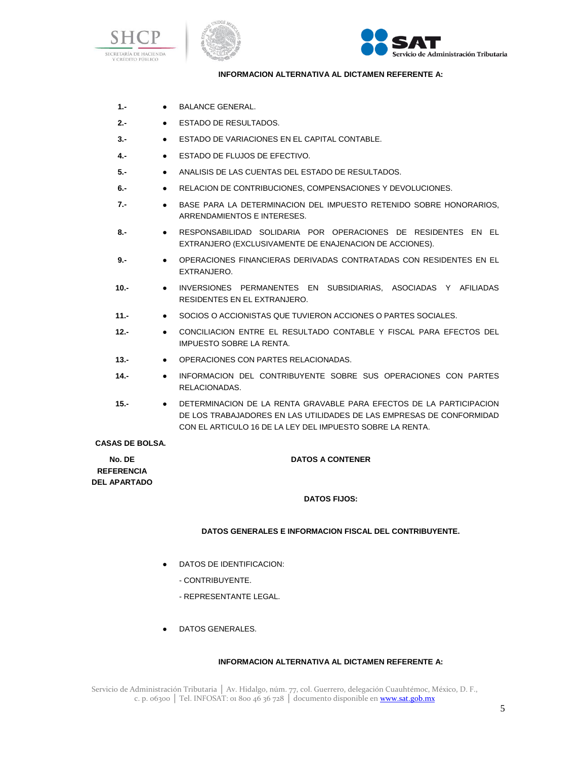**INFORMACION ALTERNATIVA AL DICTAMEN REFERENTE A:**

| | | |
|---|---|---|
| **1.-** | ● | BALANCE GENERAL. |
| **2.-** | ● | ESTADO DE RESULTADOS. |
| **3.-** | ● | ESTADO DE VARIACIONES EN EL CAPITAL CONTABLE. |
| **4.-** | ● | ESTADO DE FLUJOS DE EFECTIVO. |
| **5.-** | ● | ANALISIS DE LAS CUENTAS DEL ESTADO DE RESULTADOS. |
| **6.-** | ● | RELACION DE CONTRIBUCIONES, COMPENSACIONES Y DEVOLUCIONES. |
| **7.-** | ● | BASE PARA LA DETERMINACION DEL IMPUESTO RETENIDO SOBRE HONORARIOS, ARRENDAMIENTOS E INTERESES. |
| **8.-** | ● | RESPONSABILIDAD SOLIDARIA POR OPERACIONES DE RESIDENTES EN EL EXTRANJERO (EXCLUSIVAMENTE DE ENAJENACION DE ACCIONES). |
| **9.-** | ● | OPERACIONES FINANCIERAS DERIVADAS CONTRATADAS CON RESIDENTES EN EL EXTRANJERO. |
| **10.-** | ● | INVERSIONES PERMANENTES EN SUBSIDIARIAS, ASOCIADAS Y AFILIADAS RESIDENTES EN EL EXTRANJERO. |
| **11.-** | ● | SOCIOS O ACCIONISTAS QUE TUVIERON ACCIONES O PARTES SOCIALES. |
| **12.-** | ● | CONCILIACION ENTRE EL RESULTADO CONTABLE Y FISCAL PARA EFECTOS DEL IMPUESTO SOBRE LA RENTA. |
| **13.-** | ● | OPERACIONES CON PARTES RELACIONADAS. |
| **14.-** | ● | INFORMACION DEL CONTRIBUYENTE SOBRE SUS OPERACIONES CON PARTES RELACIONADAS. |
| **15.-** | ● | DETERMINACION DE LA RENTA GRAVABLE PARA EFECTOS DE LA PARTICIPACION DE LOS TRABAJADORES EN LAS UTILIDADES DE LAS EMPRESAS DE CONFORMIDAD CON EL ARTICULO 16 DE LA LEY DEL IMPUESTO SOBRE LA RENTA. |

**CASAS DE BOLSA.**

| No. DE REFERENCIA DEL APARTADO | DATOS A CONTENER |
|---|---|

**DATOS FIJOS:**

**DATOS GENERALES E INFORMACION FISCAL DEL CONTRIBUYENTE.**

- DATOS DE IDENTIFICACION:
  - CONTRIBUYENTE.
  - REPRESENTANTE LEGAL.

- DATOS GENERALES.

**INFORMACION ALTERNATIVA AL DICTAMEN REFERENTE A:**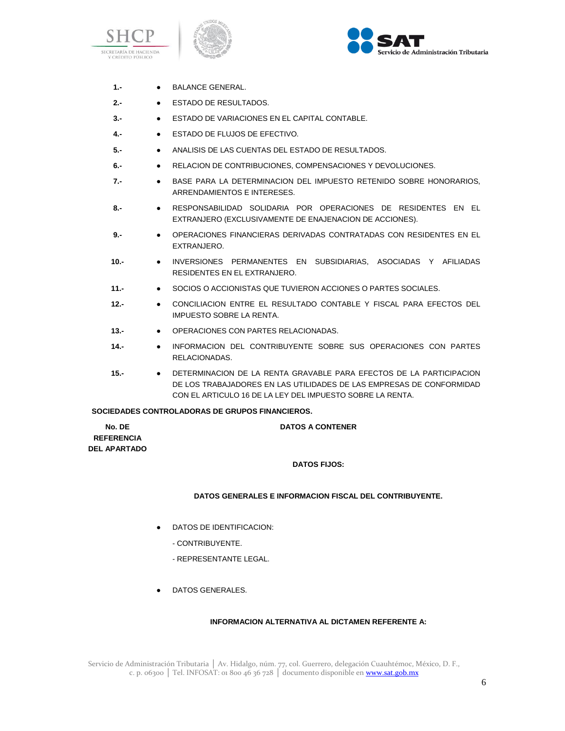| | | |
|---|---|---|
| **1.-** | ● | BALANCE GENERAL. |
| **2.-** | ● | ESTADO DE RESULTADOS. |
| **3.-** | ● | ESTADO DE VARIACIONES EN EL CAPITAL CONTABLE. |
| **4.-** | ● | ESTADO DE FLUJOS DE EFECTIVO. |
| **5.-** | ● | ANALISIS DE LAS CUENTAS DEL ESTADO DE RESULTADOS. |
| **6.-** | ● | RELACION DE CONTRIBUCIONES, COMPENSACIONES Y DEVOLUCIONES. |
| **7.-** | ● | BASE PARA LA DETERMINACION DEL IMPUESTO RETENIDO SOBRE HONORARIOS, ARRENDAMIENTOS E INTERESES. |
| **8.-** | ● | RESPONSABILIDAD SOLIDARIA POR OPERACIONES DE RESIDENTES EN EL EXTRANJERO (EXCLUSIVAMENTE DE ENAJENACION DE ACCIONES). |
| **9.-** | ● | OPERACIONES FINANCIERAS DERIVADAS CONTRATADAS CON RESIDENTES EN EL EXTRANJERO. |
| **10.-** | ● | INVERSIONES PERMANENTES EN SUBSIDIARIAS, ASOCIADAS Y AFILIADAS RESIDENTES EN EL EXTRANJERO. |
| **11.-** | ● | SOCIOS O ACCIONISTAS QUE TUVIERON ACCIONES O PARTES SOCIALES. |
| **12.-** | ● | CONCILIACION ENTRE EL RESULTADO CONTABLE Y FISCAL PARA EFECTOS DEL IMPUESTO SOBRE LA RENTA. |
| **13.-** | ● | OPERACIONES CON PARTES RELACIONADAS. |
| **14.-** | ● | INFORMACION DEL CONTRIBUYENTE SOBRE SUS OPERACIONES CON PARTES RELACIONADAS. |
| **15.-** | ● | DETERMINACION DE LA RENTA GRAVABLE PARA EFECTOS DE LA PARTICIPACION DE LOS TRABAJADORES EN LAS UTILIDADES DE LAS EMPRESAS DE CONFORMIDAD CON EL ARTICULO 16 DE LA LEY DEL IMPUESTO SOBRE LA RENTA. |

**SOCIEDADES CONTROLADORAS DE GRUPOS FINANCIEROS.**

| **No. DE REFERENCIA DEL APARTADO** | **DATOS A CONTENER** |
|---|---|

**DATOS FIJOS:**

**DATOS GENERALES E INFORMACION FISCAL DEL CONTRIBUYENTE.**

- DATOS DE IDENTIFICACION:
  - CONTRIBUYENTE.
  - REPRESENTANTE LEGAL.

- DATOS GENERALES.

**INFORMACION ALTERNATIVA AL DICTAMEN REFERENTE A:**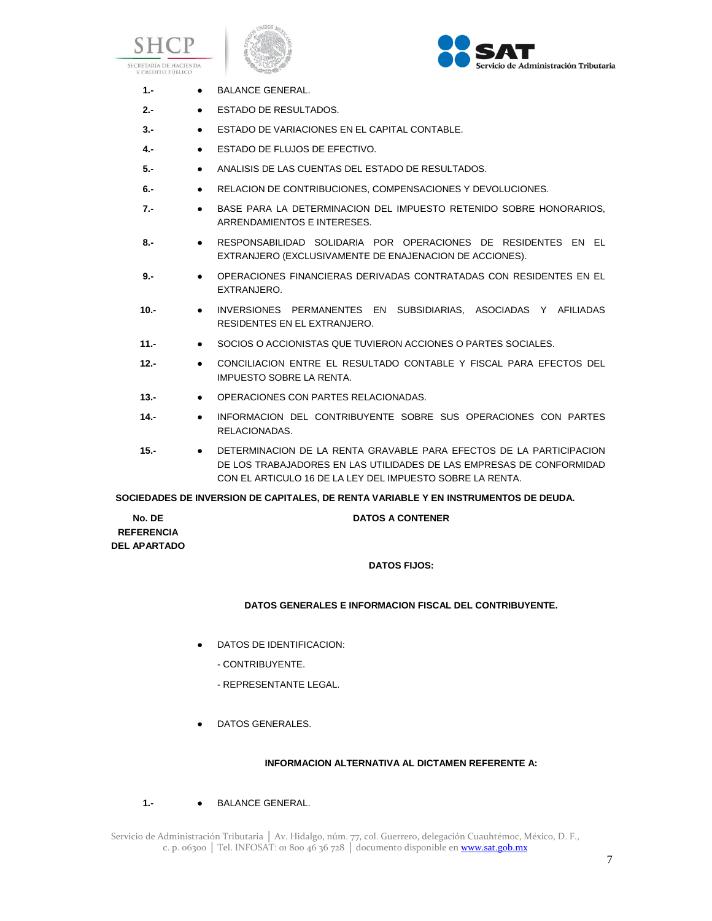| | | |
|---|---|---|
| **1.-** | ● | BALANCE GENERAL. |
| **2.-** | ● | ESTADO DE RESULTADOS. |
| **3.-** | ● | ESTADO DE VARIACIONES EN EL CAPITAL CONTABLE. |
| **4.-** | ● | ESTADO DE FLUJOS DE EFECTIVO. |
| **5.-** | ● | ANALISIS DE LAS CUENTAS DEL ESTADO DE RESULTADOS. |
| **6.-** | ● | RELACION DE CONTRIBUCIONES, COMPENSACIONES Y DEVOLUCIONES. |
| **7.-** | ● | BASE PARA LA DETERMINACION DEL IMPUESTO RETENIDO SOBRE HONORARIOS, ARRENDAMIENTOS E INTERESES. |
| **8.-** | ● | RESPONSABILIDAD SOLIDARIA POR OPERACIONES DE RESIDENTES EN EL EXTRANJERO (EXCLUSIVAMENTE DE ENAJENACION DE ACCIONES). |
| **9.-** | ● | OPERACIONES FINANCIERAS DERIVADAS CONTRATADAS CON RESIDENTES EN EL EXTRANJERO. |
| **10.-** | ● | INVERSIONES PERMANENTES EN SUBSIDIARIAS, ASOCIADAS Y AFILIADAS RESIDENTES EN EL EXTRANJERO. |
| **11.-** | ● | SOCIOS O ACCIONISTAS QUE TUVIERON ACCIONES O PARTES SOCIALES. |
| **12.-** | ● | CONCILIACION ENTRE EL RESULTADO CONTABLE Y FISCAL PARA EFECTOS DEL IMPUESTO SOBRE LA RENTA. |
| **13.-** | ● | OPERACIONES CON PARTES RELACIONADAS. |
| **14.-** | ● | INFORMACION DEL CONTRIBUYENTE SOBRE SUS OPERACIONES CON PARTES RELACIONADAS. |
| **15.-** | ● | DETERMINACION DE LA RENTA GRAVABLE PARA EFECTOS DE LA PARTICIPACION DE LOS TRABAJADORES EN LAS UTILIDADES DE LAS EMPRESAS DE CONFORMIDAD CON EL ARTICULO 16 DE LA LEY DEL IMPUESTO SOBRE LA RENTA. |

**SOCIEDADES DE INVERSION DE CAPITALES, DE RENTA VARIABLE Y EN INSTRUMENTOS DE DEUDA.**

| **No. DE REFERENCIA DEL APARTADO** | **DATOS A CONTENER** |
|---|---|

**DATOS FIJOS:**

**DATOS GENERALES E INFORMACION FISCAL DEL CONTRIBUYENTE.**

- DATOS DE IDENTIFICACION:

  - CONTRIBUYENTE.

  - REPRESENTANTE LEGAL.

- DATOS GENERALES.

**INFORMACION ALTERNATIVA AL DICTAMEN REFERENTE A:**

| | | |
|---|---|---|
| **1.-** | ● | BALANCE GENERAL. |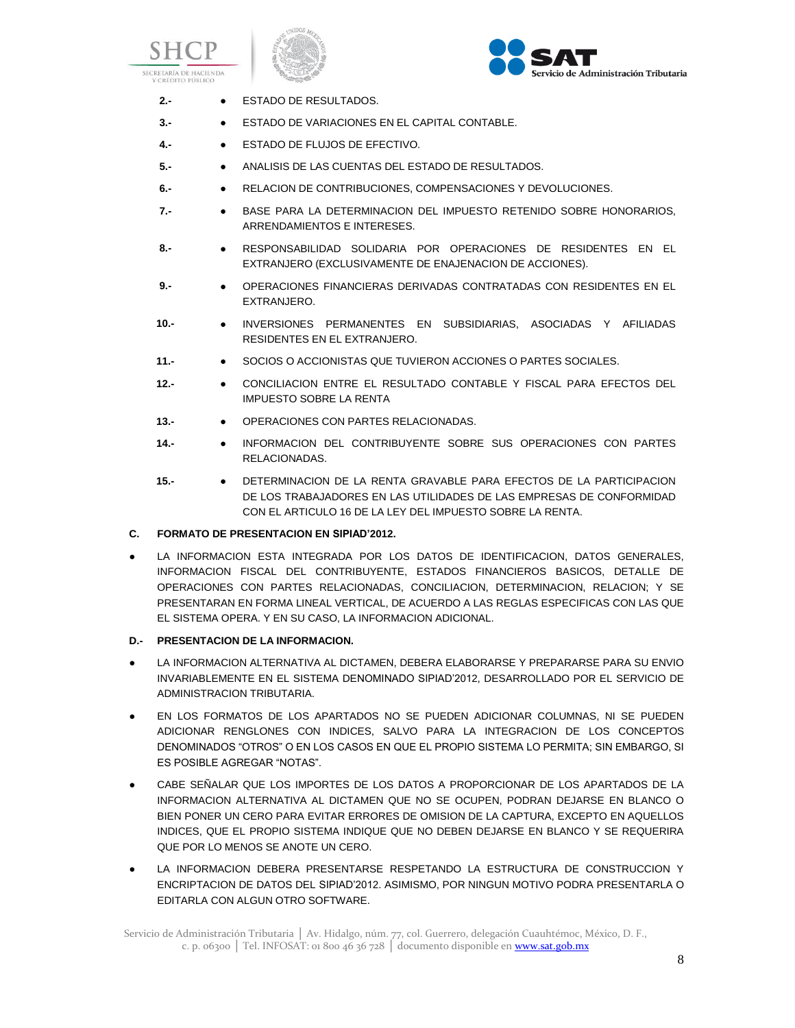2.- ● ESTADO DE RESULTADOS.

3.- ● ESTADO DE VARIACIONES EN EL CAPITAL CONTABLE.

4.- ● ESTADO DE FLUJOS DE EFECTIVO.

5.- ● ANALISIS DE LAS CUENTAS DEL ESTADO DE RESULTADOS.

6.- ● RELACION DE CONTRIBUCIONES, COMPENSACIONES Y DEVOLUCIONES.

7.- ● BASE PARA LA DETERMINACION DEL IMPUESTO RETENIDO SOBRE HONORARIOS, ARRENDAMIENTOS E INTERESES.

8.- ● RESPONSABILIDAD SOLIDARIA POR OPERACIONES DE RESIDENTES EN EL EXTRANJERO (EXCLUSIVAMENTE DE ENAJENACION DE ACCIONES).

9.- ● OPERACIONES FINANCIERAS DERIVADAS CONTRATADAS CON RESIDENTES EN EL EXTRANJERO.

10.- ● INVERSIONES PERMANENTES EN SUBSIDIARIAS, ASOCIADAS Y AFILIADAS RESIDENTES EN EL EXTRANJERO.

11.- ● SOCIOS O ACCIONISTAS QUE TUVIERON ACCIONES O PARTES SOCIALES.

12.- ● CONCILIACION ENTRE EL RESULTADO CONTABLE Y FISCAL PARA EFECTOS DEL IMPUESTO SOBRE LA RENTA

13.- ● OPERACIONES CON PARTES RELACIONADAS.

14.- ● INFORMACION DEL CONTRIBUYENTE SOBRE SUS OPERACIONES CON PARTES RELACIONADAS.

15.- ● DETERMINACION DE LA RENTA GRAVABLE PARA EFECTOS DE LA PARTICIPACION DE LOS TRABAJADORES EN LAS UTILIDADES DE LAS EMPRESAS DE CONFORMIDAD CON EL ARTICULO 16 DE LA LEY DEL IMPUESTO SOBRE LA RENTA.

**C. FORMATO DE PRESENTACION EN SIPIAD'2012.**

- LA INFORMACION ESTA INTEGRADA POR LOS DATOS DE IDENTIFICACION, DATOS GENERALES, INFORMACION FISCAL DEL CONTRIBUYENTE, ESTADOS FINANCIEROS BASICOS, DETALLE DE OPERACIONES CON PARTES RELACIONADAS, CONCILIACION, DETERMINACION, RELACION; Y SE PRESENTARAN EN FORMA LINEAL VERTICAL, DE ACUERDO A LAS REGLAS ESPECIFICAS CON LAS QUE EL SISTEMA OPERA. Y EN SU CASO, LA INFORMACION ADICIONAL.

**D.- PRESENTACION DE LA INFORMACION.**

- LA INFORMACION ALTERNATIVA AL DICTAMEN, DEBERA ELABORARSE Y PREPARARSE PARA SU ENVIO INVARIABLEMENTE EN EL SISTEMA DENOMINADO SIPIAD'2012, DESARROLLADO POR EL SERVICIO DE ADMINISTRACION TRIBUTARIA.
- EN LOS FORMATOS DE LOS APARTADOS NO SE PUEDEN ADICIONAR COLUMNAS, NI SE PUEDEN ADICIONAR RENGLONES CON INDICES, SALVO PARA LA INTEGRACION DE LOS CONCEPTOS DENOMINADOS "OTROS" O EN LOS CASOS EN QUE EL PROPIO SISTEMA LO PERMITA; SIN EMBARGO, SI ES POSIBLE AGREGAR "NOTAS".
- CABE SEÑALAR QUE LOS IMPORTES DE LOS DATOS A PROPORCIONAR DE LOS APARTADOS DE LA INFORMACION ALTERNATIVA AL DICTAMEN QUE NO SE OCUPEN, PODRAN DEJARSE EN BLANCO O BIEN PONER UN CERO PARA EVITAR ERRORES DE OMISION DE LA CAPTURA, EXCEPTO EN AQUELLOS INDICES, QUE EL PROPIO SISTEMA INDIQUE QUE NO DEBEN DEJARSE EN BLANCO Y SE REQUERIRA QUE POR LO MENOS SE ANOTE UN CERO.
- LA INFORMACION DEBERA PRESENTARSE RESPETANDO LA ESTRUCTURA DE CONSTRUCCION Y ENCRIPTACION DE DATOS DEL SIPIAD'2012. ASIMISMO, POR NINGUN MOTIVO PODRA PRESENTARLA O EDITARLA CON ALGUN OTRO SOFTWARE.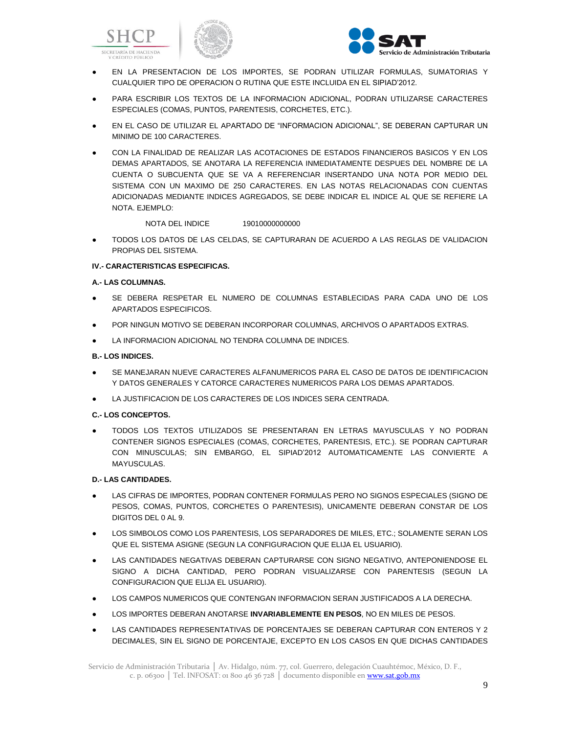- EN LA PRESENTACION DE LOS IMPORTES, SE PODRAN UTILIZAR FORMULAS, SUMATORIAS Y CUALQUIER TIPO DE OPERACION O RUTINA QUE ESTE INCLUIDA EN EL SIPIAD'2012.
- PARA ESCRIBIR LOS TEXTOS DE LA INFORMACION ADICIONAL, PODRAN UTILIZARSE CARACTERES ESPECIALES (COMAS, PUNTOS, PARENTESIS, CORCHETES, ETC.).
- EN EL CASO DE UTILIZAR EL APARTADO DE "INFORMACION ADICIONAL", SE DEBERAN CAPTURAR UN MINIMO DE 100 CARACTERES.
- CON LA FINALIDAD DE REALIZAR LAS ACOTACIONES DE ESTADOS FINANCIEROS BASICOS Y EN LOS DEMAS APARTADOS, SE ANOTARA LA REFERENCIA INMEDIATAMENTE DESPUES DEL NOMBRE DE LA CUENTA O SUBCUENTA QUE SE VA A REFERENCIAR INSERTANDO UNA NOTA POR MEDIO DEL SISTEMA CON UN MAXIMO DE 250 CARACTERES. EN LAS NOTAS RELACIONADAS CON CUENTAS ADICIONADAS MEDIANTE INDICES AGREGADOS, SE DEBE INDICAR EL INDICE AL QUE SE REFIERE LA NOTA. EJEMPLO:

  NOTA DEL INDICE        19010000000000

- TODOS LOS DATOS DE LAS CELDAS, SE CAPTURARAN DE ACUERDO A LAS REGLAS DE VALIDACION PROPIAS DEL SISTEMA.

### IV.- CARACTERISTICAS ESPECIFICAS.

#### A.- LAS COLUMNAS.

- SE DEBERA RESPETAR EL NUMERO DE COLUMNAS ESTABLECIDAS PARA CADA UNO DE LOS APARTADOS ESPECIFICOS.
- POR NINGUN MOTIVO SE DEBERAN INCORPORAR COLUMNAS, ARCHIVOS O APARTADOS EXTRAS.
- LA INFORMACION ADICIONAL NO TENDRA COLUMNA DE INDICES.

#### B.- LOS INDICES.

- SE MANEJARAN NUEVE CARACTERES ALFANUMERICOS PARA EL CASO DE DATOS DE IDENTIFICACION Y DATOS GENERALES Y CATORCE CARACTERES NUMERICOS PARA LOS DEMAS APARTADOS.
- LA JUSTIFICACION DE LOS CARACTERES DE LOS INDICES SERA CENTRADA.

#### C.- LOS CONCEPTOS.

- TODOS LOS TEXTOS UTILIZADOS SE PRESENTARAN EN LETRAS MAYUSCULAS Y NO PODRAN CONTENER SIGNOS ESPECIALES (COMAS, CORCHETES, PARENTESIS, ETC.). SE PODRAN CAPTURAR CON MINUSCULAS; SIN EMBARGO, EL SIPIAD'2012 AUTOMATICAMENTE LAS CONVIERTE A MAYUSCULAS.

#### D.- LAS CANTIDADES.

- LAS CIFRAS DE IMPORTES, PODRAN CONTENER FORMULAS PERO NO SIGNOS ESPECIALES (SIGNO DE PESOS, COMAS, PUNTOS, CORCHETES O PARENTESIS), UNICAMENTE DEBERAN CONSTAR DE LOS DIGITOS DEL 0 AL 9.
- LOS SIMBOLOS COMO LOS PARENTESIS, LOS SEPARADORES DE MILES, ETC.; SOLAMENTE SERAN LOS QUE EL SISTEMA ASIGNE (SEGUN LA CONFIGURACION QUE ELIJA EL USUARIO).
- LAS CANTIDADES NEGATIVAS DEBERAN CAPTURARSE CON SIGNO NEGATIVO, ANTEPONIENDOSE EL SIGNO A DICHA CANTIDAD, PERO PODRAN VISUALIZARSE CON PARENTESIS (SEGUN LA CONFIGURACION QUE ELIJA EL USUARIO).
- LOS CAMPOS NUMERICOS QUE CONTENGAN INFORMACION SERAN JUSTIFICADOS A LA DERECHA.
- LOS IMPORTES DEBERAN ANOTARSE **INVARIABLEMENTE EN PESOS**, NO EN MILES DE PESOS.
- LAS CANTIDADES REPRESENTATIVAS DE PORCENTAJES SE DEBERAN CAPTURAR CON ENTEROS Y 2 DECIMALES, SIN EL SIGNO DE PORCENTAJE, EXCEPTO EN LOS CASOS EN QUE DICHAS CANTIDADES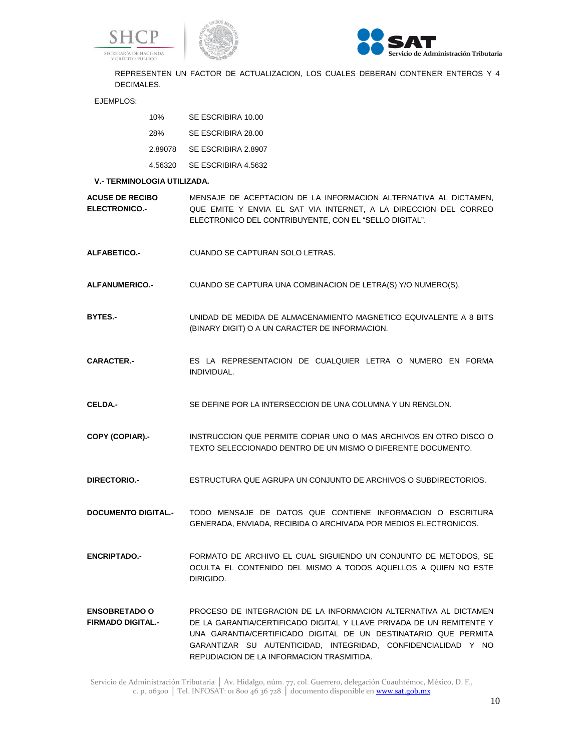REPRESENTEN UN FACTOR DE ACTUALIZACION, LOS CUALES DEBERAN CONTENER ENTEROS Y 4 DECIMALES.

EJEMPLOS:

| | |
|---|---|
| 10% | SE ESCRIBIRA 10.00 |
| 28% | SE ESCRIBIRA 28.00 |
| 2.89078 | SE ESCRIBIRA 2.8907 |
| 4.56320 | SE ESCRIBIRA 4.5632 |

## V.- TERMINOLOGIA UTILIZADA.

**ACUSE DE RECIBO ELECTRONICO.-** MENSAJE DE ACEPTACION DE LA INFORMACION ALTERNATIVA AL DICTAMEN, QUE EMITE Y ENVIA EL SAT VIA INTERNET, A LA DIRECCION DEL CORREO ELECTRONICO DEL CONTRIBUYENTE, CON EL "SELLO DIGITAL".

**ALFABETICO.-** CUANDO SE CAPTURAN SOLO LETRAS.

**ALFANUMERICO.-** CUANDO SE CAPTURA UNA COMBINACION DE LETRA(S) Y/O NUMERO(S).

**BYTES.-** UNIDAD DE MEDIDA DE ALMACENAMIENTO MAGNETICO EQUIVALENTE A 8 BITS (BINARY DIGIT) O A UN CARACTER DE INFORMACION.

**CARACTER.-** ES LA REPRESENTACION DE CUALQUIER LETRA O NUMERO EN FORMA INDIVIDUAL.

**CELDA.-** SE DEFINE POR LA INTERSECCION DE UNA COLUMNA Y UN RENGLON.

**COPY (COPIAR).-** INSTRUCCION QUE PERMITE COPIAR UNO O MAS ARCHIVOS EN OTRO DISCO O TEXTO SELECCIONADO DENTRO DE UN MISMO O DIFERENTE DOCUMENTO.

**DIRECTORIO.-** ESTRUCTURA QUE AGRUPA UN CONJUNTO DE ARCHIVOS O SUBDIRECTORIOS.

**DOCUMENTO DIGITAL.-** TODO MENSAJE DE DATOS QUE CONTIENE INFORMACION O ESCRITURA GENERADA, ENVIADA, RECIBIDA O ARCHIVADA POR MEDIOS ELECTRONICOS.

**ENCRIPTADO.-** FORMATO DE ARCHIVO EL CUAL SIGUIENDO UN CONJUNTO DE METODOS, SE OCULTA EL CONTENIDO DEL MISMO A TODOS AQUELLOS A QUIEN NO ESTE DIRIGIDO.

**ENSOBRETADO O FIRMADO DIGITAL.-** PROCESO DE INTEGRACION DE LA INFORMACION ALTERNATIVA AL DICTAMEN DE LA GARANTIA/CERTIFICADO DIGITAL Y LLAVE PRIVADA DE UN REMITENTE Y UNA GARANTIA/CERTIFICADO DIGITAL DE UN DESTINATARIO QUE PERMITA GARANTIZAR SU AUTENTICIDAD, INTEGRIDAD, CONFIDENCIALIDAD Y NO REPUDIACION DE LA INFORMACION TRASMITIDA.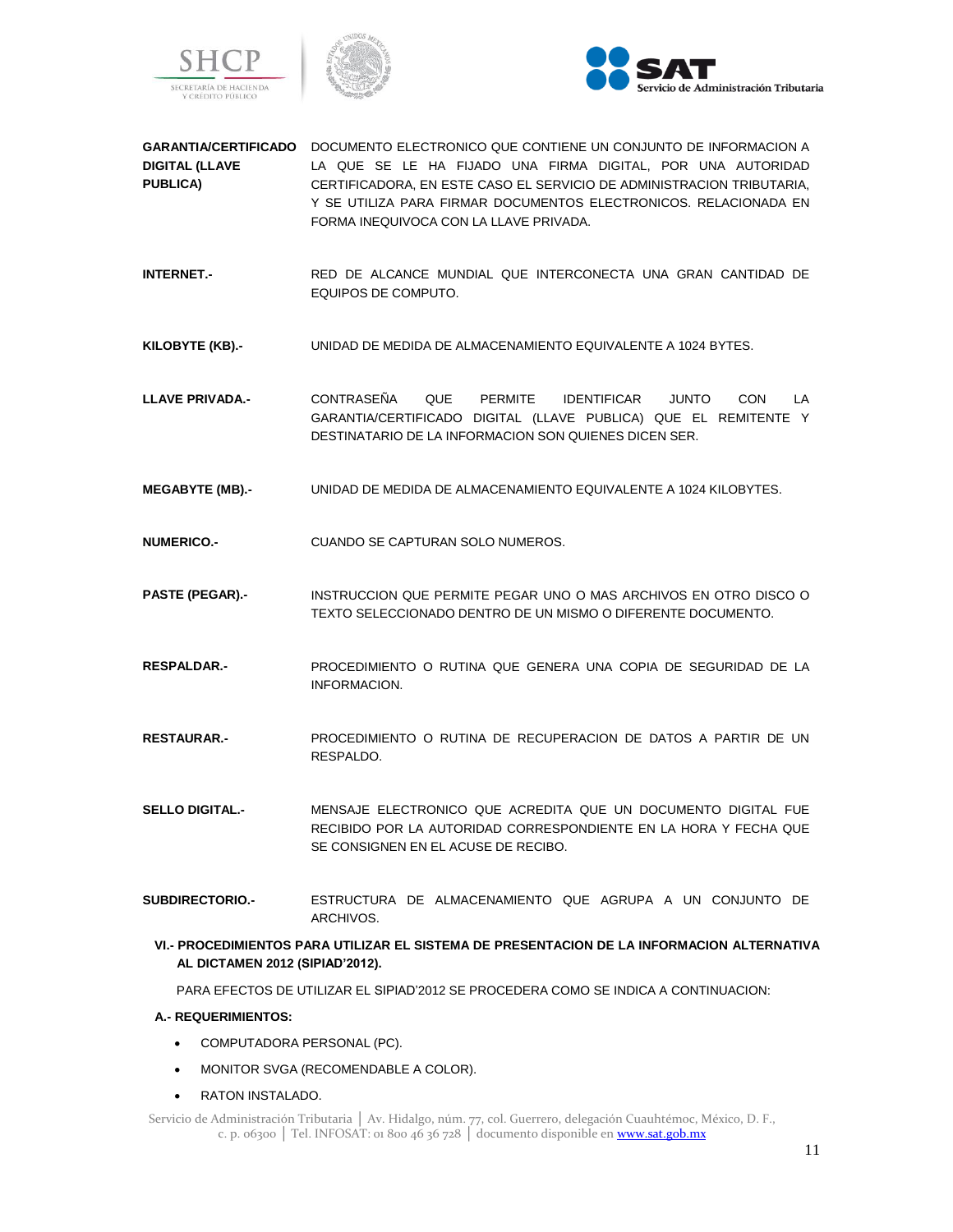**GARANTIA/CERTIFICADO DIGITAL (LLAVE PUBLICA)** DOCUMENTO ELECTRONICO QUE CONTIENE UN CONJUNTO DE INFORMACION A LA QUE SE LE HA FIJADO UNA FIRMA DIGITAL, POR UNA AUTORIDAD CERTIFICADORA, EN ESTE CASO EL SERVICIO DE ADMINISTRACION TRIBUTARIA, Y SE UTILIZA PARA FIRMAR DOCUMENTOS ELECTRONICOS. RELACIONADA EN FORMA INEQUIVOCA CON LA LLAVE PRIVADA.

**INTERNET.-** RED DE ALCANCE MUNDIAL QUE INTERCONECTA UNA GRAN CANTIDAD DE EQUIPOS DE COMPUTO.

**KILOBYTE (KB).-** UNIDAD DE MEDIDA DE ALMACENAMIENTO EQUIVALENTE A 1024 BYTES.

**LLAVE PRIVADA.-** CONTRASEÑA QUE PERMITE IDENTIFICAR JUNTO CON LA GARANTIA/CERTIFICADO DIGITAL (LLAVE PUBLICA) QUE EL REMITENTE Y DESTINATARIO DE LA INFORMACION SON QUIENES DICEN SER.

**MEGABYTE (MB).-** UNIDAD DE MEDIDA DE ALMACENAMIENTO EQUIVALENTE A 1024 KILOBYTES.

**NUMERICO.-** CUANDO SE CAPTURAN SOLO NUMEROS.

**PASTE (PEGAR).-** INSTRUCCION QUE PERMITE PEGAR UNO O MAS ARCHIVOS EN OTRO DISCO O TEXTO SELECCIONADO DENTRO DE UN MISMO O DIFERENTE DOCUMENTO.

**RESPALDAR.-** PROCEDIMIENTO O RUTINA QUE GENERA UNA COPIA DE SEGURIDAD DE LA INFORMACION.

**RESTAURAR.-** PROCEDIMIENTO O RUTINA DE RECUPERACION DE DATOS A PARTIR DE UN RESPALDO.

**SELLO DIGITAL.-** MENSAJE ELECTRONICO QUE ACREDITA QUE UN DOCUMENTO DIGITAL FUE RECIBIDO POR LA AUTORIDAD CORRESPONDIENTE EN LA HORA Y FECHA QUE SE CONSIGNEN EN EL ACUSE DE RECIBO.

**SUBDIRECTORIO.-** ESTRUCTURA DE ALMACENAMIENTO QUE AGRUPA A UN CONJUNTO DE ARCHIVOS.

## VI.- PROCEDIMIENTOS PARA UTILIZAR EL SISTEMA DE PRESENTACION DE LA INFORMACION ALTERNATIVA AL DICTAMEN 2012 (SIPIAD'2012).

PARA EFECTOS DE UTILIZAR EL SIPIAD'2012 SE PROCEDERA COMO SE INDICA A CONTINUACION:

### A.- REQUERIMIENTOS:

- COMPUTADORA PERSONAL (PC).
- MONITOR SVGA (RECOMENDABLE A COLOR).
- RATON INSTALADO.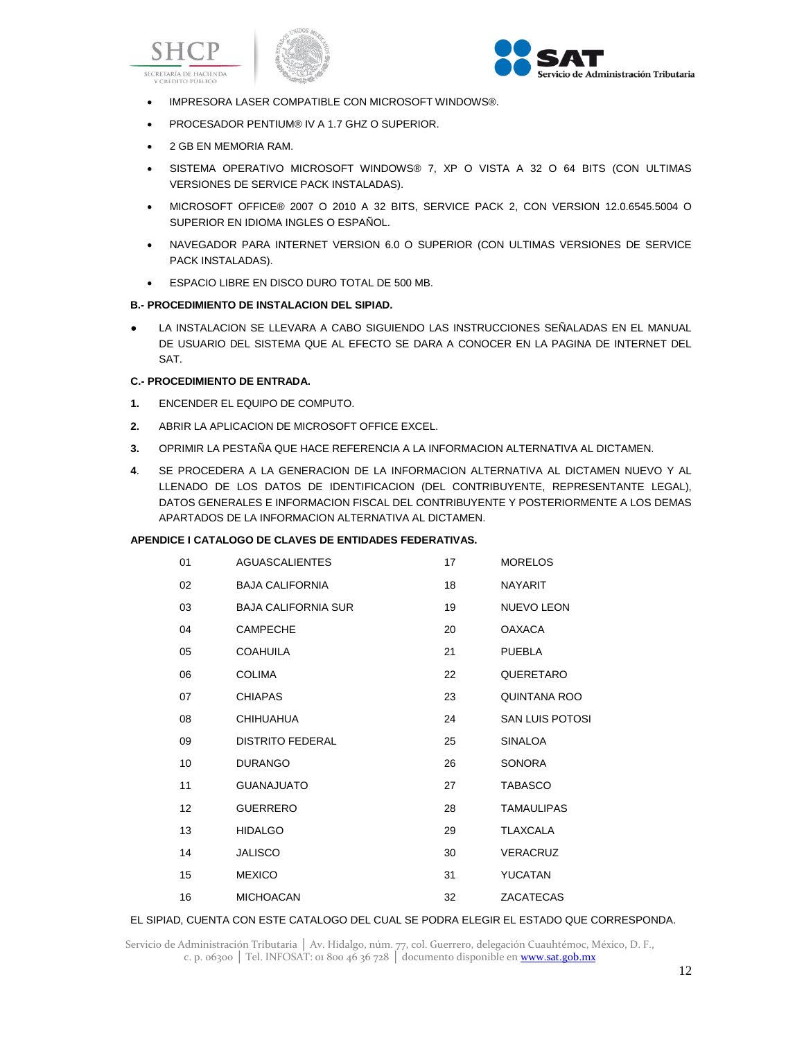- IMPRESORA LASER COMPATIBLE CON MICROSOFT WINDOWS®.
- PROCESADOR PENTIUM® IV A 1.7 GHZ O SUPERIOR.
- 2 GB EN MEMORIA RAM.
- SISTEMA OPERATIVO MICROSOFT WINDOWS® 7, XP O VISTA A 32 O 64 BITS (CON ULTIMAS VERSIONES DE SERVICE PACK INSTALADAS).
- MICROSOFT OFFICE® 2007 O 2010 A 32 BITS, SERVICE PACK 2, CON VERSION 12.0.6545.5004 O SUPERIOR EN IDIOMA INGLES O ESPAÑOL.
- NAVEGADOR PARA INTERNET VERSION 6.0 O SUPERIOR (CON ULTIMAS VERSIONES DE SERVICE PACK INSTALADAS).
- ESPACIO LIBRE EN DISCO DURO TOTAL DE 500 MB.

**B.- PROCEDIMIENTO DE INSTALACION DEL SIPIAD.**

- LA INSTALACION SE LLEVARA A CABO SIGUIENDO LAS INSTRUCCIONES SEÑALADAS EN EL MANUAL DE USUARIO DEL SISTEMA QUE AL EFECTO SE DARA A CONOCER EN LA PAGINA DE INTERNET DEL SAT.

**C.- PROCEDIMIENTO DE ENTRADA.**

1. ENCENDER EL EQUIPO DE COMPUTO.
2. ABRIR LA APLICACION DE MICROSOFT OFFICE EXCEL.
3. OPRIMIR LA PESTAÑA QUE HACE REFERENCIA A LA INFORMACION ALTERNATIVA AL DICTAMEN.
4. SE PROCEDERA A LA GENERACION DE LA INFORMACION ALTERNATIVA AL DICTAMEN NUEVO Y AL LLENADO DE LOS DATOS DE IDENTIFICACION (DEL CONTRIBUYENTE, REPRESENTANTE LEGAL), DATOS GENERALES E INFORMACION FISCAL DEL CONTRIBUYENTE Y POSTERIORMENTE A LOS DEMAS APARTADOS DE LA INFORMACION ALTERNATIVA AL DICTAMEN.

**APENDICE I CATALOGO DE CLAVES DE ENTIDADES FEDERATIVAS.**

| | | | |
|---|---|---|---|
| 01 | AGUASCALIENTES | 17 | MORELOS |
| 02 | BAJA CALIFORNIA | 18 | NAYARIT |
| 03 | BAJA CALIFORNIA SUR | 19 | NUEVO LEON |
| 04 | CAMPECHE | 20 | OAXACA |
| 05 | COAHUILA | 21 | PUEBLA |
| 06 | COLIMA | 22 | QUERETARO |
| 07 | CHIAPAS | 23 | QUINTANA ROO |
| 08 | CHIHUAHUA | 24 | SAN LUIS POTOSI |
| 09 | DISTRITO FEDERAL | 25 | SINALOA |
| 10 | DURANGO | 26 | SONORA |
| 11 | GUANAJUATO | 27 | TABASCO |
| 12 | GUERRERO | 28 | TAMAULIPAS |
| 13 | HIDALGO | 29 | TLAXCALA |
| 14 | JALISCO | 30 | VERACRUZ |
| 15 | MEXICO | 31 | YUCATAN |
| 16 | MICHOACAN | 32 | ZACATECAS |

EL SIPIAD, CUENTA CON ESTE CATALOGO DEL CUAL SE PODRA ELEGIR EL ESTADO QUE CORRESPONDA.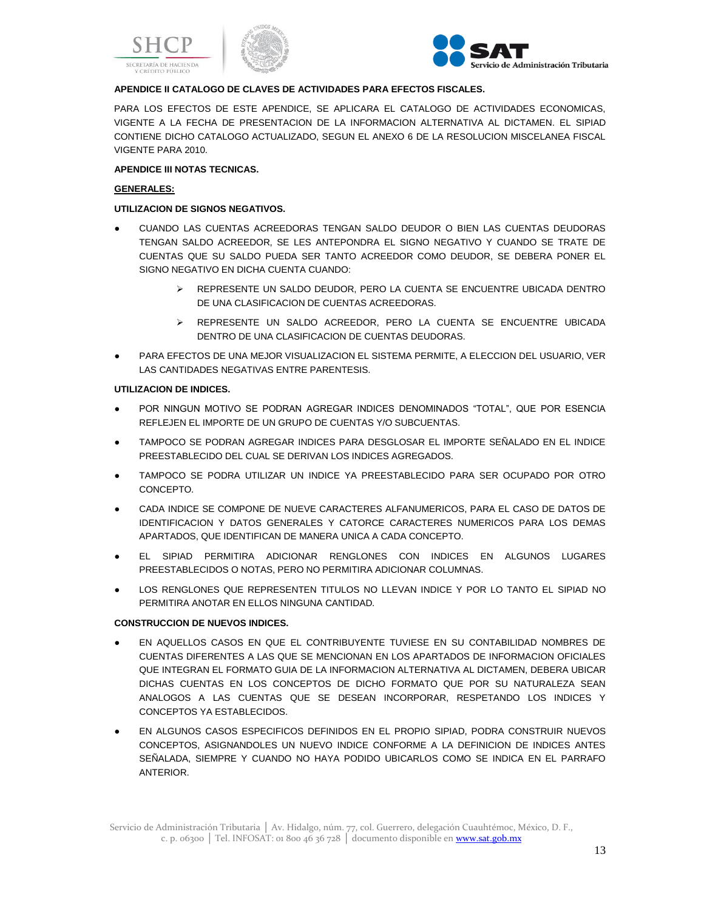**APENDICE II CATALOGO DE CLAVES DE ACTIVIDADES PARA EFECTOS FISCALES.**

PARA LOS EFECTOS DE ESTE APENDICE, SE APLICARA EL CATALOGO DE ACTIVIDADES ECONOMICAS, VIGENTE A LA FECHA DE PRESENTACION DE LA INFORMACION ALTERNATIVA AL DICTAMEN. EL SIPIAD CONTIENE DICHO CATALOGO ACTUALIZADO, SEGUN EL ANEXO 6 DE LA RESOLUCION MISCELANEA FISCAL VIGENTE PARA 2010.

**APENDICE III NOTAS TECNICAS.**

**GENERALES:**

**UTILIZACION DE SIGNOS NEGATIVOS.**

- CUANDO LAS CUENTAS ACREEDORAS TENGAN SALDO DEUDOR O BIEN LAS CUENTAS DEUDORAS TENGAN SALDO ACREEDOR, SE LES ANTEPONDRA EL SIGNO NEGATIVO Y CUANDO SE TRATE DE CUENTAS QUE SU SALDO PUEDA SER TANTO ACREEDOR COMO DEUDOR, SE DEBERA PONER EL SIGNO NEGATIVO EN DICHA CUENTA CUANDO:
    - REPRESENTE UN SALDO DEUDOR, PERO LA CUENTA SE ENCUENTRE UBICADA DENTRO DE UNA CLASIFICACION DE CUENTAS ACREEDORAS.
    - REPRESENTE UN SALDO ACREEDOR, PERO LA CUENTA SE ENCUENTRE UBICADA DENTRO DE UNA CLASIFICACION DE CUENTAS DEUDORAS.
- PARA EFECTOS DE UNA MEJOR VISUALIZACION EL SISTEMA PERMITE, A ELECCION DEL USUARIO, VER LAS CANTIDADES NEGATIVAS ENTRE PARENTESIS.

**UTILIZACION DE INDICES.**

- POR NINGUN MOTIVO SE PODRAN AGREGAR INDICES DENOMINADOS "TOTAL", QUE POR ESENCIA REFLEJEN EL IMPORTE DE UN GRUPO DE CUENTAS Y/O SUBCUENTAS.
- TAMPOCO SE PODRAN AGREGAR INDICES PARA DESGLOSAR EL IMPORTE SEÑALADO EN EL INDICE PREESTABLECIDO DEL CUAL SE DERIVAN LOS INDICES AGREGADOS.
- TAMPOCO SE PODRA UTILIZAR UN INDICE YA PREESTABLECIDO PARA SER OCUPADO POR OTRO CONCEPTO.
- CADA INDICE SE COMPONE DE NUEVE CARACTERES ALFANUMERICOS, PARA EL CASO DE DATOS DE IDENTIFICACION Y DATOS GENERALES Y CATORCE CARACTERES NUMERICOS PARA LOS DEMAS APARTADOS, QUE IDENTIFICAN DE MANERA UNICA A CADA CONCEPTO.
- EL SIPIAD PERMITIRA ADICIONAR RENGLONES CON INDICES EN ALGUNOS LUGARES PREESTABLECIDOS O NOTAS, PERO NO PERMITIRA ADICIONAR COLUMNAS.
- LOS RENGLONES QUE REPRESENTEN TITULOS NO LLEVAN INDICE Y POR LO TANTO EL SIPIAD NO PERMITIRA ANOTAR EN ELLOS NINGUNA CANTIDAD.

**CONSTRUCCION DE NUEVOS INDICES.**

- EN AQUELLOS CASOS EN QUE EL CONTRIBUYENTE TUVIESE EN SU CONTABILIDAD NOMBRES DE CUENTAS DIFERENTES A LAS QUE SE MENCIONAN EN LOS APARTADOS DE INFORMACION OFICIALES QUE INTEGRAN EL FORMATO GUIA DE LA INFORMACION ALTERNATIVA AL DICTAMEN, DEBERA UBICAR DICHAS CUENTAS EN LOS CONCEPTOS DE DICHO FORMATO QUE POR SU NATURALEZA SEAN ANALOGOS A LAS CUENTAS QUE SE DESEAN INCORPORAR, RESPETANDO LOS INDICES Y CONCEPTOS YA ESTABLECIDOS.
- EN ALGUNOS CASOS ESPECIFICOS DEFINIDOS EN EL PROPIO SIPIAD, PODRA CONSTRUIR NUEVOS CONCEPTOS, ASIGNANDOLES UN NUEVO INDICE CONFORME A LA DEFINICION DE INDICES ANTES SEÑALADA, SIEMPRE Y CUANDO NO HAYA PODIDO UBICARLOS COMO SE INDICA EN EL PARRAFO ANTERIOR.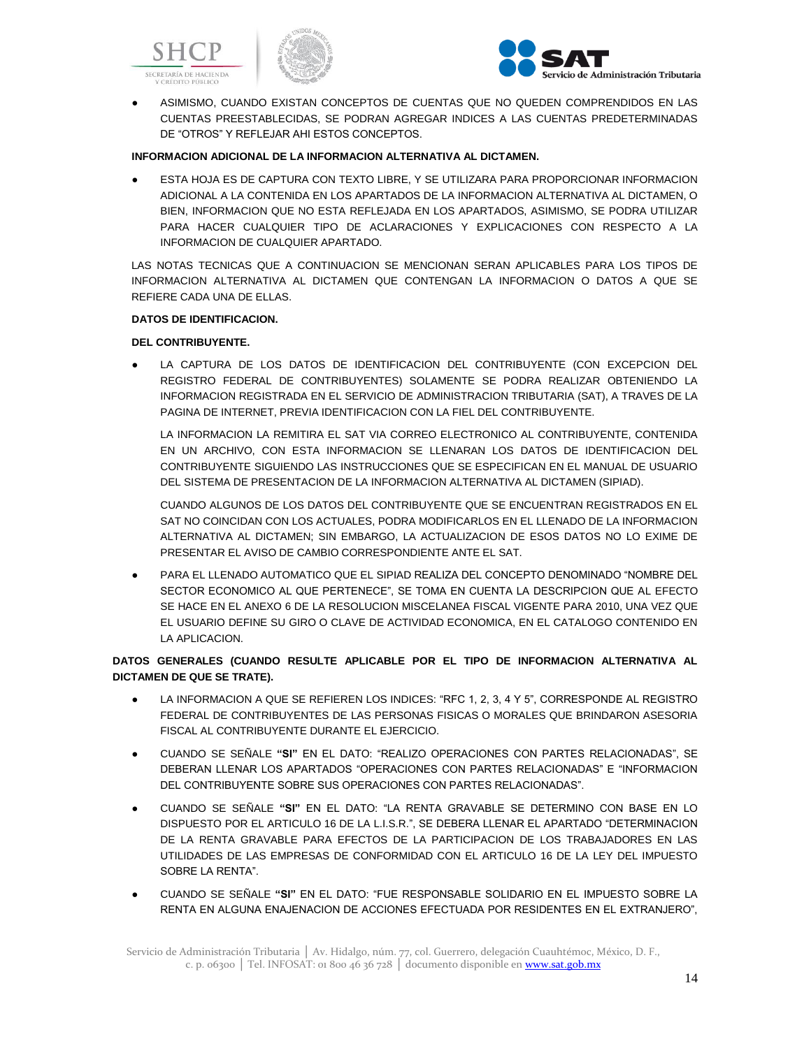- ASIMISMO, CUANDO EXISTAN CONCEPTOS DE CUENTAS QUE NO QUEDEN COMPRENDIDOS EN LAS CUENTAS PREESTABLECIDAS, SE PODRAN AGREGAR INDICES A LAS CUENTAS PREDETERMINADAS DE "OTROS" Y REFLEJAR AHI ESTOS CONCEPTOS.

**INFORMACION ADICIONAL DE LA INFORMACION ALTERNATIVA AL DICTAMEN.**

- ESTA HOJA ES DE CAPTURA CON TEXTO LIBRE, Y SE UTILIZARA PARA PROPORCIONAR INFORMACION ADICIONAL A LA CONTENIDA EN LOS APARTADOS DE LA INFORMACION ALTERNATIVA AL DICTAMEN, O BIEN, INFORMACION QUE NO ESTA REFLEJADA EN LOS APARTADOS, ASIMISMO, SE PODRA UTILIZAR PARA HACER CUALQUIER TIPO DE ACLARACIONES Y EXPLICACIONES CON RESPECTO A LA INFORMACION DE CUALQUIER APARTADO.

LAS NOTAS TECNICAS QUE A CONTINUACION SE MENCIONAN SERAN APLICABLES PARA LOS TIPOS DE INFORMACION ALTERNATIVA AL DICTAMEN QUE CONTENGAN LA INFORMACION O DATOS A QUE SE REFIERE CADA UNA DE ELLAS.

**DATOS DE IDENTIFICACION.**

**DEL CONTRIBUYENTE.**

- LA CAPTURA DE LOS DATOS DE IDENTIFICACION DEL CONTRIBUYENTE (CON EXCEPCION DEL REGISTRO FEDERAL DE CONTRIBUYENTES) SOLAMENTE SE PODRA REALIZAR OBTENIENDO LA INFORMACION REGISTRADA EN EL SERVICIO DE ADMINISTRACION TRIBUTARIA (SAT), A TRAVES DE LA PAGINA DE INTERNET, PREVIA IDENTIFICACION CON LA FIEL DEL CONTRIBUYENTE.

  LA INFORMACION LA REMITIRA EL SAT VIA CORREO ELECTRONICO AL CONTRIBUYENTE, CONTENIDA EN UN ARCHIVO, CON ESTA INFORMACION SE LLENARAN LOS DATOS DE IDENTIFICACION DEL CONTRIBUYENTE SIGUIENDO LAS INSTRUCCIONES QUE SE ESPECIFICAN EN EL MANUAL DE USUARIO DEL SISTEMA DE PRESENTACION DE LA INFORMACION ALTERNATIVA AL DICTAMEN (SIPIAD).

  CUANDO ALGUNOS DE LOS DATOS DEL CONTRIBUYENTE QUE SE ENCUENTRAN REGISTRADOS EN EL SAT NO COINCIDAN CON LOS ACTUALES, PODRA MODIFICARLOS EN EL LLENADO DE LA INFORMACION ALTERNATIVA AL DICTAMEN; SIN EMBARGO, LA ACTUALIZACION DE ESOS DATOS NO LO EXIME DE PRESENTAR EL AVISO DE CAMBIO CORRESPONDIENTE ANTE EL SAT.

- PARA EL LLENADO AUTOMATICO QUE EL SIPIAD REALIZA DEL CONCEPTO DENOMINADO "NOMBRE DEL SECTOR ECONOMICO AL QUE PERTENECE", SE TOMA EN CUENTA LA DESCRIPCION QUE AL EFECTO SE HACE EN EL ANEXO 6 DE LA RESOLUCION MISCELANEA FISCAL VIGENTE PARA 2010, UNA VEZ QUE EL USUARIO DEFINE SU GIRO O CLAVE DE ACTIVIDAD ECONOMICA, EN EL CATALOGO CONTENIDO EN LA APLICACION.

**DATOS GENERALES (CUANDO RESULTE APLICABLE POR EL TIPO DE INFORMACION ALTERNATIVA AL DICTAMEN DE QUE SE TRATE).**

- LA INFORMACION A QUE SE REFIEREN LOS INDICES: "RFC 1, 2, 3, 4 Y 5", CORRESPONDE AL REGISTRO FEDERAL DE CONTRIBUYENTES DE LAS PERSONAS FISICAS O MORALES QUE BRINDARON ASESORIA FISCAL AL CONTRIBUYENTE DURANTE EL EJERCICIO.

- CUANDO SE SEÑALE **"SI"** EN EL DATO: "REALIZO OPERACIONES CON PARTES RELACIONADAS", SE DEBERAN LLENAR LOS APARTADOS "OPERACIONES CON PARTES RELACIONADAS" E "INFORMACION DEL CONTRIBUYENTE SOBRE SUS OPERACIONES CON PARTES RELACIONADAS".

- CUANDO SE SEÑALE **"SI"** EN EL DATO: "LA RENTA GRAVABLE SE DETERMINO CON BASE EN LO DISPUESTO POR EL ARTICULO 16 DE LA L.I.S.R.", SE DEBERA LLENAR EL APARTADO "DETERMINACION DE LA RENTA GRAVABLE PARA EFECTOS DE LA PARTICIPACION DE LOS TRABAJADORES EN LAS UTILIDADES DE LAS EMPRESAS DE CONFORMIDAD CON EL ARTICULO 16 DE LA LEY DEL IMPUESTO SOBRE LA RENTA".

- CUANDO SE SEÑALE **"SI"** EN EL DATO: "FUE RESPONSABLE SOLIDARIO EN EL IMPUESTO SOBRE LA RENTA EN ALGUNA ENAJENACION DE ACCIONES EFECTUADA POR RESIDENTES EN EL EXTRANJERO",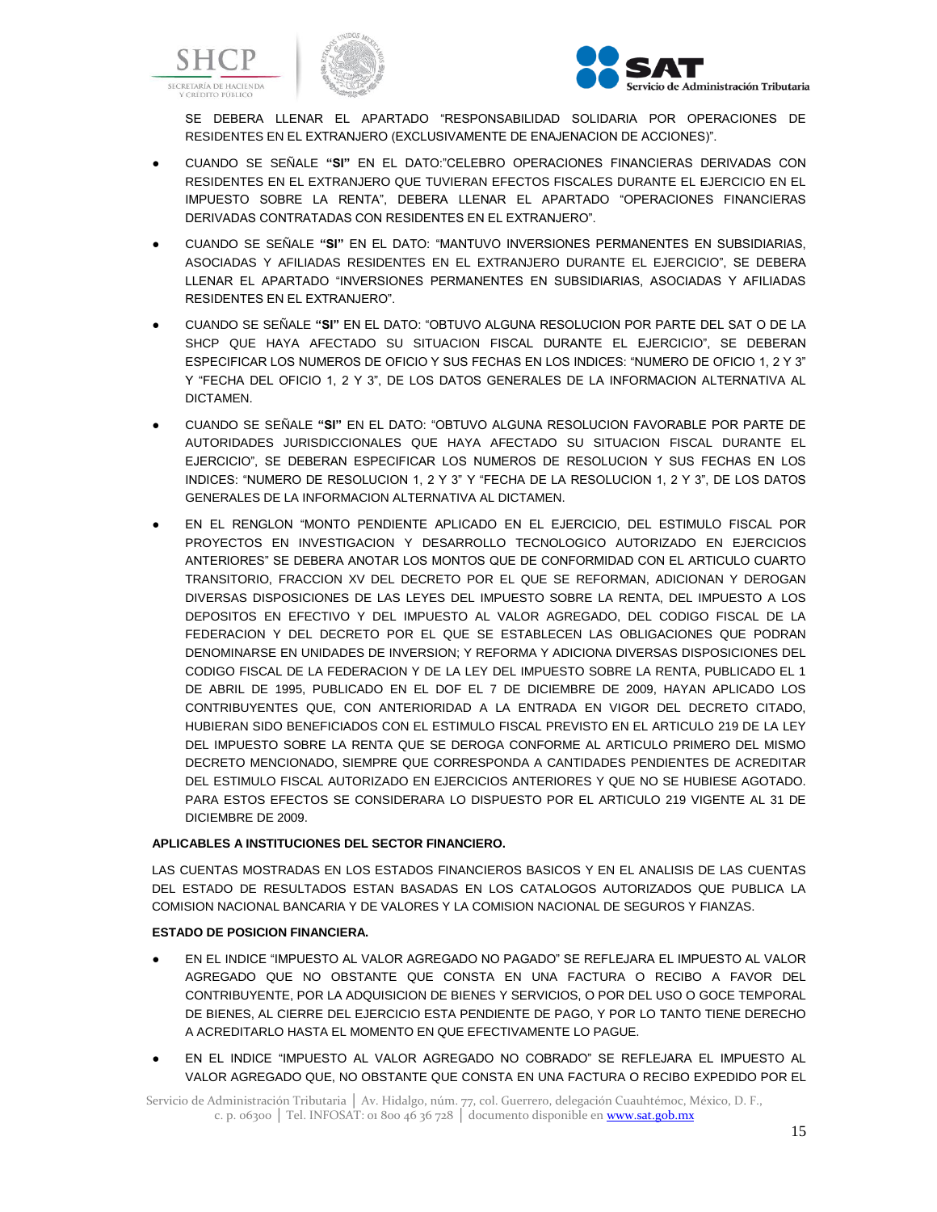SE DEBERA LLENAR EL APARTADO "RESPONSABILIDAD SOLIDARIA POR OPERACIONES DE RESIDENTES EN EL EXTRANJERO (EXCLUSIVAMENTE DE ENAJENACION DE ACCIONES)".

- CUANDO SE SEÑALE **"SI"** EN EL DATO:"CELEBRO OPERACIONES FINANCIERAS DERIVADAS CON RESIDENTES EN EL EXTRANJERO QUE TUVIERAN EFECTOS FISCALES DURANTE EL EJERCICIO EN EL IMPUESTO SOBRE LA RENTA", DEBERA LLENAR EL APARTADO "OPERACIONES FINANCIERAS DERIVADAS CONTRATADAS CON RESIDENTES EN EL EXTRANJERO".

- CUANDO SE SEÑALE **"SI"** EN EL DATO: "MANTUVO INVERSIONES PERMANENTES EN SUBSIDIARIAS, ASOCIADAS Y AFILIADAS RESIDENTES EN EL EXTRANJERO DURANTE EL EJERCICIO", SE DEBERA LLENAR EL APARTADO "INVERSIONES PERMANENTES EN SUBSIDIARIAS, ASOCIADAS Y AFILIADAS RESIDENTES EN EL EXTRANJERO".

- CUANDO SE SEÑALE **"SI"** EN EL DATO: "OBTUVO ALGUNA RESOLUCION POR PARTE DEL SAT O DE LA SHCP QUE HAYA AFECTADO SU SITUACION FISCAL DURANTE EL EJERCICIO", SE DEBERAN ESPECIFICAR LOS NUMEROS DE OFICIO Y SUS FECHAS EN LOS INDICES: "NUMERO DE OFICIO 1, 2 Y 3" Y "FECHA DEL OFICIO 1, 2 Y 3", DE LOS DATOS GENERALES DE LA INFORMACION ALTERNATIVA AL DICTAMEN.

- CUANDO SE SEÑALE **"SI"** EN EL DATO: "OBTUVO ALGUNA RESOLUCION FAVORABLE POR PARTE DE AUTORIDADES JURISDICCIONALES QUE HAYA AFECTADO SU SITUACION FISCAL DURANTE EL EJERCICIO", SE DEBERAN ESPECIFICAR LOS NUMEROS DE RESOLUCION Y SUS FECHAS EN LOS INDICES: "NUMERO DE RESOLUCION 1, 2 Y 3" Y "FECHA DE LA RESOLUCION 1, 2 Y 3", DE LOS DATOS GENERALES DE LA INFORMACION ALTERNATIVA AL DICTAMEN.

- EN EL RENGLON "MONTO PENDIENTE APLICADO EN EL EJERCICIO, DEL ESTIMULO FISCAL POR PROYECTOS EN INVESTIGACION Y DESARROLLO TECNOLOGICO AUTORIZADO EN EJERCICIOS ANTERIORES" SE DEBERA ANOTAR LOS MONTOS QUE DE CONFORMIDAD CON EL ARTICULO CUARTO TRANSITORIO, FRACCION XV DEL DECRETO POR EL QUE SE REFORMAN, ADICIONAN Y DEROGAN DIVERSAS DISPOSICIONES DE LAS LEYES DEL IMPUESTO SOBRE LA RENTA, DEL IMPUESTO A LOS DEPOSITOS EN EFECTIVO Y DEL IMPUESTO AL VALOR AGREGADO, DEL CODIGO FISCAL DE LA FEDERACION Y DEL DECRETO POR EL QUE SE ESTABLECEN LAS OBLIGACIONES QUE PODRAN DENOMINARSE EN UNIDADES DE INVERSION; Y REFORMA Y ADICIONA DIVERSAS DISPOSICIONES DEL CODIGO FISCAL DE LA FEDERACION Y DE LA LEY DEL IMPUESTO SOBRE LA RENTA, PUBLICADO EL 1 DE ABRIL DE 1995, PUBLICADO EN EL DOF EL 7 DE DICIEMBRE DE 2009, HAYAN APLICADO LOS CONTRIBUYENTES QUE, CON ANTERIORIDAD A LA ENTRADA EN VIGOR DEL DECRETO CITADO, HUBIERAN SIDO BENEFICIADOS CON EL ESTIMULO FISCAL PREVISTO EN EL ARTICULO 219 DE LA LEY DEL IMPUESTO SOBRE LA RENTA QUE SE DEROGA CONFORME AL ARTICULO PRIMERO DEL MISMO DECRETO MENCIONADO, SIEMPRE QUE CORRESPONDA A CANTIDADES PENDIENTES DE ACREDITAR DEL ESTIMULO FISCAL AUTORIZADO EN EJERCICIOS ANTERIORES Y QUE NO SE HUBIESE AGOTADO. PARA ESTOS EFECTOS SE CONSIDERARA LO DISPUESTO POR EL ARTICULO 219 VIGENTE AL 31 DE DICIEMBRE DE 2009.

**APLICABLES A INSTITUCIONES DEL SECTOR FINANCIERO.**

LAS CUENTAS MOSTRADAS EN LOS ESTADOS FINANCIEROS BASICOS Y EN EL ANALISIS DE LAS CUENTAS DEL ESTADO DE RESULTADOS ESTAN BASADAS EN LOS CATALOGOS AUTORIZADOS QUE PUBLICA LA COMISION NACIONAL BANCARIA Y DE VALORES Y LA COMISION NACIONAL DE SEGUROS Y FIANZAS.

**ESTADO DE POSICION FINANCIERA.**

- EN EL INDICE "IMPUESTO AL VALOR AGREGADO NO PAGADO" SE REFLEJARA EL IMPUESTO AL VALOR AGREGADO QUE NO OBSTANTE QUE CONSTA EN UNA FACTURA O RECIBO A FAVOR DEL CONTRIBUYENTE, POR LA ADQUISICION DE BIENES Y SERVICIOS, O POR DEL USO O GOCE TEMPORAL DE BIENES, AL CIERRE DEL EJERCICIO ESTA PENDIENTE DE PAGO, Y POR LO TANTO TIENE DERECHO A ACREDITARLO HASTA EL MOMENTO EN QUE EFECTIVAMENTE LO PAGUE.

- EN EL INDICE "IMPUESTO AL VALOR AGREGADO NO COBRADO" SE REFLEJARA EL IMPUESTO AL VALOR AGREGADO QUE, NO OBSTANTE QUE CONSTA EN UNA FACTURA O RECIBO EXPEDIDO POR EL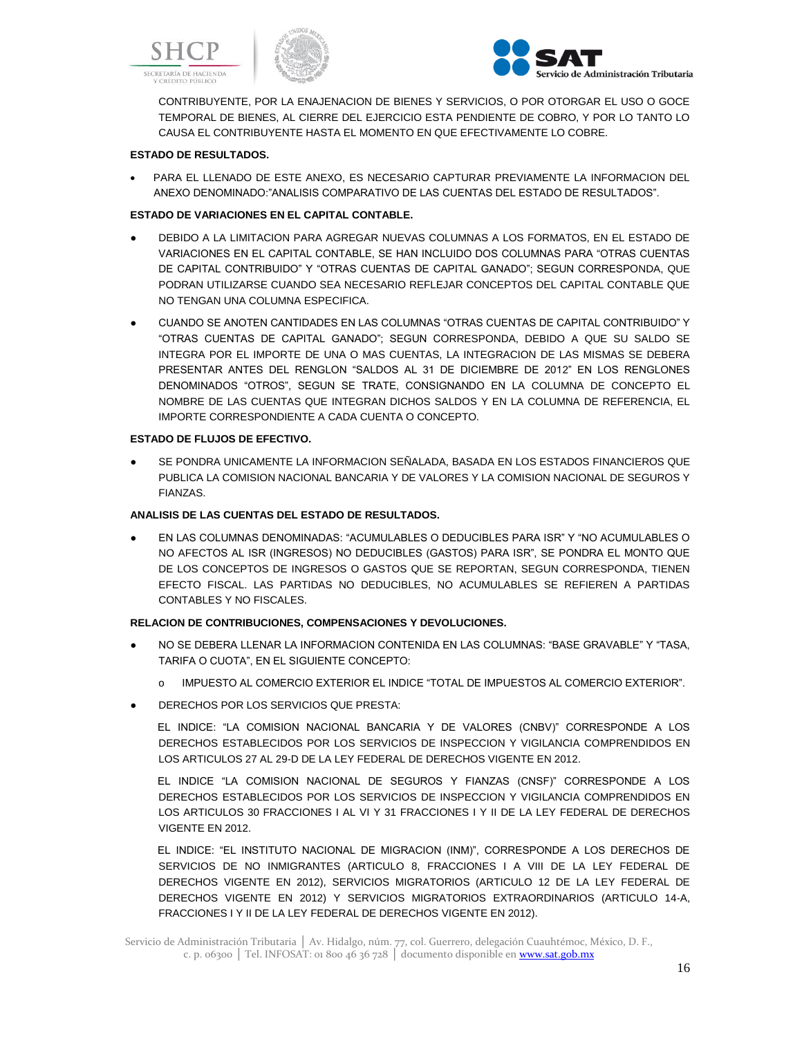CONTRIBUYENTE, POR LA ENAJENACION DE BIENES Y SERVICIOS, O POR OTORGAR EL USO O GOCE TEMPORAL DE BIENES, AL CIERRE DEL EJERCICIO ESTA PENDIENTE DE COBRO, Y POR LO TANTO LO CAUSA EL CONTRIBUYENTE HASTA EL MOMENTO EN QUE EFECTIVAMENTE LO COBRE.

**ESTADO DE RESULTADOS.**

- PARA EL LLENADO DE ESTE ANEXO, ES NECESARIO CAPTURAR PREVIAMENTE LA INFORMACION DEL ANEXO DENOMINADO:"ANALISIS COMPARATIVO DE LAS CUENTAS DEL ESTADO DE RESULTADOS".

**ESTADO DE VARIACIONES EN EL CAPITAL CONTABLE.**

- DEBIDO A LA LIMITACION PARA AGREGAR NUEVAS COLUMNAS A LOS FORMATOS, EN EL ESTADO DE VARIACIONES EN EL CAPITAL CONTABLE, SE HAN INCLUIDO DOS COLUMNAS PARA "OTRAS CUENTAS DE CAPITAL CONTRIBUIDO" Y "OTRAS CUENTAS DE CAPITAL GANADO"; SEGUN CORRESPONDA, QUE PODRAN UTILIZARSE CUANDO SEA NECESARIO REFLEJAR CONCEPTOS DEL CAPITAL CONTABLE QUE NO TENGAN UNA COLUMNA ESPECIFICA.
- CUANDO SE ANOTEN CANTIDADES EN LAS COLUMNAS "OTRAS CUENTAS DE CAPITAL CONTRIBUIDO" Y "OTRAS CUENTAS DE CAPITAL GANADO"; SEGUN CORRESPONDA, DEBIDO A QUE SU SALDO SE INTEGRA POR EL IMPORTE DE UNA O MAS CUENTAS, LA INTEGRACION DE LAS MISMAS SE DEBERA PRESENTAR ANTES DEL RENGLON "SALDOS AL 31 DE DICIEMBRE DE 2012" EN LOS RENGLONES DENOMINADOS "OTROS", SEGUN SE TRATE, CONSIGNANDO EN LA COLUMNA DE CONCEPTO EL NOMBRE DE LAS CUENTAS QUE INTEGRAN DICHOS SALDOS Y EN LA COLUMNA DE REFERENCIA, EL IMPORTE CORRESPONDIENTE A CADA CUENTA O CONCEPTO.

**ESTADO DE FLUJOS DE EFECTIVO.**

- SE PONDRA UNICAMENTE LA INFORMACION SEÑALADA, BASADA EN LOS ESTADOS FINANCIEROS QUE PUBLICA LA COMISION NACIONAL BANCARIA Y DE VALORES Y LA COMISION NACIONAL DE SEGUROS Y FIANZAS.

**ANALISIS DE LAS CUENTAS DEL ESTADO DE RESULTADOS.**

- EN LAS COLUMNAS DENOMINADAS: "ACUMULABLES O DEDUCIBLES PARA ISR" Y "NO ACUMULABLES O NO AFECTOS AL ISR (INGRESOS) NO DEDUCIBLES (GASTOS) PARA ISR", SE PONDRA EL MONTO QUE DE LOS CONCEPTOS DE INGRESOS O GASTOS QUE SE REPORTAN, SEGUN CORRESPONDA, TIENEN EFECTO FISCAL. LAS PARTIDAS NO DEDUCIBLES, NO ACUMULABLES SE REFIEREN A PARTIDAS CONTABLES Y NO FISCALES.

**RELACION DE CONTRIBUCIONES, COMPENSACIONES Y DEVOLUCIONES.**

- NO SE DEBERA LLENAR LA INFORMACION CONTENIDA EN LAS COLUMNAS: "BASE GRAVABLE" Y "TASA, TARIFA O CUOTA", EN EL SIGUIENTE CONCEPTO:
  - IMPUESTO AL COMERCIO EXTERIOR EL INDICE "TOTAL DE IMPUESTOS AL COMERCIO EXTERIOR".
- DERECHOS POR LOS SERVICIOS QUE PRESTA:

  EL INDICE: "LA COMISION NACIONAL BANCARIA Y DE VALORES (CNBV)" CORRESPONDE A LOS DERECHOS ESTABLECIDOS POR LOS SERVICIOS DE INSPECCION Y VIGILANCIA COMPRENDIDOS EN LOS ARTICULOS 27 AL 29-D DE LA LEY FEDERAL DE DERECHOS VIGENTE EN 2012.

  EL INDICE "LA COMISION NACIONAL DE SEGUROS Y FIANZAS (CNSF)" CORRESPONDE A LOS DERECHOS ESTABLECIDOS POR LOS SERVICIOS DE INSPECCION Y VIGILANCIA COMPRENDIDOS EN LOS ARTICULOS 30 FRACCIONES I AL VI Y 31 FRACCIONES I Y II DE LA LEY FEDERAL DE DERECHOS VIGENTE EN 2012.

  EL INDICE: "EL INSTITUTO NACIONAL DE MIGRACION (INM)", CORRESPONDE A LOS DERECHOS DE SERVICIOS DE NO INMIGRANTES (ARTICULO 8, FRACCIONES I A VIII DE LA LEY FEDERAL DE DERECHOS VIGENTE EN 2012), SERVICIOS MIGRATORIOS (ARTICULO 12 DE LA LEY FEDERAL DE DERECHOS VIGENTE EN 2012) Y SERVICIOS MIGRATORIOS EXTRAORDINARIOS (ARTICULO 14-A, FRACCIONES I Y II DE LA LEY FEDERAL DE DERECHOS VIGENTE EN 2012).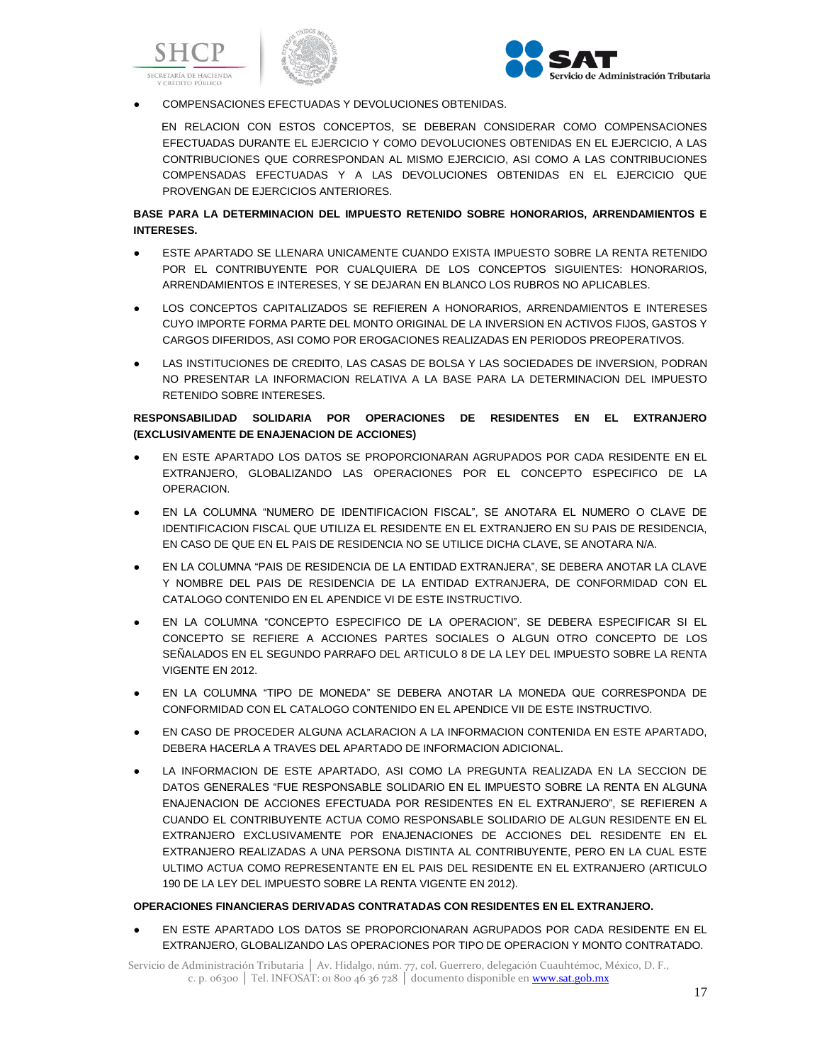- COMPENSACIONES EFECTUADAS Y DEVOLUCIONES OBTENIDAS.

  EN RELACION CON ESTOS CONCEPTOS, SE DEBERAN CONSIDERAR COMO COMPENSACIONES EFECTUADAS DURANTE EL EJERCICIO Y COMO DEVOLUCIONES OBTENIDAS EN EL EJERCICIO, A LAS CONTRIBUCIONES QUE CORRESPONDAN AL MISMO EJERCICIO, ASI COMO A LAS CONTRIBUCIONES COMPENSADAS EFECTUADAS Y A LAS DEVOLUCIONES OBTENIDAS EN EL EJERCICIO QUE PROVENGAN DE EJERCICIOS ANTERIORES.

**BASE PARA LA DETERMINACION DEL IMPUESTO RETENIDO SOBRE HONORARIOS, ARRENDAMIENTOS E INTERESES.**

- ESTE APARTADO SE LLENARA UNICAMENTE CUANDO EXISTA IMPUESTO SOBRE LA RENTA RETENIDO POR EL CONTRIBUYENTE POR CUALQUIERA DE LOS CONCEPTOS SIGUIENTES: HONORARIOS, ARRENDAMIENTOS E INTERESES, Y SE DEJARAN EN BLANCO LOS RUBROS NO APLICABLES.
- LOS CONCEPTOS CAPITALIZADOS SE REFIEREN A HONORARIOS, ARRENDAMIENTOS E INTERESES CUYO IMPORTE FORMA PARTE DEL MONTO ORIGINAL DE LA INVERSION EN ACTIVOS FIJOS, GASTOS Y CARGOS DIFERIDOS, ASI COMO POR EROGACIONES REALIZADAS EN PERIODOS PREOPERATIVOS.
- LAS INSTITUCIONES DE CREDITO, LAS CASAS DE BOLSA Y LAS SOCIEDADES DE INVERSION, PODRAN NO PRESENTAR LA INFORMACION RELATIVA A LA BASE PARA LA DETERMINACION DEL IMPUESTO RETENIDO SOBRE INTERESES.

**RESPONSABILIDAD SOLIDARIA POR OPERACIONES DE RESIDENTES EN EL EXTRANJERO (EXCLUSIVAMENTE DE ENAJENACION DE ACCIONES)**

- EN ESTE APARTADO LOS DATOS SE PROPORCIONARAN AGRUPADOS POR CADA RESIDENTE EN EL EXTRANJERO, GLOBALIZANDO LAS OPERACIONES POR EL CONCEPTO ESPECIFICO DE LA OPERACION.
- EN LA COLUMNA "NUMERO DE IDENTIFICACION FISCAL", SE ANOTARA EL NUMERO O CLAVE DE IDENTIFICACION FISCAL QUE UTILIZA EL RESIDENTE EN EL EXTRANJERO EN SU PAIS DE RESIDENCIA, EN CASO DE QUE EN EL PAIS DE RESIDENCIA NO SE UTILICE DICHA CLAVE, SE ANOTARA N/A.
- EN LA COLUMNA "PAIS DE RESIDENCIA DE LA ENTIDAD EXTRANJERA", SE DEBERA ANOTAR LA CLAVE Y NOMBRE DEL PAIS DE RESIDENCIA DE LA ENTIDAD EXTRANJERA, DE CONFORMIDAD CON EL CATALOGO CONTENIDO EN EL APENDICE VI DE ESTE INSTRUCTIVO.
- EN LA COLUMNA "CONCEPTO ESPECIFICO DE LA OPERACION", SE DEBERA ESPECIFICAR SI EL CONCEPTO SE REFIERE A ACCIONES PARTES SOCIALES O ALGUN OTRO CONCEPTO DE LOS SEÑALADOS EN EL SEGUNDO PARRAFO DEL ARTICULO 8 DE LA LEY DEL IMPUESTO SOBRE LA RENTA VIGENTE EN 2012.
- EN LA COLUMNA "TIPO DE MONEDA" SE DEBERA ANOTAR LA MONEDA QUE CORRESPONDA DE CONFORMIDAD CON EL CATALOGO CONTENIDO EN EL APENDICE VII DE ESTE INSTRUCTIVO.
- EN CASO DE PROCEDER ALGUNA ACLARACION A LA INFORMACION CONTENIDA EN ESTE APARTADO, DEBERA HACERLA A TRAVES DEL APARTADO DE INFORMACION ADICIONAL.
- LA INFORMACION DE ESTE APARTADO, ASI COMO LA PREGUNTA REALIZADA EN LA SECCION DE DATOS GENERALES "FUE RESPONSABLE SOLIDARIO EN EL IMPUESTO SOBRE LA RENTA EN ALGUNA ENAJENACION DE ACCIONES EFECTUADA POR RESIDENTES EN EL EXTRANJERO", SE REFIEREN A CUANDO EL CONTRIBUYENTE ACTUA COMO RESPONSABLE SOLIDARIO DE ALGUN RESIDENTE EN EL EXTRANJERO EXCLUSIVAMENTE POR ENAJENACIONES DE ACCIONES DEL RESIDENTE EN EL EXTRANJERO REALIZADAS A UNA PERSONA DISTINTA AL CONTRIBUYENTE, PERO EN LA CUAL ESTE ULTIMO ACTUA COMO REPRESENTANTE EN EL PAIS DEL RESIDENTE EN EL EXTRANJERO (ARTICULO 190 DE LA LEY DEL IMPUESTO SOBRE LA RENTA VIGENTE EN 2012).

**OPERACIONES FINANCIERAS DERIVADAS CONTRATADAS CON RESIDENTES EN EL EXTRANJERO.**

- EN ESTE APARTADO LOS DATOS SE PROPORCIONARAN AGRUPADOS POR CADA RESIDENTE EN EL EXTRANJERO, GLOBALIZANDO LAS OPERACIONES POR TIPO DE OPERACION Y MONTO CONTRATADO.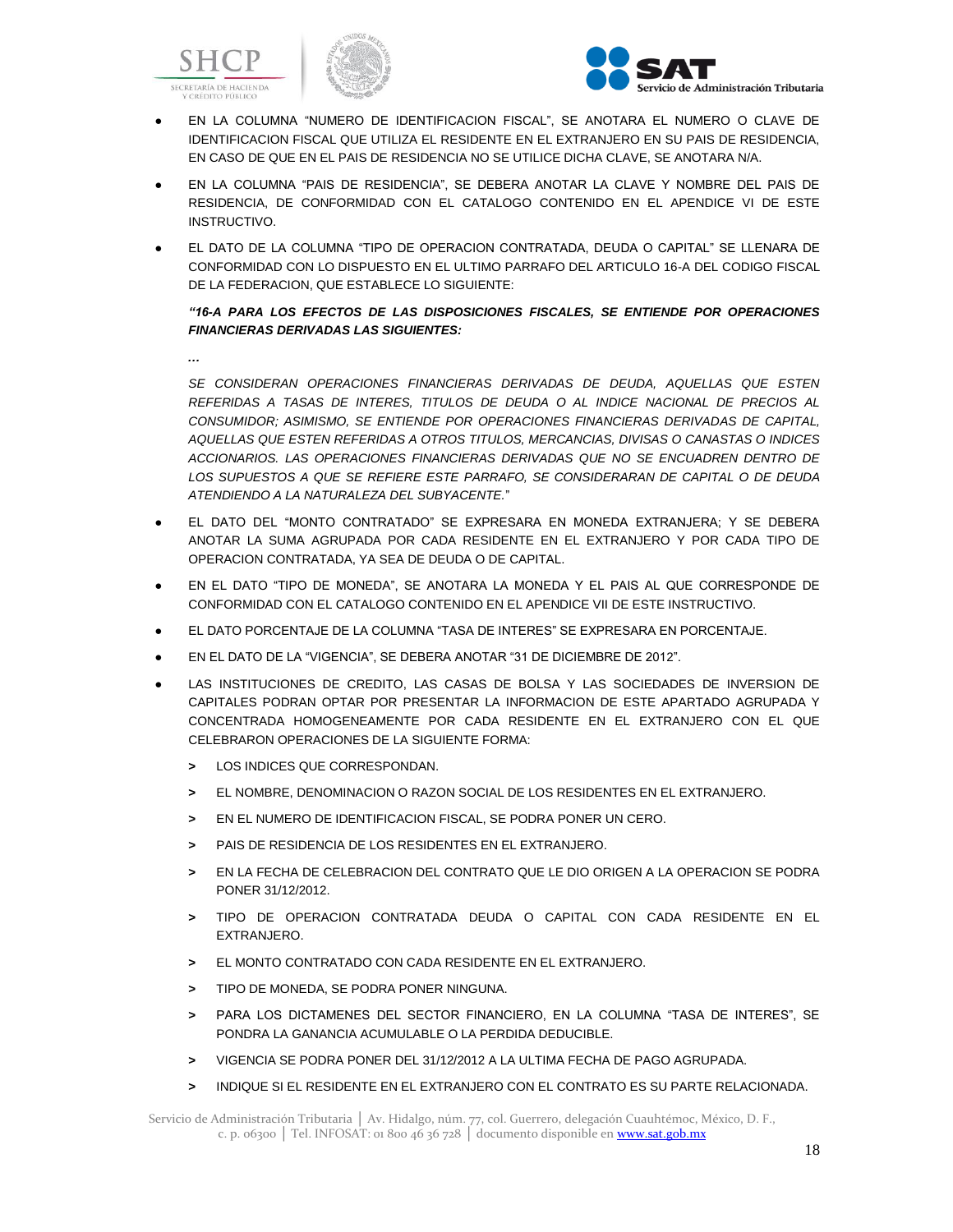- EN LA COLUMNA "NUMERO DE IDENTIFICACION FISCAL", SE ANOTARA EL NUMERO O CLAVE DE IDENTIFICACION FISCAL QUE UTILIZA EL RESIDENTE EN EL EXTRANJERO EN SU PAIS DE RESIDENCIA, EN CASO DE QUE EN EL PAIS DE RESIDENCIA NO SE UTILICE DICHA CLAVE, SE ANOTARA N/A.
- EN LA COLUMNA "PAIS DE RESIDENCIA", SE DEBERA ANOTAR LA CLAVE Y NOMBRE DEL PAIS DE RESIDENCIA, DE CONFORMIDAD CON EL CATALOGO CONTENIDO EN EL APENDICE VI DE ESTE INSTRUCTIVO.
- EL DATO DE LA COLUMNA "TIPO DE OPERACION CONTRATADA, DEUDA O CAPITAL" SE LLENARA DE CONFORMIDAD CON LO DISPUESTO EN EL ULTIMO PARRAFO DEL ARTICULO 16-A DEL CODIGO FISCAL DE LA FEDERACION, QUE ESTABLECE LO SIGUIENTE:

  ***"16-A PARA LOS EFECTOS DE LAS DISPOSICIONES FISCALES, SE ENTIENDE POR OPERACIONES FINANCIERAS DERIVADAS LAS SIGUIENTES:***

  ***…***

  *SE CONSIDERAN OPERACIONES FINANCIERAS DERIVADAS DE DEUDA, AQUELLAS QUE ESTEN REFERIDAS A TASAS DE INTERES, TITULOS DE DEUDA O AL INDICE NACIONAL DE PRECIOS AL CONSUMIDOR; ASIMISMO, SE ENTIENDE POR OPERACIONES FINANCIERAS DERIVADAS DE CAPITAL, AQUELLAS QUE ESTEN REFERIDAS A OTROS TITULOS, MERCANCIAS, DIVISAS O CANASTAS O INDICES ACCIONARIOS. LAS OPERACIONES FINANCIERAS DERIVADAS QUE NO SE ENCUADREN DENTRO DE LOS SUPUESTOS A QUE SE REFIERE ESTE PARRAFO, SE CONSIDERARAN DE CAPITAL O DE DEUDA ATENDIENDO A LA NATURALEZA DEL SUBYACENTE."*

- EL DATO DEL "MONTO CONTRATADO" SE EXPRESARA EN MONEDA EXTRANJERA; Y SE DEBERA ANOTAR LA SUMA AGRUPADA POR CADA RESIDENTE EN EL EXTRANJERO Y POR CADA TIPO DE OPERACION CONTRATADA, YA SEA DE DEUDA O DE CAPITAL.
- EN EL DATO "TIPO DE MONEDA", SE ANOTARA LA MONEDA Y EL PAIS AL QUE CORRESPONDE DE CONFORMIDAD CON EL CATALOGO CONTENIDO EN EL APENDICE VII DE ESTE INSTRUCTIVO.
- EL DATO PORCENTAJE DE LA COLUMNA "TASA DE INTERES" SE EXPRESARA EN PORCENTAJE.
- EN EL DATO DE LA "VIGENCIA", SE DEBERA ANOTAR "31 DE DICIEMBRE DE 2012".
- LAS INSTITUCIONES DE CREDITO, LAS CASAS DE BOLSA Y LAS SOCIEDADES DE INVERSION DE CAPITALES PODRAN OPTAR POR PRESENTAR LA INFORMACION DE ESTE APARTADO AGRUPADA Y CONCENTRADA HOMOGENEAMENTE POR CADA RESIDENTE EN EL EXTRANJERO CON EL QUE CELEBRARON OPERACIONES DE LA SIGUIENTE FORMA:
  - LOS INDICES QUE CORRESPONDAN.
  - EL NOMBRE, DENOMINACION O RAZON SOCIAL DE LOS RESIDENTES EN EL EXTRANJERO.
  - EN EL NUMERO DE IDENTIFICACION FISCAL, SE PODRA PONER UN CERO.
  - PAIS DE RESIDENCIA DE LOS RESIDENTES EN EL EXTRANJERO.
  - EN LA FECHA DE CELEBRACION DEL CONTRATO QUE LE DIO ORIGEN A LA OPERACION SE PODRA PONER 31/12/2012.
  - TIPO DE OPERACION CONTRATADA DEUDA O CAPITAL CON CADA RESIDENTE EN EL EXTRANJERO.
  - EL MONTO CONTRATADO CON CADA RESIDENTE EN EL EXTRANJERO.
  - TIPO DE MONEDA, SE PODRA PONER NINGUNA.
  - PARA LOS DICTAMENES DEL SECTOR FINANCIERO, EN LA COLUMNA "TASA DE INTERES", SE PONDRA LA GANANCIA ACUMULABLE O LA PERDIDA DEDUCIBLE.
  - VIGENCIA SE PODRA PONER DEL 31/12/2012 A LA ULTIMA FECHA DE PAGO AGRUPADA.
  - INDIQUE SI EL RESIDENTE EN EL EXTRANJERO CON EL CONTRATO ES SU PARTE RELACIONADA.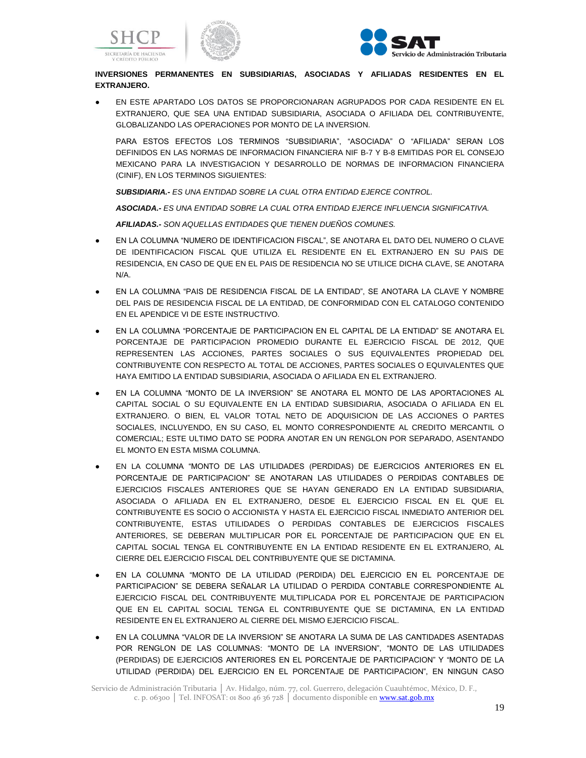**INVERSIONES PERMANENTES EN SUBSIDIARIAS, ASOCIADAS Y AFILIADAS RESIDENTES EN EL EXTRANJERO.**

- EN ESTE APARTADO LOS DATOS SE PROPORCIONARAN AGRUPADOS POR CADA RESIDENTE EN EL EXTRANJERO, QUE SEA UNA ENTIDAD SUBSIDIARIA, ASOCIADA O AFILIADA DEL CONTRIBUYENTE, GLOBALIZANDO LAS OPERACIONES POR MONTO DE LA INVERSION.

  PARA ESTOS EFECTOS LOS TERMINOS "SUBSIDIARIA", "ASOCIADA" O "AFILIADA" SERAN LOS DEFINIDOS EN LAS NORMAS DE INFORMACION FINANCIERA NIF B-7 Y B-8 EMITIDAS POR EL CONSEJO MEXICANO PARA LA INVESTIGACION Y DESARROLLO DE NORMAS DE INFORMACION FINANCIERA (CINIF), EN LOS TERMINOS SIGUIENTES:

  ***SUBSIDIARIA.-*** *ES UNA ENTIDAD SOBRE LA CUAL OTRA ENTIDAD EJERCE CONTROL.*

  ***ASOCIADA.-*** *ES UNA ENTIDAD SOBRE LA CUAL OTRA ENTIDAD EJERCE INFLUENCIA SIGNIFICATIVA.*

  ***AFILIADAS.-*** *SON AQUELLAS ENTIDADES QUE TIENEN DUEÑOS COMUNES.*

- EN LA COLUMNA "NUMERO DE IDENTIFICACION FISCAL", SE ANOTARA EL DATO DEL NUMERO O CLAVE DE IDENTIFICACION FISCAL QUE UTILIZA EL RESIDENTE EN EL EXTRANJERO EN SU PAIS DE RESIDENCIA, EN CASO DE QUE EN EL PAIS DE RESIDENCIA NO SE UTILICE DICHA CLAVE, SE ANOTARA N/A.

- EN LA COLUMNA "PAIS DE RESIDENCIA FISCAL DE LA ENTIDAD", SE ANOTARA LA CLAVE Y NOMBRE DEL PAIS DE RESIDENCIA FISCAL DE LA ENTIDAD, DE CONFORMIDAD CON EL CATALOGO CONTENIDO EN EL APENDICE VI DE ESTE INSTRUCTIVO.

- EN LA COLUMNA "PORCENTAJE DE PARTICIPACION EN EL CAPITAL DE LA ENTIDAD" SE ANOTARA EL PORCENTAJE DE PARTICIPACION PROMEDIO DURANTE EL EJERCICIO FISCAL DE 2012, QUE REPRESENTEN LAS ACCIONES, PARTES SOCIALES O SUS EQUIVALENTES PROPIEDAD DEL CONTRIBUYENTE CON RESPECTO AL TOTAL DE ACCIONES, PARTES SOCIALES O EQUIVALENTES QUE HAYA EMITIDO LA ENTIDAD SUBSIDIARIA, ASOCIADA O AFILIADA EN EL EXTRANJERO.

- EN LA COLUMNA "MONTO DE LA INVERSION" SE ANOTARA EL MONTO DE LAS APORTACIONES AL CAPITAL SOCIAL O SU EQUIVALENTE EN LA ENTIDAD SUBSIDIARIA, ASOCIADA O AFILIADA EN EL EXTRANJERO. O BIEN, EL VALOR TOTAL NETO DE ADQUISICION DE LAS ACCIONES O PARTES SOCIALES, INCLUYENDO, EN SU CASO, EL MONTO CORRESPONDIENTE AL CREDITO MERCANTIL O COMERCIAL; ESTE ULTIMO DATO SE PODRA ANOTAR EN UN RENGLON POR SEPARADO, ASENTANDO EL MONTO EN ESTA MISMA COLUMNA.

- EN LA COLUMNA "MONTO DE LAS UTILIDADES (PERDIDAS) DE EJERCICIOS ANTERIORES EN EL PORCENTAJE DE PARTICIPACION" SE ANOTARAN LAS UTILIDADES O PERDIDAS CONTABLES DE EJERCICIOS FISCALES ANTERIORES QUE SE HAYAN GENERADO EN LA ENTIDAD SUBSIDIARIA, ASOCIADA O AFILIADA EN EL EXTRANJERO, DESDE EL EJERCICIO FISCAL EN EL QUE EL CONTRIBUYENTE ES SOCIO O ACCIONISTA Y HASTA EL EJERCICIO FISCAL INMEDIATO ANTERIOR DEL CONTRIBUYENTE, ESTAS UTILIDADES O PERDIDAS CONTABLES DE EJERCICIOS FISCALES ANTERIORES, SE DEBERAN MULTIPLICAR POR EL PORCENTAJE DE PARTICIPACION QUE EN EL CAPITAL SOCIAL TENGA EL CONTRIBUYENTE EN LA ENTIDAD RESIDENTE EN EL EXTRANJERO, AL CIERRE DEL EJERCICIO FISCAL DEL CONTRIBUYENTE QUE SE DICTAMINA.

- EN LA COLUMNA "MONTO DE LA UTILIDAD (PERDIDA) DEL EJERCICIO EN EL PORCENTAJE DE PARTICIPACION" SE DEBERA SEÑALAR LA UTILIDAD O PERDIDA CONTABLE CORRESPONDIENTE AL EJERCICIO FISCAL DEL CONTRIBUYENTE MULTIPLICADA POR EL PORCENTAJE DE PARTICIPACION QUE EN EL CAPITAL SOCIAL TENGA EL CONTRIBUYENTE QUE SE DICTAMINA, EN LA ENTIDAD RESIDENTE EN EL EXTRANJERO AL CIERRE DEL MISMO EJERCICIO FISCAL.

- EN LA COLUMNA "VALOR DE LA INVERSION" SE ANOTARA LA SUMA DE LAS CANTIDADES ASENTADAS POR RENGLON DE LAS COLUMNAS: "MONTO DE LA INVERSION", "MONTO DE LAS UTILIDADES (PERDIDAS) DE EJERCICIOS ANTERIORES EN EL PORCENTAJE DE PARTICIPACION" Y "MONTO DE LA UTILIDAD (PERDIDA) DEL EJERCICIO EN EL PORCENTAJE DE PARTICIPACION", EN NINGUN CASO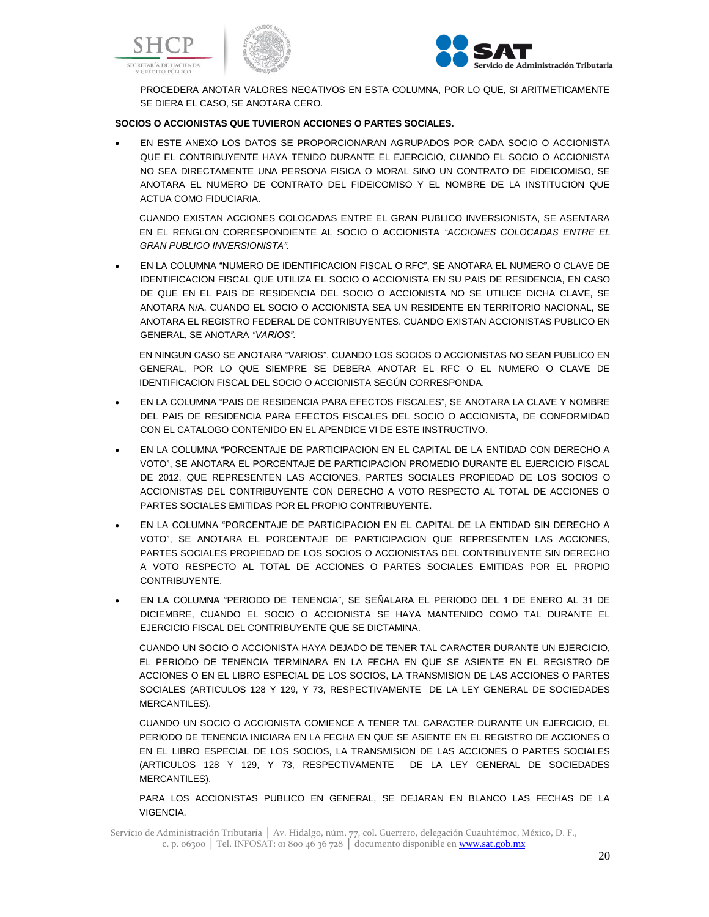PROCEDERA ANOTAR VALORES NEGATIVOS EN ESTA COLUMNA, POR LO QUE, SI ARITMETICAMENTE SE DIERA EL CASO, SE ANOTARA CERO.

**SOCIOS O ACCIONISTAS QUE TUVIERON ACCIONES O PARTES SOCIALES.**

- EN ESTE ANEXO LOS DATOS SE PROPORCIONARAN AGRUPADOS POR CADA SOCIO O ACCIONISTA QUE EL CONTRIBUYENTE HAYA TENIDO DURANTE EL EJERCICIO, CUANDO EL SOCIO O ACCIONISTA NO SEA DIRECTAMENTE UNA PERSONA FISICA O MORAL SINO UN CONTRATO DE FIDEICOMISO, SE ANOTARA EL NUMERO DE CONTRATO DEL FIDEICOMISO Y EL NOMBRE DE LA INSTITUCION QUE ACTUA COMO FIDUCIARIA.

  CUANDO EXISTAN ACCIONES COLOCADAS ENTRE EL GRAN PUBLICO INVERSIONISTA, SE ASENTARA EN EL RENGLON CORRESPONDIENTE AL SOCIO O ACCIONISTA *"ACCIONES COLOCADAS ENTRE EL GRAN PUBLICO INVERSIONISTA".*

- EN LA COLUMNA "NUMERO DE IDENTIFICACION FISCAL O RFC", SE ANOTARA EL NUMERO O CLAVE DE IDENTIFICACION FISCAL QUE UTILIZA EL SOCIO O ACCIONISTA EN SU PAIS DE RESIDENCIA, EN CASO DE QUE EN EL PAIS DE RESIDENCIA DEL SOCIO O ACCIONISTA NO SE UTILICE DICHA CLAVE, SE ANOTARA N/A. CUANDO EL SOCIO O ACCIONISTA SEA UN RESIDENTE EN TERRITORIO NACIONAL, SE ANOTARA EL REGISTRO FEDERAL DE CONTRIBUYENTES. CUANDO EXISTAN ACCIONISTAS PUBLICO EN GENERAL, SE ANOTARA *"VARIOS".*

  EN NINGUN CASO SE ANOTARA "VARIOS", CUANDO LOS SOCIOS O ACCIONISTAS NO SEAN PUBLICO EN GENERAL, POR LO QUE SIEMPRE SE DEBERA ANOTAR EL RFC O EL NUMERO O CLAVE DE IDENTIFICACION FISCAL DEL SOCIO O ACCIONISTA SEGÚN CORRESPONDA.

- EN LA COLUMNA "PAIS DE RESIDENCIA PARA EFECTOS FISCALES", SE ANOTARA LA CLAVE Y NOMBRE DEL PAIS DE RESIDENCIA PARA EFECTOS FISCALES DEL SOCIO O ACCIONISTA, DE CONFORMIDAD CON EL CATALOGO CONTENIDO EN EL APENDICE VI DE ESTE INSTRUCTIVO.

- EN LA COLUMNA "PORCENTAJE DE PARTICIPACION EN EL CAPITAL DE LA ENTIDAD CON DERECHO A VOTO", SE ANOTARA EL PORCENTAJE DE PARTICIPACION PROMEDIO DURANTE EL EJERCICIO FISCAL DE 2012, QUE REPRESENTEN LAS ACCIONES, PARTES SOCIALES PROPIEDAD DE LOS SOCIOS O ACCIONISTAS DEL CONTRIBUYENTE CON DERECHO A VOTO RESPECTO AL TOTAL DE ACCIONES O PARTES SOCIALES EMITIDAS POR EL PROPIO CONTRIBUYENTE.

- EN LA COLUMNA "PORCENTAJE DE PARTICIPACION EN EL CAPITAL DE LA ENTIDAD SIN DERECHO A VOTO", SE ANOTARA EL PORCENTAJE DE PARTICIPACION QUE REPRESENTEN LAS ACCIONES, PARTES SOCIALES PROPIEDAD DE LOS SOCIOS O ACCIONISTAS DEL CONTRIBUYENTE SIN DERECHO A VOTO RESPECTO AL TOTAL DE ACCIONES O PARTES SOCIALES EMITIDAS POR EL PROPIO CONTRIBUYENTE.

- EN LA COLUMNA "PERIODO DE TENENCIA", SE SEÑALARA EL PERIODO DEL 1 DE ENERO AL 31 DE DICIEMBRE, CUANDO EL SOCIO O ACCIONISTA SE HAYA MANTENIDO COMO TAL DURANTE EL EJERCICIO FISCAL DEL CONTRIBUYENTE QUE SE DICTAMINA.

  CUANDO UN SOCIO O ACCIONISTA HAYA DEJADO DE TENER TAL CARACTER DURANTE UN EJERCICIO, EL PERIODO DE TENENCIA TERMINARA EN LA FECHA EN QUE SE ASIENTE EN EL REGISTRO DE ACCIONES O EN EL LIBRO ESPECIAL DE LOS SOCIOS, LA TRANSMISION DE LAS ACCIONES O PARTES SOCIALES (ARTICULOS 128 Y 129, Y 73, RESPECTIVAMENTE DE LA LEY GENERAL DE SOCIEDADES MERCANTILES).

  CUANDO UN SOCIO O ACCIONISTA COMIENCE A TENER TAL CARACTER DURANTE UN EJERCICIO, EL PERIODO DE TENENCIA INICIARA EN LA FECHA EN QUE SE ASIENTE EN EL REGISTRO DE ACCIONES O EN EL LIBRO ESPECIAL DE LOS SOCIOS, LA TRANSMISION DE LAS ACCIONES O PARTES SOCIALES (ARTICULOS 128 Y 129, Y 73, RESPECTIVAMENTE DE LA LEY GENERAL DE SOCIEDADES MERCANTILES).

  PARA LOS ACCIONISTAS PUBLICO EN GENERAL, SE DEJARAN EN BLANCO LAS FECHAS DE LA VIGENCIA.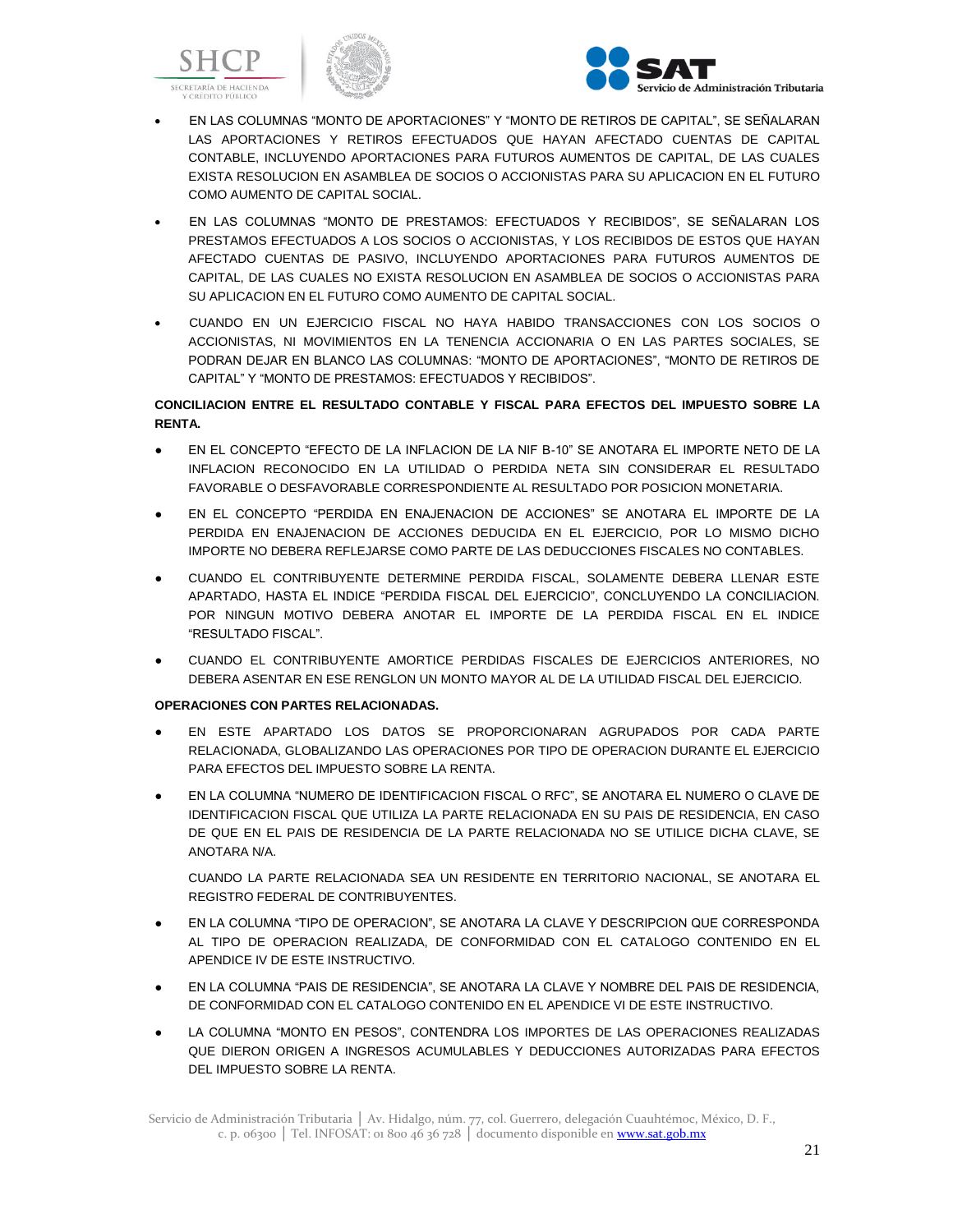- EN LAS COLUMNAS "MONTO DE APORTACIONES" Y "MONTO DE RETIROS DE CAPITAL", SE SEÑALARAN LAS APORTACIONES Y RETIROS EFECTUADOS QUE HAYAN AFECTADO CUENTAS DE CAPITAL CONTABLE, INCLUYENDO APORTACIONES PARA FUTUROS AUMENTOS DE CAPITAL, DE LAS CUALES EXISTA RESOLUCION EN ASAMBLEA DE SOCIOS O ACCIONISTAS PARA SU APLICACION EN EL FUTURO COMO AUMENTO DE CAPITAL SOCIAL.
- EN LAS COLUMNAS "MONTO DE PRESTAMOS: EFECTUADOS Y RECIBIDOS", SE SEÑALARAN LOS PRESTAMOS EFECTUADOS A LOS SOCIOS O ACCIONISTAS, Y LOS RECIBIDOS DE ESTOS QUE HAYAN AFECTADO CUENTAS DE PASIVO, INCLUYENDO APORTACIONES PARA FUTUROS AUMENTOS DE CAPITAL, DE LAS CUALES NO EXISTA RESOLUCION EN ASAMBLEA DE SOCIOS O ACCIONISTAS PARA SU APLICACION EN EL FUTURO COMO AUMENTO DE CAPITAL SOCIAL.
- CUANDO EN UN EJERCICIO FISCAL NO HAYA HABIDO TRANSACCIONES CON LOS SOCIOS O ACCIONISTAS, NI MOVIMIENTOS EN LA TENENCIA ACCIONARIA O EN LAS PARTES SOCIALES, SE PODRAN DEJAR EN BLANCO LAS COLUMNAS: "MONTO DE APORTACIONES", "MONTO DE RETIROS DE CAPITAL" Y "MONTO DE PRESTAMOS: EFECTUADOS Y RECIBIDOS".

**CONCILIACION ENTRE EL RESULTADO CONTABLE Y FISCAL PARA EFECTOS DEL IMPUESTO SOBRE LA RENTA.**

- EN EL CONCEPTO "EFECTO DE LA INFLACION DE LA NIF B-10" SE ANOTARA EL IMPORTE NETO DE LA INFLACION RECONOCIDO EN LA UTILIDAD O PERDIDA NETA SIN CONSIDERAR EL RESULTADO FAVORABLE O DESFAVORABLE CORRESPONDIENTE AL RESULTADO POR POSICION MONETARIA.
- EN EL CONCEPTO "PERDIDA EN ENAJENACION DE ACCIONES" SE ANOTARA EL IMPORTE DE LA PERDIDA EN ENAJENACION DE ACCIONES DEDUCIDA EN EL EJERCICIO, POR LO MISMO DICHO IMPORTE NO DEBERA REFLEJARSE COMO PARTE DE LAS DEDUCCIONES FISCALES NO CONTABLES.
- CUANDO EL CONTRIBUYENTE DETERMINE PERDIDA FISCAL, SOLAMENTE DEBERA LLENAR ESTE APARTADO, HASTA EL INDICE "PERDIDA FISCAL DEL EJERCICIO", CONCLUYENDO LA CONCILIACION. POR NINGUN MOTIVO DEBERA ANOTAR EL IMPORTE DE LA PERDIDA FISCAL EN EL INDICE "RESULTADO FISCAL".
- CUANDO EL CONTRIBUYENTE AMORTICE PERDIDAS FISCALES DE EJERCICIOS ANTERIORES, NO DEBERA ASENTAR EN ESE RENGLON UN MONTO MAYOR AL DE LA UTILIDAD FISCAL DEL EJERCICIO.

**OPERACIONES CON PARTES RELACIONADAS.**

- EN ESTE APARTADO LOS DATOS SE PROPORCIONARAN AGRUPADOS POR CADA PARTE RELACIONADA, GLOBALIZANDO LAS OPERACIONES POR TIPO DE OPERACION DURANTE EL EJERCICIO PARA EFECTOS DEL IMPUESTO SOBRE LA RENTA.
- EN LA COLUMNA "NUMERO DE IDENTIFICACION FISCAL O RFC", SE ANOTARA EL NUMERO O CLAVE DE IDENTIFICACION FISCAL QUE UTILIZA LA PARTE RELACIONADA EN SU PAIS DE RESIDENCIA, EN CASO DE QUE EN EL PAIS DE RESIDENCIA DE LA PARTE RELACIONADA NO SE UTILICE DICHA CLAVE, SE ANOTARA N/A.

  CUANDO LA PARTE RELACIONADA SEA UN RESIDENTE EN TERRITORIO NACIONAL, SE ANOTARA EL REGISTRO FEDERAL DE CONTRIBUYENTES.
- EN LA COLUMNA "TIPO DE OPERACION", SE ANOTARA LA CLAVE Y DESCRIPCION QUE CORRESPONDA AL TIPO DE OPERACION REALIZADA, DE CONFORMIDAD CON EL CATALOGO CONTENIDO EN EL APENDICE IV DE ESTE INSTRUCTIVO.
- EN LA COLUMNA "PAIS DE RESIDENCIA", SE ANOTARA LA CLAVE Y NOMBRE DEL PAIS DE RESIDENCIA, DE CONFORMIDAD CON EL CATALOGO CONTENIDO EN EL APENDICE VI DE ESTE INSTRUCTIVO.
- LA COLUMNA "MONTO EN PESOS", CONTENDRA LOS IMPORTES DE LAS OPERACIONES REALIZADAS QUE DIERON ORIGEN A INGRESOS ACUMULABLES Y DEDUCCIONES AUTORIZADAS PARA EFECTOS DEL IMPUESTO SOBRE LA RENTA.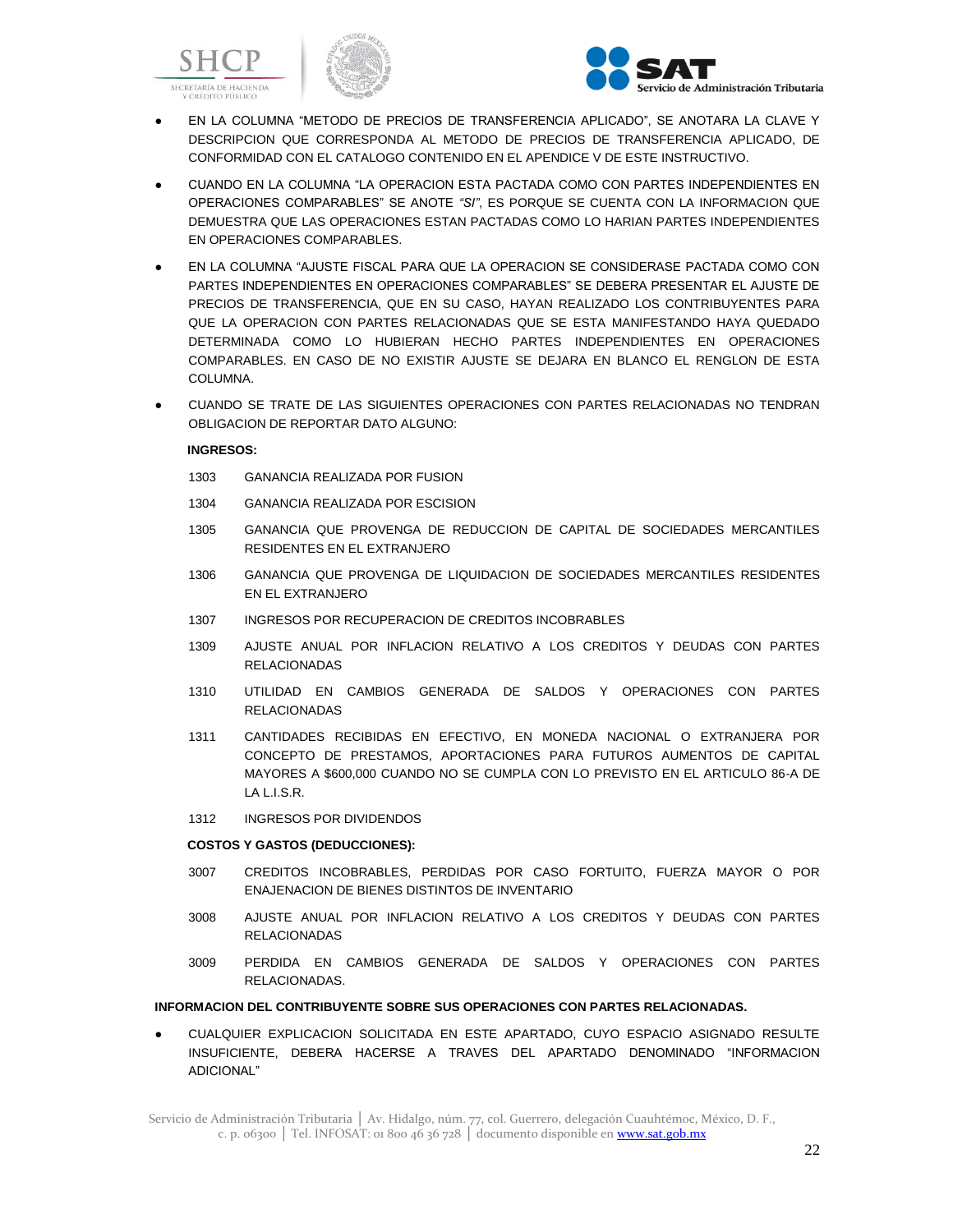- EN LA COLUMNA "METODO DE PRECIOS DE TRANSFERENCIA APLICADO", SE ANOTARA LA CLAVE Y DESCRIPCION QUE CORRESPONDA AL METODO DE PRECIOS DE TRANSFERENCIA APLICADO, DE CONFORMIDAD CON EL CATALOGO CONTENIDO EN EL APENDICE V DE ESTE INSTRUCTIVO.
- CUANDO EN LA COLUMNA "LA OPERACION ESTA PACTADA COMO CON PARTES INDEPENDIENTES EN OPERACIONES COMPARABLES" SE ANOTE *"SI"*, ES PORQUE SE CUENTA CON LA INFORMACION QUE DEMUESTRA QUE LAS OPERACIONES ESTAN PACTADAS COMO LO HARIAN PARTES INDEPENDIENTES EN OPERACIONES COMPARABLES.
- EN LA COLUMNA "AJUSTE FISCAL PARA QUE LA OPERACION SE CONSIDERASE PACTADA COMO CON PARTES INDEPENDIENTES EN OPERACIONES COMPARABLES" SE DEBERA PRESENTAR EL AJUSTE DE PRECIOS DE TRANSFERENCIA, QUE EN SU CASO, HAYAN REALIZADO LOS CONTRIBUYENTES PARA QUE LA OPERACION CON PARTES RELACIONADAS QUE SE ESTA MANIFESTANDO HAYA QUEDADO DETERMINADA COMO LO HUBIERAN HECHO PARTES INDEPENDIENTES EN OPERACIONES COMPARABLES. EN CASO DE NO EXISTIR AJUSTE SE DEJARA EN BLANCO EL RENGLON DE ESTA COLUMNA.
- CUANDO SE TRATE DE LAS SIGUIENTES OPERACIONES CON PARTES RELACIONADAS NO TENDRAN OBLIGACION DE REPORTAR DATO ALGUNO:

**INGRESOS:**

1303 GANANCIA REALIZADA POR FUSION

1304 GANANCIA REALIZADA POR ESCISION

1305 GANANCIA QUE PROVENGA DE REDUCCION DE CAPITAL DE SOCIEDADES MERCANTILES RESIDENTES EN EL EXTRANJERO

1306 GANANCIA QUE PROVENGA DE LIQUIDACION DE SOCIEDADES MERCANTILES RESIDENTES EN EL EXTRANJERO

1307 INGRESOS POR RECUPERACION DE CREDITOS INCOBRABLES

1309 AJUSTE ANUAL POR INFLACION RELATIVO A LOS CREDITOS Y DEUDAS CON PARTES RELACIONADAS

1310 UTILIDAD EN CAMBIOS GENERADA DE SALDOS Y OPERACIONES CON PARTES RELACIONADAS

1311 CANTIDADES RECIBIDAS EN EFECTIVO, EN MONEDA NACIONAL O EXTRANJERA POR CONCEPTO DE PRESTAMOS, APORTACIONES PARA FUTUROS AUMENTOS DE CAPITAL MAYORES A $600,000 CUANDO NO SE CUMPLA CON LO PREVISTO EN EL ARTICULO 86-A DE LA L.I.S.R.

1312 INGRESOS POR DIVIDENDOS

**COSTOS Y GASTOS (DEDUCCIONES):**

3007 CREDITOS INCOBRABLES, PERDIDAS POR CASO FORTUITO, FUERZA MAYOR O POR ENAJENACION DE BIENES DISTINTOS DE INVENTARIO

3008 AJUSTE ANUAL POR INFLACION RELATIVO A LOS CREDITOS Y DEUDAS CON PARTES RELACIONADAS

3009 PERDIDA EN CAMBIOS GENERADA DE SALDOS Y OPERACIONES CON PARTES RELACIONADAS.

**INFORMACION DEL CONTRIBUYENTE SOBRE SUS OPERACIONES CON PARTES RELACIONADAS.**

- CUALQUIER EXPLICACION SOLICITADA EN ESTE APARTADO, CUYO ESPACIO ASIGNADO RESULTE INSUFICIENTE, DEBERA HACERSE A TRAVES DEL APARTADO DENOMINADO "INFORMACION ADICIONAL"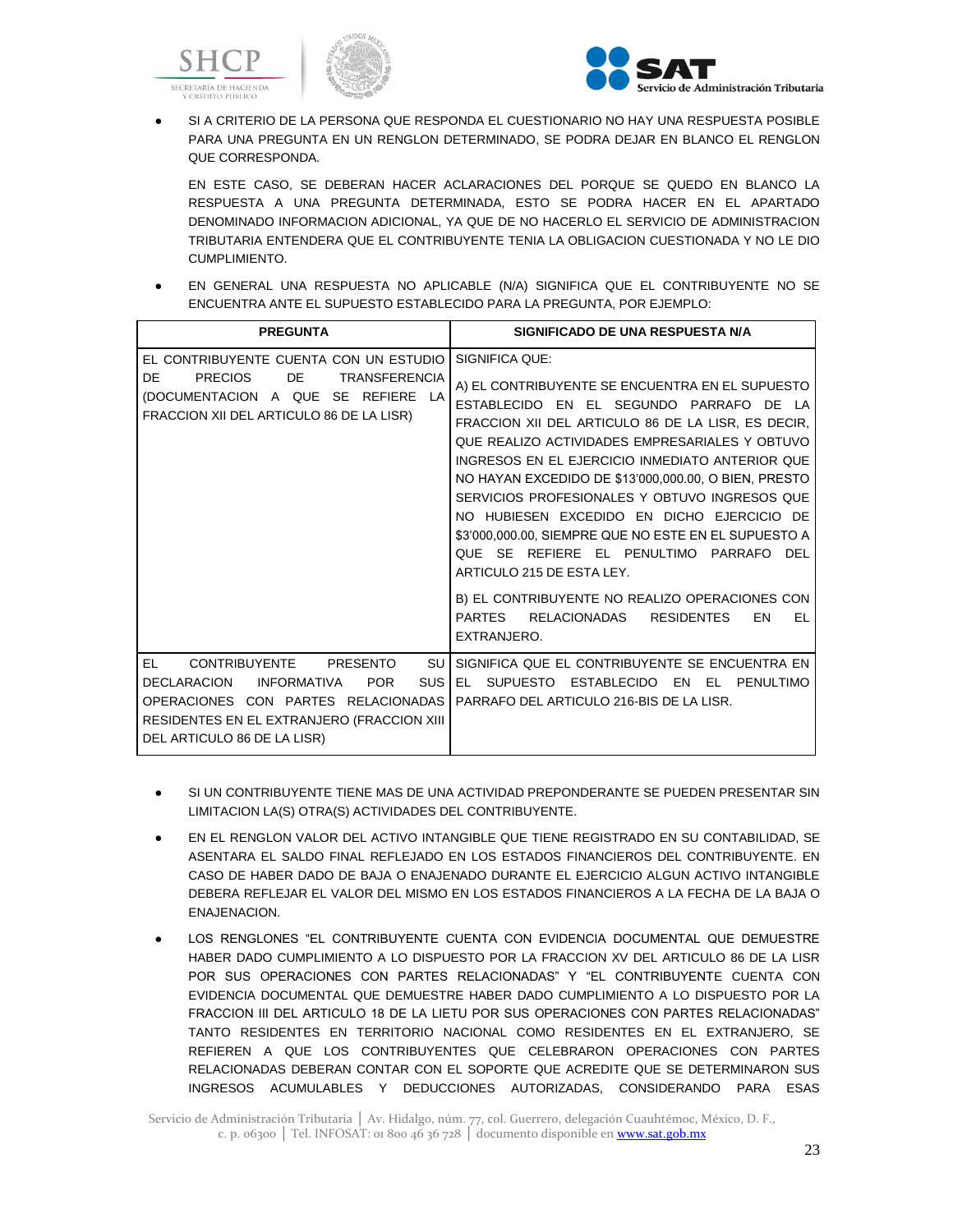- SI A CRITERIO DE LA PERSONA QUE RESPONDA EL CUESTIONARIO NO HAY UNA RESPUESTA POSIBLE PARA UNA PREGUNTA EN UN RENGLON DETERMINADO, SE PODRA DEJAR EN BLANCO EL RENGLON QUE CORRESPONDA.

  EN ESTE CASO, SE DEBERAN HACER ACLARACIONES DEL PORQUE SE QUEDO EN BLANCO LA RESPUESTA A UNA PREGUNTA DETERMINADA, ESTO SE PODRA HACER EN EL APARTADO DENOMINADO INFORMACION ADICIONAL, YA QUE DE NO HACERLO EL SERVICIO DE ADMINISTRACION TRIBUTARIA ENTENDERA QUE EL CONTRIBUYENTE TENIA LA OBLIGACION CUESTIONADA Y NO LE DIO CUMPLIMIENTO.

- EN GENERAL UNA RESPUESTA NO APLICABLE (N/A) SIGNIFICA QUE EL CONTRIBUYENTE NO SE ENCUENTRA ANTE EL SUPUESTO ESTABLECIDO PARA LA PREGUNTA, POR EJEMPLO:

| PREGUNTA | SIGNIFICADO DE UNA RESPUESTA N/A |
|---|---|
| EL CONTRIBUYENTE CUENTA CON UN ESTUDIO DE PRECIOS DE TRANSFERENCIA (DOCUMENTACION A QUE SE REFIERE LA FRACCION XII DEL ARTICULO 86 DE LA LISR) | SIGNIFICA QUE:<br><br>A) EL CONTRIBUYENTE SE ENCUENTRA EN EL SUPUESTO ESTABLECIDO EN EL SEGUNDO PARRAFO DE LA FRACCION XII DEL ARTICULO 86 DE LA LISR, ES DECIR, QUE REALIZO ACTIVIDADES EMPRESARIALES Y OBTUVO INGRESOS EN EL EJERCICIO INMEDIATO ANTERIOR QUE NO HAYAN EXCEDIDO DE $13'000,000.00, O BIEN, PRESTO SERVICIOS PROFESIONALES Y OBTUVO INGRESOS QUE NO HUBIESEN EXCEDIDO EN DICHO EJERCICIO DE $3'000,000.00, SIEMPRE QUE NO ESTE EN EL SUPUESTO A QUE SE REFIERE EL PENULTIMO PARRAFO DEL ARTICULO 215 DE ESTA LEY.<br><br>B) EL CONTRIBUYENTE NO REALIZO OPERACIONES CON PARTES RELACIONADAS RESIDENTES EN EL EXTRANJERO. |
| EL CONTRIBUYENTE PRESENTO SU DECLARACION INFORMATIVA POR SUS OPERACIONES CON PARTES RELACIONADAS RESIDENTES EN EL EXTRANJERO (FRACCION XIII DEL ARTICULO 86 DE LA LISR) | SIGNIFICA QUE EL CONTRIBUYENTE SE ENCUENTRA EN EL SUPUESTO ESTABLECIDO EN EL PENULTIMO PARRAFO DEL ARTICULO 216-BIS DE LA LISR. |

- SI UN CONTRIBUYENTE TIENE MAS DE UNA ACTIVIDAD PREPONDERANTE SE PUEDEN PRESENTAR SIN LIMITACION LA(S) OTRA(S) ACTIVIDADES DEL CONTRIBUYENTE.

- EN EL RENGLON VALOR DEL ACTIVO INTANGIBLE QUE TIENE REGISTRADO EN SU CONTABILIDAD, SE ASENTARA EL SALDO FINAL REFLEJADO EN LOS ESTADOS FINANCIEROS DEL CONTRIBUYENTE. EN CASO DE HABER DADO DE BAJA O ENAJENADO DURANTE EL EJERCICIO ALGUN ACTIVO INTANGIBLE DEBERA REFLEJAR EL VALOR DEL MISMO EN LOS ESTADOS FINANCIEROS A LA FECHA DE LA BAJA O ENAJENACION.

- LOS RENGLONES "EL CONTRIBUYENTE CUENTA CON EVIDENCIA DOCUMENTAL QUE DEMUESTRE HABER DADO CUMPLIMIENTO A LO DISPUESTO POR LA FRACCION XV DEL ARTICULO 86 DE LA LISR POR SUS OPERACIONES CON PARTES RELACIONADAS" Y "EL CONTRIBUYENTE CUENTA CON EVIDENCIA DOCUMENTAL QUE DEMUESTRE HABER DADO CUMPLIMIENTO A LO DISPUESTO POR LA FRACCION III DEL ARTICULO 18 DE LA LIETU POR SUS OPERACIONES CON PARTES RELACIONADAS" TANTO RESIDENTES EN TERRITORIO NACIONAL COMO RESIDENTES EN EL EXTRANJERO, SE REFIEREN A QUE LOS CONTRIBUYENTES QUE CELEBRARON OPERACIONES CON PARTES RELACIONADAS DEBERAN CONTAR CON EL SOPORTE QUE ACREDITE QUE SE DETERMINARON SUS INGRESOS ACUMULABLES Y DEDUCCIONES AUTORIZADAS, CONSIDERANDO PARA ESAS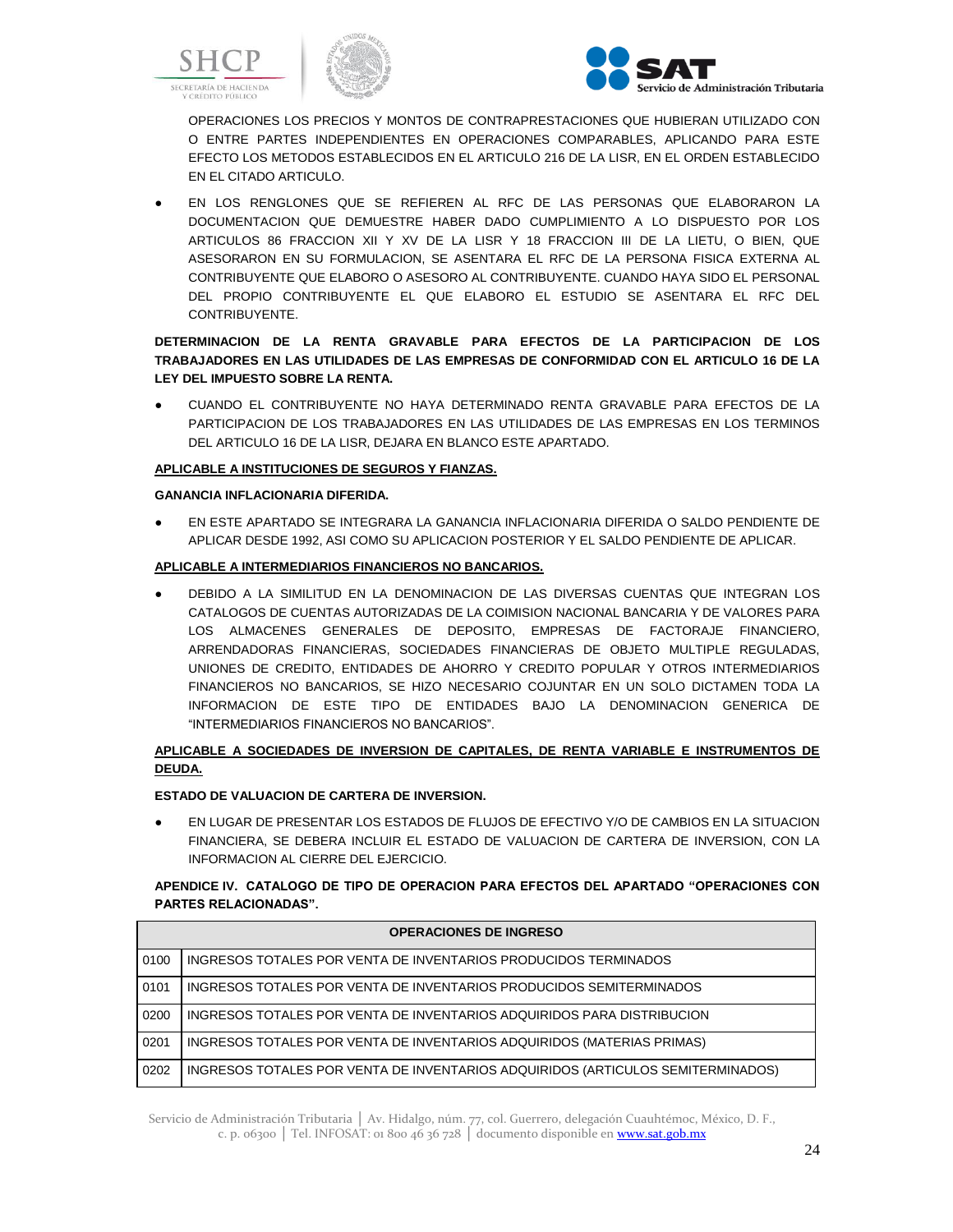OPERACIONES LOS PRECIOS Y MONTOS DE CONTRAPRESTACIONES QUE HUBIERAN UTILIZADO CON O ENTRE PARTES INDEPENDIENTES EN OPERACIONES COMPARABLES, APLICANDO PARA ESTE EFECTO LOS METODOS ESTABLECIDOS EN EL ARTICULO 216 DE LA LISR, EN EL ORDEN ESTABLECIDO EN EL CITADO ARTICULO.

- EN LOS RENGLONES QUE SE REFIEREN AL RFC DE LAS PERSONAS QUE ELABORARON LA DOCUMENTACION QUE DEMUESTRE HABER DADO CUMPLIMIENTO A LO DISPUESTO POR LOS ARTICULOS 86 FRACCION XII Y XV DE LA LISR Y 18 FRACCION III DE LA LIETU, O BIEN, QUE ASESORARON EN SU FORMULACION, SE ASENTARA EL RFC DE LA PERSONA FISICA EXTERNA AL CONTRIBUYENTE QUE ELABORO O ASESORO AL CONTRIBUYENTE. CUANDO HAYA SIDO EL PERSONAL DEL PROPIO CONTRIBUYENTE EL QUE ELABORO EL ESTUDIO SE ASENTARA EL RFC DEL CONTRIBUYENTE.

**DETERMINACION DE LA RENTA GRAVABLE PARA EFECTOS DE LA PARTICIPACION DE LOS TRABAJADORES EN LAS UTILIDADES DE LAS EMPRESAS DE CONFORMIDAD CON EL ARTICULO 16 DE LA LEY DEL IMPUESTO SOBRE LA RENTA.**

- CUANDO EL CONTRIBUYENTE NO HAYA DETERMINADO RENTA GRAVABLE PARA EFECTOS DE LA PARTICIPACION DE LOS TRABAJADORES EN LAS UTILIDADES DE LAS EMPRESAS EN LOS TERMINOS DEL ARTICULO 16 DE LA LISR, DEJARA EN BLANCO ESTE APARTADO.

**APLICABLE A INSTITUCIONES DE SEGUROS Y FIANZAS.**

**GANANCIA INFLACIONARIA DIFERIDA.**

- EN ESTE APARTADO SE INTEGRARA LA GANANCIA INFLACIONARIA DIFERIDA O SALDO PENDIENTE DE APLICAR DESDE 1992, ASI COMO SU APLICACION POSTERIOR Y EL SALDO PENDIENTE DE APLICAR.

**APLICABLE A INTERMEDIARIOS FINANCIEROS NO BANCARIOS.**

- DEBIDO A LA SIMILITUD EN LA DENOMINACION DE LAS DIVERSAS CUENTAS QUE INTEGRAN LOS CATALOGOS DE CUENTAS AUTORIZADAS DE LA COIMISION NACIONAL BANCARIA Y DE VALORES PARA LOS ALMACENES GENERALES DE DEPOSITO, EMPRESAS DE FACTORAJE FINANCIERO, ARRENDADORAS FINANCIERAS, SOCIEDADES FINANCIERAS DE OBJETO MULTIPLE REGULADAS, UNIONES DE CREDITO, ENTIDADES DE AHORRO Y CREDITO POPULAR Y OTROS INTERMEDIARIOS FINANCIEROS NO BANCARIOS, SE HIZO NECESARIO COJUNTAR EN UN SOLO DICTAMEN TODA LA INFORMACION DE ESTE TIPO DE ENTIDADES BAJO LA DENOMINACION GENERICA DE "INTERMEDIARIOS FINANCIEROS NO BANCARIOS".

**APLICABLE A SOCIEDADES DE INVERSION DE CAPITALES, DE RENTA VARIABLE E INSTRUMENTOS DE DEUDA.**

**ESTADO DE VALUACION DE CARTERA DE INVERSION.**

- EN LUGAR DE PRESENTAR LOS ESTADOS DE FLUJOS DE EFECTIVO Y/O DE CAMBIOS EN LA SITUACION FINANCIERA, SE DEBERA INCLUIR EL ESTADO DE VALUACION DE CARTERA DE INVERSION, CON LA INFORMACION AL CIERRE DEL EJERCICIO.

**APENDICE IV. CATALOGO DE TIPO DE OPERACION PARA EFECTOS DEL APARTADO "OPERACIONES CON PARTES RELACIONADAS".**

| | OPERACIONES DE INGRESO |
|---|---|
| 0100 | INGRESOS TOTALES POR VENTA DE INVENTARIOS PRODUCIDOS TERMINADOS |
| 0101 | INGRESOS TOTALES POR VENTA DE INVENTARIOS PRODUCIDOS SEMITERMINADOS |
| 0200 | INGRESOS TOTALES POR VENTA DE INVENTARIOS ADQUIRIDOS PARA DISTRIBUCION |
| 0201 | INGRESOS TOTALES POR VENTA DE INVENTARIOS ADQUIRIDOS (MATERIAS PRIMAS) |
| 0202 | INGRESOS TOTALES POR VENTA DE INVENTARIOS ADQUIRIDOS (ARTICULOS SEMITERMINADOS) |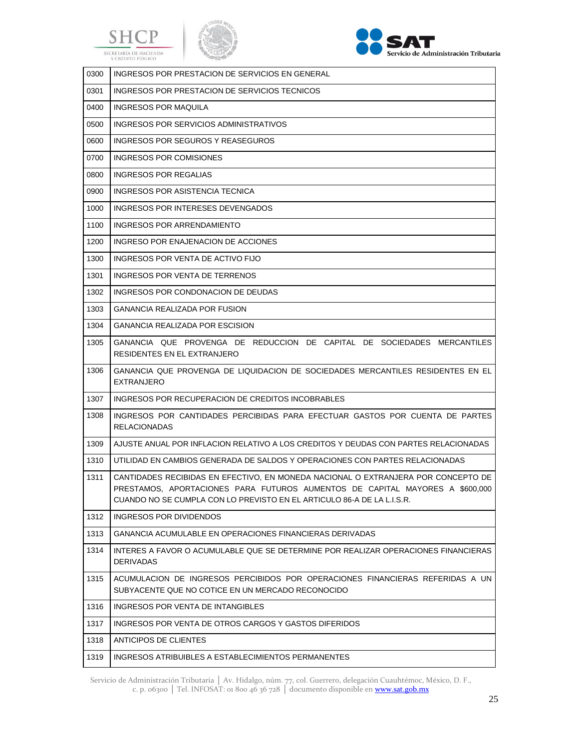| | |
|---|---|
| 0300 | INGRESOS POR PRESTACION DE SERVICIOS EN GENERAL |
| 0301 | INGRESOS POR PRESTACION DE SERVICIOS TECNICOS |
| 0400 | INGRESOS POR MAQUILA |
| 0500 | INGRESOS POR SERVICIOS ADMINISTRATIVOS |
| 0600 | INGRESOS POR SEGUROS Y REASEGUROS |
| 0700 | INGRESOS POR COMISIONES |
| 0800 | INGRESOS POR REGALIAS |
| 0900 | INGRESOS POR ASISTENCIA TECNICA |
| 1000 | INGRESOS POR INTERESES DEVENGADOS |
| 1100 | INGRESOS POR ARRENDAMIENTO |
| 1200 | INGRESO POR ENAJENACION DE ACCIONES |
| 1300 | INGRESOS POR VENTA DE ACTIVO FIJO |
| 1301 | INGRESOS POR VENTA DE TERRENOS |
| 1302 | INGRESOS POR CONDONACION DE DEUDAS |
| 1303 | GANANCIA REALIZADA POR FUSION |
| 1304 | GANANCIA REALIZADA POR ESCISION |
| 1305 | GANANCIA QUE PROVENGA DE REDUCCION DE CAPITAL DE SOCIEDADES MERCANTILES RESIDENTES EN EL EXTRANJERO |
| 1306 | GANANCIA QUE PROVENGA DE LIQUIDACION DE SOCIEDADES MERCANTILES RESIDENTES EN EL EXTRANJERO |
| 1307 | INGRESOS POR RECUPERACION DE CREDITOS INCOBRABLES |
| 1308 | INGRESOS POR CANTIDADES PERCIBIDAS PARA EFECTUAR GASTOS POR CUENTA DE PARTES RELACIONADAS |
| 1309 | AJUSTE ANUAL POR INFLACION RELATIVO A LOS CREDITOS Y DEUDAS CON PARTES RELACIONADAS |
| 1310 | UTILIDAD EN CAMBIOS GENERADA DE SALDOS Y OPERACIONES CON PARTES RELACIONADAS |
| 1311 | CANTIDADES RECIBIDAS EN EFECTIVO, EN MONEDA NACIONAL O EXTRANJERA POR CONCEPTO DE PRESTAMOS, APORTACIONES PARA FUTUROS AUMENTOS DE CAPITAL MAYORES A $600,000 CUANDO NO SE CUMPLA CON LO PREVISTO EN EL ARTICULO 86-A DE LA L.I.S.R. |
| 1312 | INGRESOS POR DIVIDENDOS |
| 1313 | GANANCIA ACUMULABLE EN OPERACIONES FINANCIERAS DERIVADAS |
| 1314 | INTERES A FAVOR O ACUMULABLE QUE SE DETERMINE POR REALIZAR OPERACIONES FINANCIERAS DERIVADAS |
| 1315 | ACUMULACION DE INGRESOS PERCIBIDOS POR OPERACIONES FINANCIERAS REFERIDAS A UN SUBYACENTE QUE NO COTICE EN UN MERCADO RECONOCIDO |
| 1316 | INGRESOS POR VENTA DE INTANGIBLES |
| 1317 | INGRESOS POR VENTA DE OTROS CARGOS Y GASTOS DIFERIDOS |
| 1318 | ANTICIPOS DE CLIENTES |
| 1319 | INGRESOS ATRIBUIBLES A ESTABLECIMIENTOS PERMANENTES |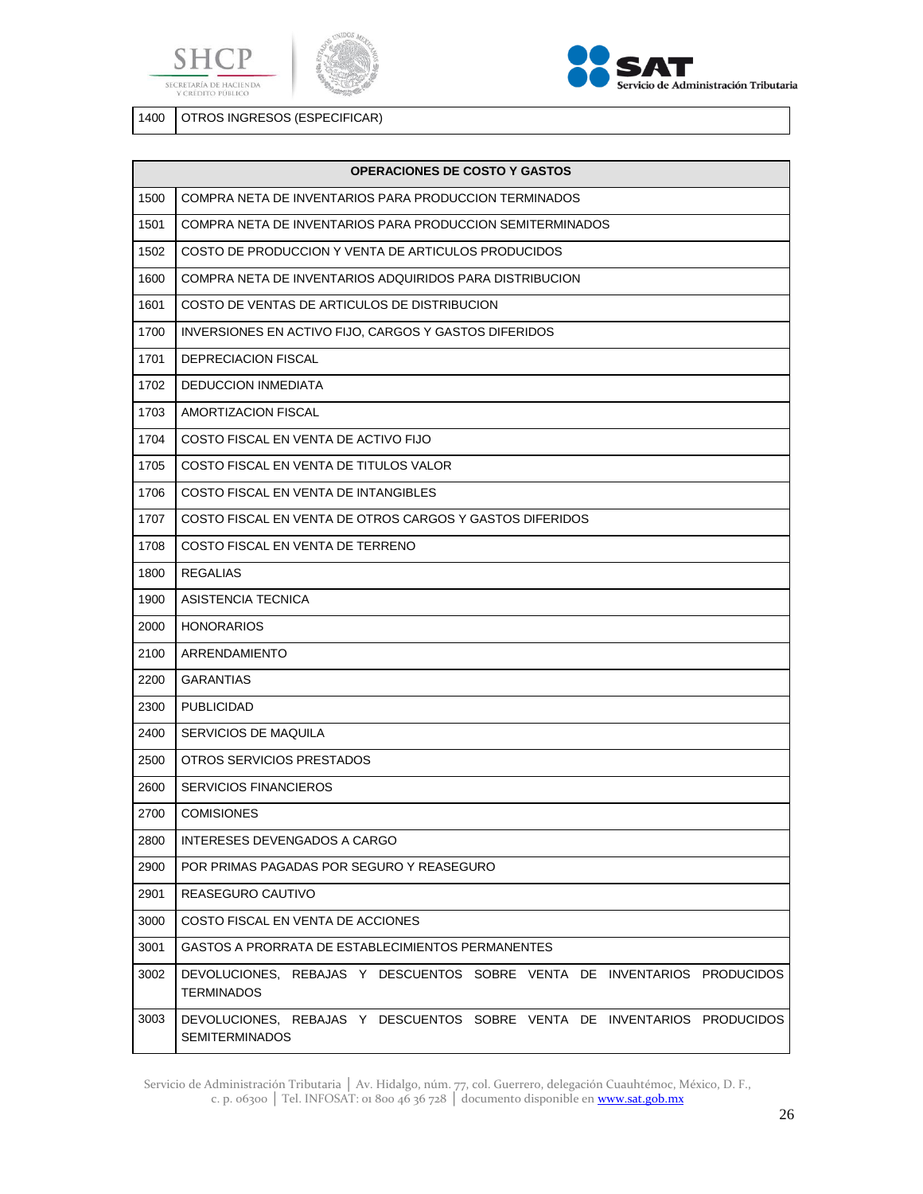| 1400 | OTROS INGRESOS (ESPECIFICAR) |
|---|---|

| OPERACIONES DE COSTO Y GASTOS | |
|---|---|
| 1500 | COMPRA NETA DE INVENTARIOS PARA PRODUCCION TERMINADOS |
| 1501 | COMPRA NETA DE INVENTARIOS PARA PRODUCCION SEMITERMINADOS |
| 1502 | COSTO DE PRODUCCION Y VENTA DE ARTICULOS PRODUCIDOS |
| 1600 | COMPRA NETA DE INVENTARIOS ADQUIRIDOS PARA DISTRIBUCION |
| 1601 | COSTO DE VENTAS DE ARTICULOS DE DISTRIBUCION |
| 1700 | INVERSIONES EN ACTIVO FIJO, CARGOS Y GASTOS DIFERIDOS |
| 1701 | DEPRECIACION FISCAL |
| 1702 | DEDUCCION INMEDIATA |
| 1703 | AMORTIZACION FISCAL |
| 1704 | COSTO FISCAL EN VENTA DE ACTIVO FIJO |
| 1705 | COSTO FISCAL EN VENTA DE TITULOS VALOR |
| 1706 | COSTO FISCAL EN VENTA DE INTANGIBLES |
| 1707 | COSTO FISCAL EN VENTA DE OTROS CARGOS Y GASTOS DIFERIDOS |
| 1708 | COSTO FISCAL EN VENTA DE TERRENO |
| 1800 | REGALIAS |
| 1900 | ASISTENCIA TECNICA |
| 2000 | HONORARIOS |
| 2100 | ARRENDAMIENTO |
| 2200 | GARANTIAS |
| 2300 | PUBLICIDAD |
| 2400 | SERVICIOS DE MAQUILA |
| 2500 | OTROS SERVICIOS PRESTADOS |
| 2600 | SERVICIOS FINANCIEROS |
| 2700 | COMISIONES |
| 2800 | INTERESES DEVENGADOS A CARGO |
| 2900 | POR PRIMAS PAGADAS POR SEGURO Y REASEGURO |
| 2901 | REASEGURO CAUTIVO |
| 3000 | COSTO FISCAL EN VENTA DE ACCIONES |
| 3001 | GASTOS A PRORRATA DE ESTABLECIMIENTOS PERMANENTES |
| 3002 | DEVOLUCIONES, REBAJAS Y DESCUENTOS SOBRE VENTA DE INVENTARIOS PRODUCIDOS TERMINADOS |
| 3003 | DEVOLUCIONES, REBAJAS Y DESCUENTOS SOBRE VENTA DE INVENTARIOS PRODUCIDOS SEMITERMINADOS |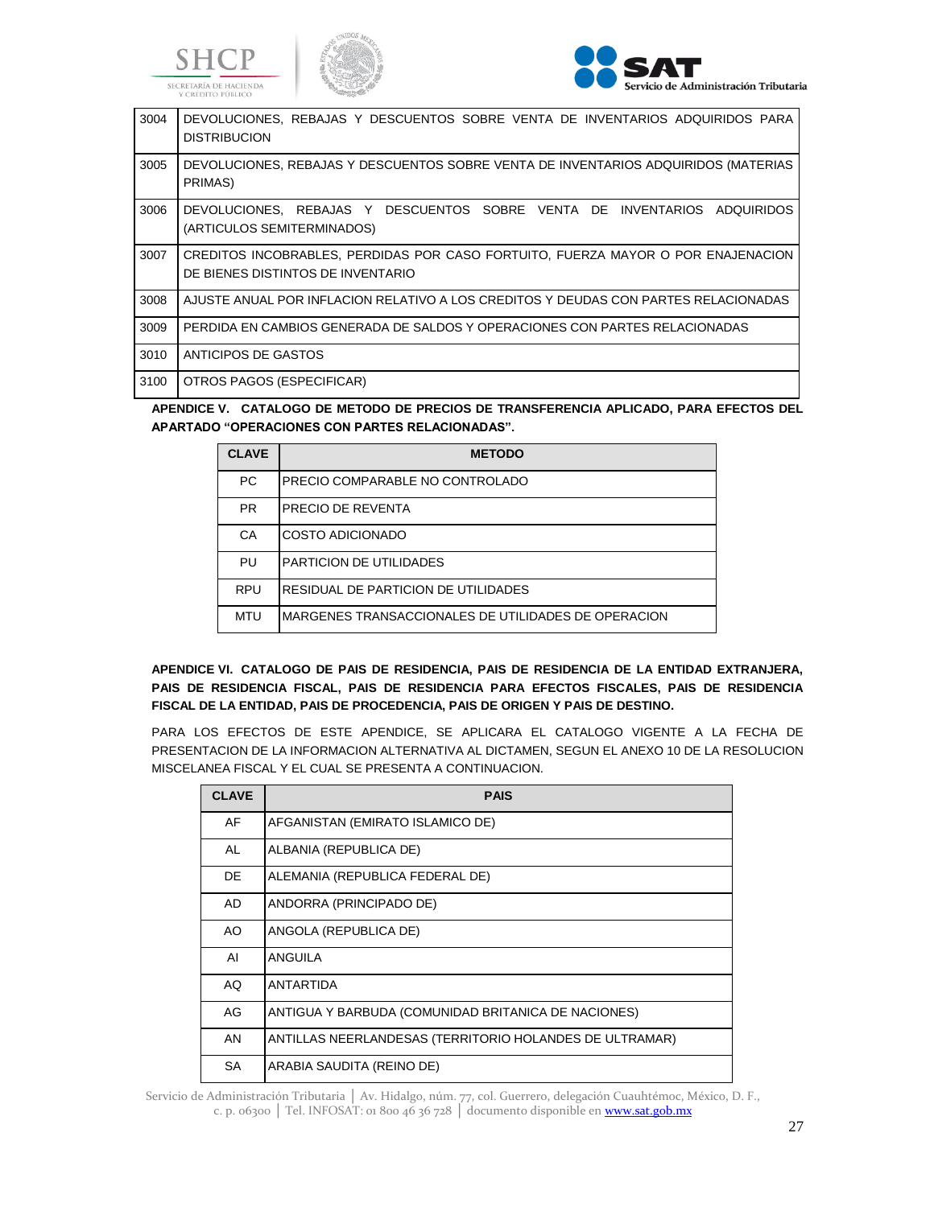| | |
|---|---|
| 3004 | DEVOLUCIONES, REBAJAS Y DESCUENTOS SOBRE VENTA DE INVENTARIOS ADQUIRIDOS PARA DISTRIBUCION |
| 3005 | DEVOLUCIONES, REBAJAS Y DESCUENTOS SOBRE VENTA DE INVENTARIOS ADQUIRIDOS (MATERIAS PRIMAS) |
| 3006 | DEVOLUCIONES, REBAJAS Y DESCUENTOS SOBRE VENTA DE INVENTARIOS ADQUIRIDOS (ARTICULOS SEMITERMINADOS) |
| 3007 | CREDITOS INCOBRABLES, PERDIDAS POR CASO FORTUITO, FUERZA MAYOR O POR ENAJENACION DE BIENES DISTINTOS DE INVENTARIO |
| 3008 | AJUSTE ANUAL POR INFLACION RELATIVO A LOS CREDITOS Y DEUDAS CON PARTES RELACIONADAS |
| 3009 | PERDIDA EN CAMBIOS GENERADA DE SALDOS Y OPERACIONES CON PARTES RELACIONADAS |
| 3010 | ANTICIPOS DE GASTOS |
| 3100 | OTROS PAGOS (ESPECIFICAR) |

**APENDICE V. CATALOGO DE METODO DE PRECIOS DE TRANSFERENCIA APLICADO, PARA EFECTOS DEL APARTADO "OPERACIONES CON PARTES RELACIONADAS".**

| CLAVE | METODO |
|---|---|
| PC | PRECIO COMPARABLE NO CONTROLADO |
| PR | PRECIO DE REVENTA |
| CA | COSTO ADICIONADO |
| PU | PARTICION DE UTILIDADES |
| RPU | RESIDUAL DE PARTICION DE UTILIDADES |
| MTU | MARGENES TRANSACCIONALES DE UTILIDADES DE OPERACION |

**APENDICE VI. CATALOGO DE PAIS DE RESIDENCIA, PAIS DE RESIDENCIA DE LA ENTIDAD EXTRANJERA, PAIS DE RESIDENCIA FISCAL, PAIS DE RESIDENCIA PARA EFECTOS FISCALES, PAIS DE RESIDENCIA FISCAL DE LA ENTIDAD, PAIS DE PROCEDENCIA, PAIS DE ORIGEN Y PAIS DE DESTINO.**

PARA LOS EFECTOS DE ESTE APENDICE, SE APLICARA EL CATALOGO VIGENTE A LA FECHA DE PRESENTACION DE LA INFORMACION ALTERNATIVA AL DICTAMEN, SEGUN EL ANEXO 10 DE LA RESOLUCION MISCELANEA FISCAL Y EL CUAL SE PRESENTA A CONTINUACION.

| CLAVE | PAIS |
|---|---|
| AF | AFGANISTAN (EMIRATO ISLAMICO DE) |
| AL | ALBANIA (REPUBLICA DE) |
| DE | ALEMANIA (REPUBLICA FEDERAL DE) |
| AD | ANDORRA (PRINCIPADO DE) |
| AO | ANGOLA (REPUBLICA DE) |
| AI | ANGUILA |
| AQ | ANTARTIDA |
| AG | ANTIGUA Y BARBUDA (COMUNIDAD BRITANICA DE NACIONES) |
| AN | ANTILLAS NEERLANDESAS (TERRITORIO HOLANDES DE ULTRAMAR) |
| SA | ARABIA SAUDITA (REINO DE) |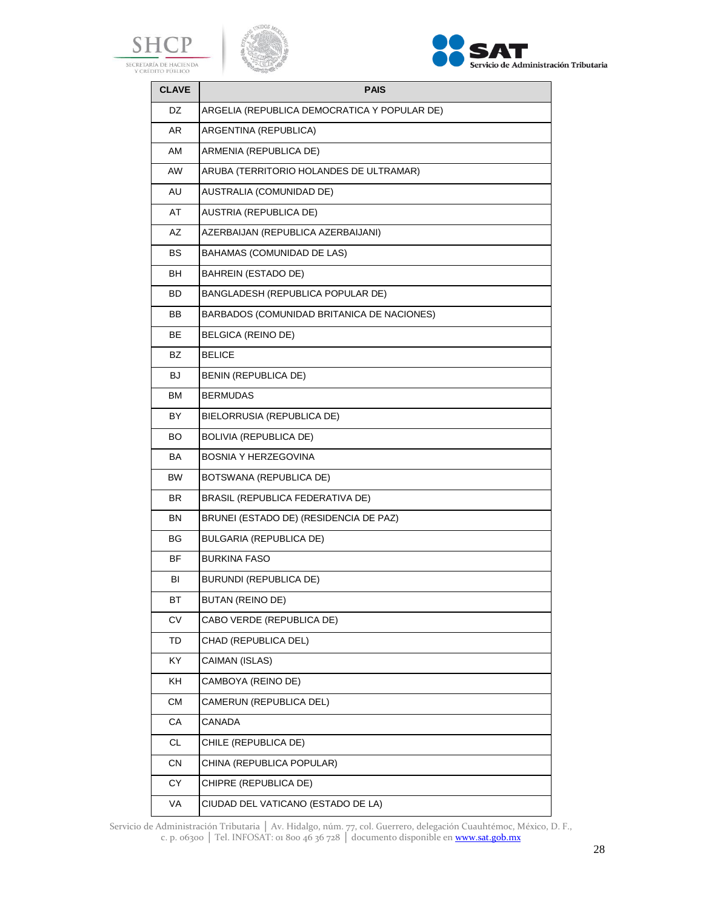| CLAVE | PAIS |
|---|---|
| DZ | ARGELIA (REPUBLICA DEMOCRATICA Y POPULAR DE) |
| AR | ARGENTINA (REPUBLICA) |
| AM | ARMENIA (REPUBLICA DE) |
| AW | ARUBA (TERRITORIO HOLANDES DE ULTRAMAR) |
| AU | AUSTRALIA (COMUNIDAD DE) |
| AT | AUSTRIA (REPUBLICA DE) |
| AZ | AZERBAIJAN (REPUBLICA AZERBAIJANI) |
| BS | BAHAMAS (COMUNIDAD DE LAS) |
| BH | BAHREIN (ESTADO DE) |
| BD | BANGLADESH (REPUBLICA POPULAR DE) |
| BB | BARBADOS (COMUNIDAD BRITANICA DE NACIONES) |
| BE | BELGICA (REINO DE) |
| BZ | BELICE |
| BJ | BENIN (REPUBLICA DE) |
| BM | BERMUDAS |
| BY | BIELORRUSIA (REPUBLICA DE) |
| BO | BOLIVIA (REPUBLICA DE) |
| BA | BOSNIA Y HERZEGOVINA |
| BW | BOTSWANA (REPUBLICA DE) |
| BR | BRASIL (REPUBLICA FEDERATIVA DE) |
| BN | BRUNEI (ESTADO DE) (RESIDENCIA DE PAZ) |
| BG | BULGARIA (REPUBLICA DE) |
| BF | BURKINA FASO |
| BI | BURUNDI (REPUBLICA DE) |
| BT | BUTAN (REINO DE) |
| CV | CABO VERDE (REPUBLICA DE) |
| TD | CHAD (REPUBLICA DEL) |
| KY | CAIMAN (ISLAS) |
| KH | CAMBOYA (REINO DE) |
| CM | CAMERUN (REPUBLICA DEL) |
| CA | CANADA |
| CL | CHILE (REPUBLICA DE) |
| CN | CHINA (REPUBLICA POPULAR) |
| CY | CHIPRE (REPUBLICA DE) |
| VA | CIUDAD DEL VATICANO (ESTADO DE LA) |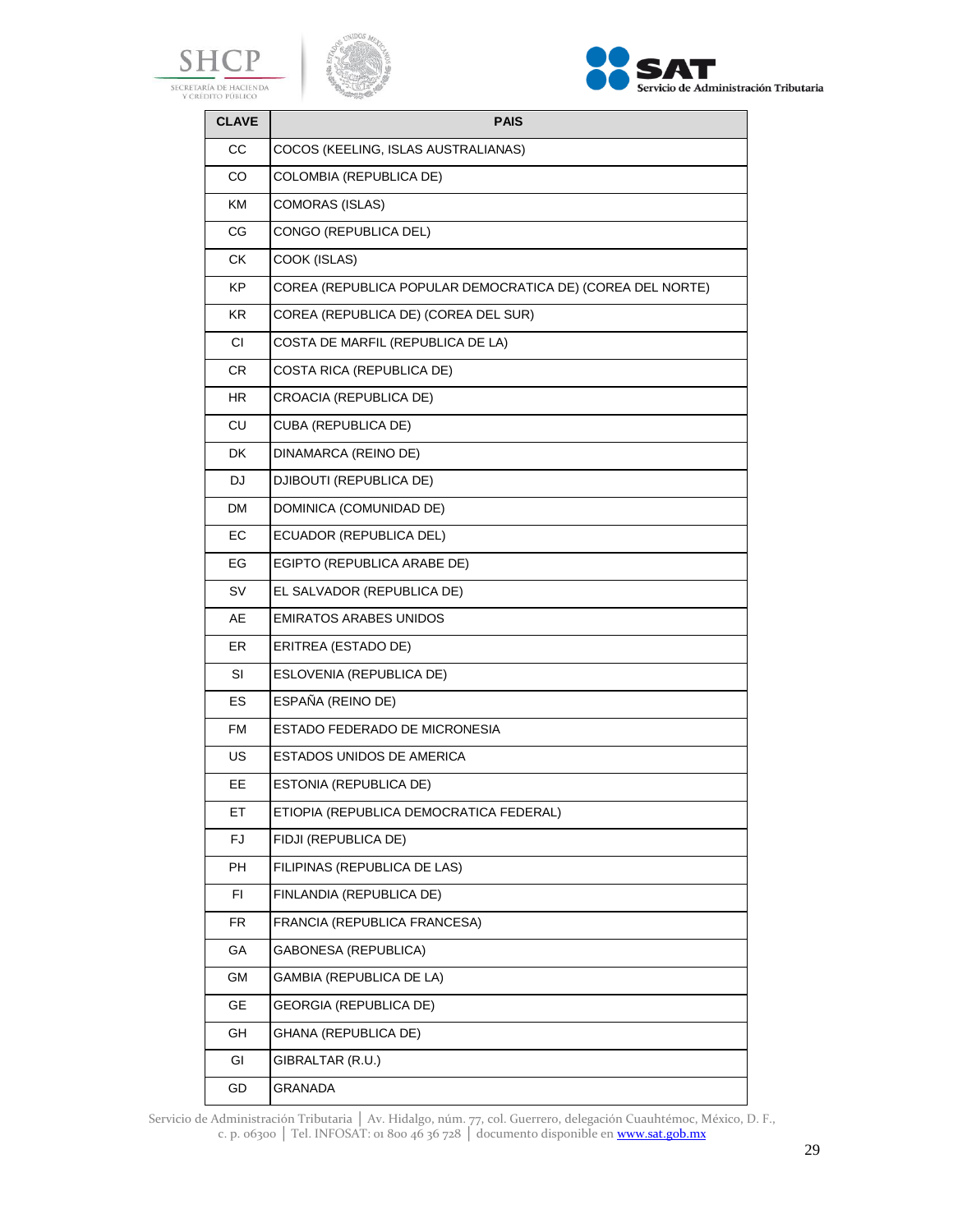| CLAVE | PAIS |
|---|---|
| CC | COCOS (KEELING, ISLAS AUSTRALIANAS) |
| CO | COLOMBIA (REPUBLICA DE) |
| KM | COMORAS (ISLAS) |
| CG | CONGO (REPUBLICA DEL) |
| CK | COOK (ISLAS) |
| KP | COREA (REPUBLICA POPULAR DEMOCRATICA DE) (COREA DEL NORTE) |
| KR | COREA (REPUBLICA DE) (COREA DEL SUR) |
| CI | COSTA DE MARFIL (REPUBLICA DE LA) |
| CR | COSTA RICA (REPUBLICA DE) |
| HR | CROACIA (REPUBLICA DE) |
| CU | CUBA (REPUBLICA DE) |
| DK | DINAMARCA (REINO DE) |
| DJ | DJIBOUTI (REPUBLICA DE) |
| DM | DOMINICA (COMUNIDAD DE) |
| EC | ECUADOR (REPUBLICA DEL) |
| EG | EGIPTO (REPUBLICA ARABE DE) |
| SV | EL SALVADOR (REPUBLICA DE) |
| AE | EMIRATOS ARABES UNIDOS |
| ER | ERITREA (ESTADO DE) |
| SI | ESLOVENIA (REPUBLICA DE) |
| ES | ESPAÑA (REINO DE) |
| FM | ESTADO FEDERADO DE MICRONESIA |
| US | ESTADOS UNIDOS DE AMERICA |
| EE | ESTONIA (REPUBLICA DE) |
| ET | ETIOPIA (REPUBLICA DEMOCRATICA FEDERAL) |
| FJ | FIDJI (REPUBLICA DE) |
| PH | FILIPINAS (REPUBLICA DE LAS) |
| FI | FINLANDIA (REPUBLICA DE) |
| FR | FRANCIA (REPUBLICA FRANCESA) |
| GA | GABONESA (REPUBLICA) |
| GM | GAMBIA (REPUBLICA DE LA) |
| GE | GEORGIA (REPUBLICA DE) |
| GH | GHANA (REPUBLICA DE) |
| GI | GIBRALTAR (R.U.) |
| GD | GRANADA |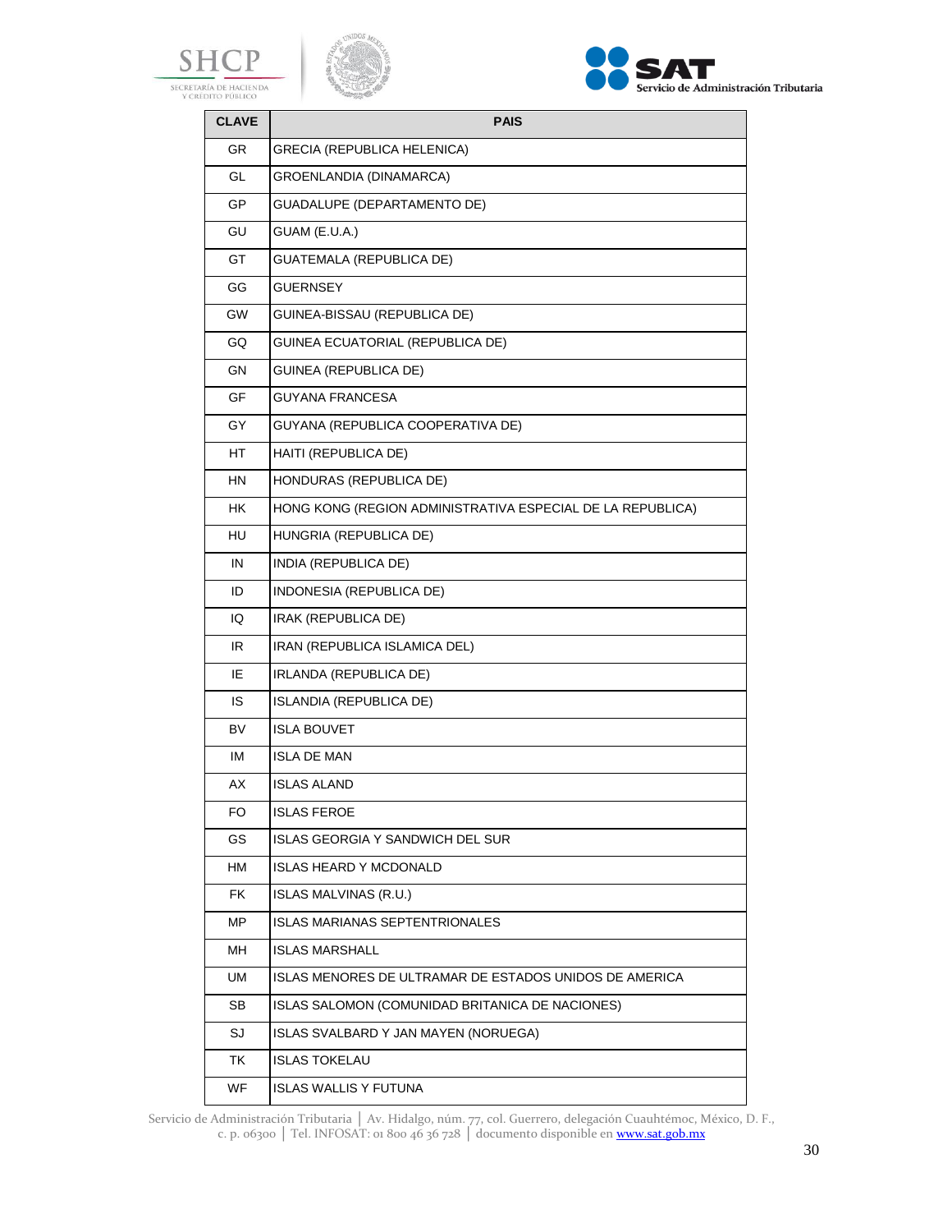| CLAVE | PAIS |
| --- | --- |
| GR | GRECIA (REPUBLICA HELENICA) |
| GL | GROENLANDIA (DINAMARCA) |
| GP | GUADALUPE (DEPARTAMENTO DE) |
| GU | GUAM (E.U.A.) |
| GT | GUATEMALA (REPUBLICA DE) |
| GG | GUERNSEY |
| GW | GUINEA-BISSAU (REPUBLICA DE) |
| GQ | GUINEA ECUATORIAL (REPUBLICA DE) |
| GN | GUINEA (REPUBLICA DE) |
| GF | GUYANA FRANCESA |
| GY | GUYANA (REPUBLICA COOPERATIVA DE) |
| HT | HAITI (REPUBLICA DE) |
| HN | HONDURAS (REPUBLICA DE) |
| HK | HONG KONG (REGION ADMINISTRATIVA ESPECIAL DE LA REPUBLICA) |
| HU | HUNGRIA (REPUBLICA DE) |
| IN | INDIA (REPUBLICA DE) |
| ID | INDONESIA (REPUBLICA DE) |
| IQ | IRAK (REPUBLICA DE) |
| IR | IRAN (REPUBLICA ISLAMICA DEL) |
| IE | IRLANDA (REPUBLICA DE) |
| IS | ISLANDIA (REPUBLICA DE) |
| BV | ISLA BOUVET |
| IM | ISLA DE MAN |
| AX | ISLAS ALAND |
| FO | ISLAS FEROE |
| GS | ISLAS GEORGIA Y SANDWICH DEL SUR |
| HM | ISLAS HEARD Y MCDONALD |
| FK | ISLAS MALVINAS (R.U.) |
| MP | ISLAS MARIANAS SEPTENTRIONALES |
| MH | ISLAS MARSHALL |
| UM | ISLAS MENORES DE ULTRAMAR DE ESTADOS UNIDOS DE AMERICA |
| SB | ISLAS SALOMON (COMUNIDAD BRITANICA DE NACIONES) |
| SJ | ISLAS SVALBARD Y JAN MAYEN (NORUEGA) |
| TK | ISLAS TOKELAU |
| WF | ISLAS WALLIS Y FUTUNA |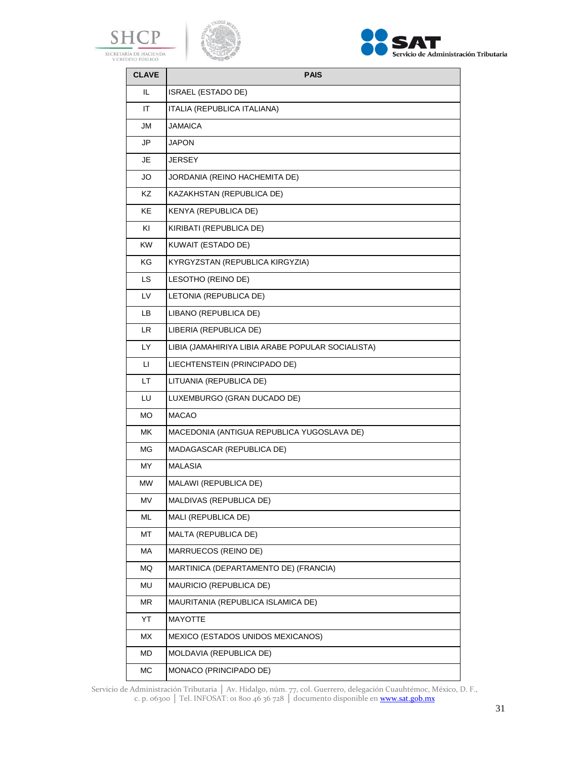| CLAVE | PAIS |
| --- | --- |
| IL | ISRAEL (ESTADO DE) |
| IT | ITALIA (REPUBLICA ITALIANA) |
| JM | JAMAICA |
| JP | JAPON |
| JE | JERSEY |
| JO | JORDANIA (REINO HACHEMITA DE) |
| KZ | KAZAKHSTAN (REPUBLICA DE) |
| KE | KENYA (REPUBLICA DE) |
| KI | KIRIBATI (REPUBLICA DE) |
| KW | KUWAIT (ESTADO DE) |
| KG | KYRGYZSTAN (REPUBLICA KIRGYZIA) |
| LS | LESOTHO (REINO DE) |
| LV | LETONIA (REPUBLICA DE) |
| LB | LIBANO (REPUBLICA DE) |
| LR | LIBERIA (REPUBLICA DE) |
| LY | LIBIA (JAMAHIRIYA LIBIA ARABE POPULAR SOCIALISTA) |
| LI | LIECHTENSTEIN (PRINCIPADO DE) |
| LT | LITUANIA (REPUBLICA DE) |
| LU | LUXEMBURGO (GRAN DUCADO DE) |
| MO | MACAO |
| MK | MACEDONIA (ANTIGUA REPUBLICA YUGOSLAVA DE) |
| MG | MADAGASCAR (REPUBLICA DE) |
| MY | MALASIA |
| MW | MALAWI (REPUBLICA DE) |
| MV | MALDIVAS (REPUBLICA DE) |
| ML | MALI (REPUBLICA DE) |
| MT | MALTA (REPUBLICA DE) |
| MA | MARRUECOS (REINO DE) |
| MQ | MARTINICA (DEPARTAMENTO DE) (FRANCIA) |
| MU | MAURICIO (REPUBLICA DE) |
| MR | MAURITANIA (REPUBLICA ISLAMICA DE) |
| YT | MAYOTTE |
| MX | MEXICO (ESTADOS UNIDOS MEXICANOS) |
| MD | MOLDAVIA (REPUBLICA DE) |
| MC | MONACO (PRINCIPADO DE) |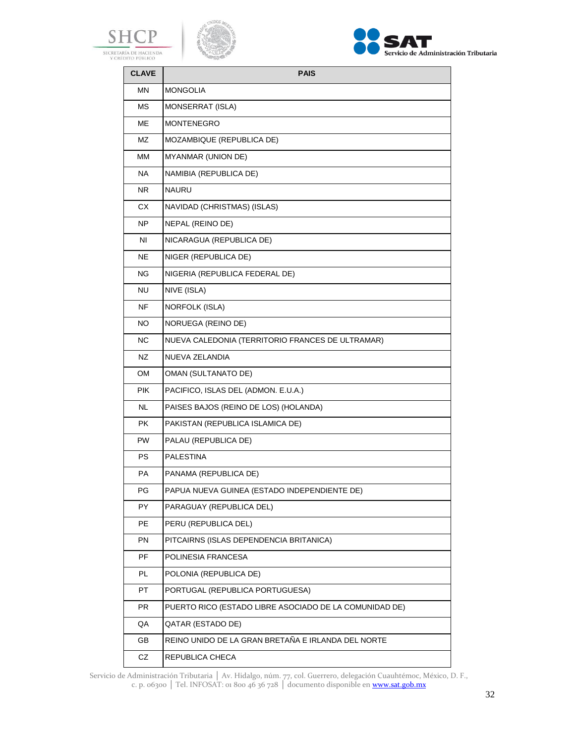| CLAVE | PAIS |
|---|---|
| MN | MONGOLIA |
| MS | MONSERRAT (ISLA) |
| ME | MONTENEGRO |
| MZ | MOZAMBIQUE (REPUBLICA DE) |
| MM | MYANMAR (UNION DE) |
| NA | NAMIBIA (REPUBLICA DE) |
| NR | NAURU |
| CX | NAVIDAD (CHRISTMAS) (ISLAS) |
| NP | NEPAL (REINO DE) |
| NI | NICARAGUA (REPUBLICA DE) |
| NE | NIGER (REPUBLICA DE) |
| NG | NIGERIA (REPUBLICA FEDERAL DE) |
| NU | NIVE (ISLA) |
| NF | NORFOLK (ISLA) |
| NO | NORUEGA (REINO DE) |
| NC | NUEVA CALEDONIA (TERRITORIO FRANCES DE ULTRAMAR) |
| NZ | NUEVA ZELANDIA |
| OM | OMAN (SULTANATO DE) |
| PIK | PACIFICO, ISLAS DEL (ADMON. E.U.A.) |
| NL | PAISES BAJOS (REINO DE LOS) (HOLANDA) |
| PK | PAKISTAN (REPUBLICA ISLAMICA DE) |
| PW | PALAU (REPUBLICA DE) |
| PS | PALESTINA |
| PA | PANAMA (REPUBLICA DE) |
| PG | PAPUA NUEVA GUINEA (ESTADO INDEPENDIENTE DE) |
| PY | PARAGUAY (REPUBLICA DEL) |
| PE | PERU (REPUBLICA DEL) |
| PN | PITCAIRNS (ISLAS DEPENDENCIA BRITANICA) |
| PF | POLINESIA FRANCESA |
| PL | POLONIA (REPUBLICA DE) |
| PT | PORTUGAL (REPUBLICA PORTUGUESA) |
| PR | PUERTO RICO (ESTADO LIBRE ASOCIADO DE LA COMUNIDAD DE) |
| QA | QATAR (ESTADO DE) |
| GB | REINO UNIDO DE LA GRAN BRETAÑA E IRLANDA DEL NORTE |
| CZ | REPUBLICA CHECA |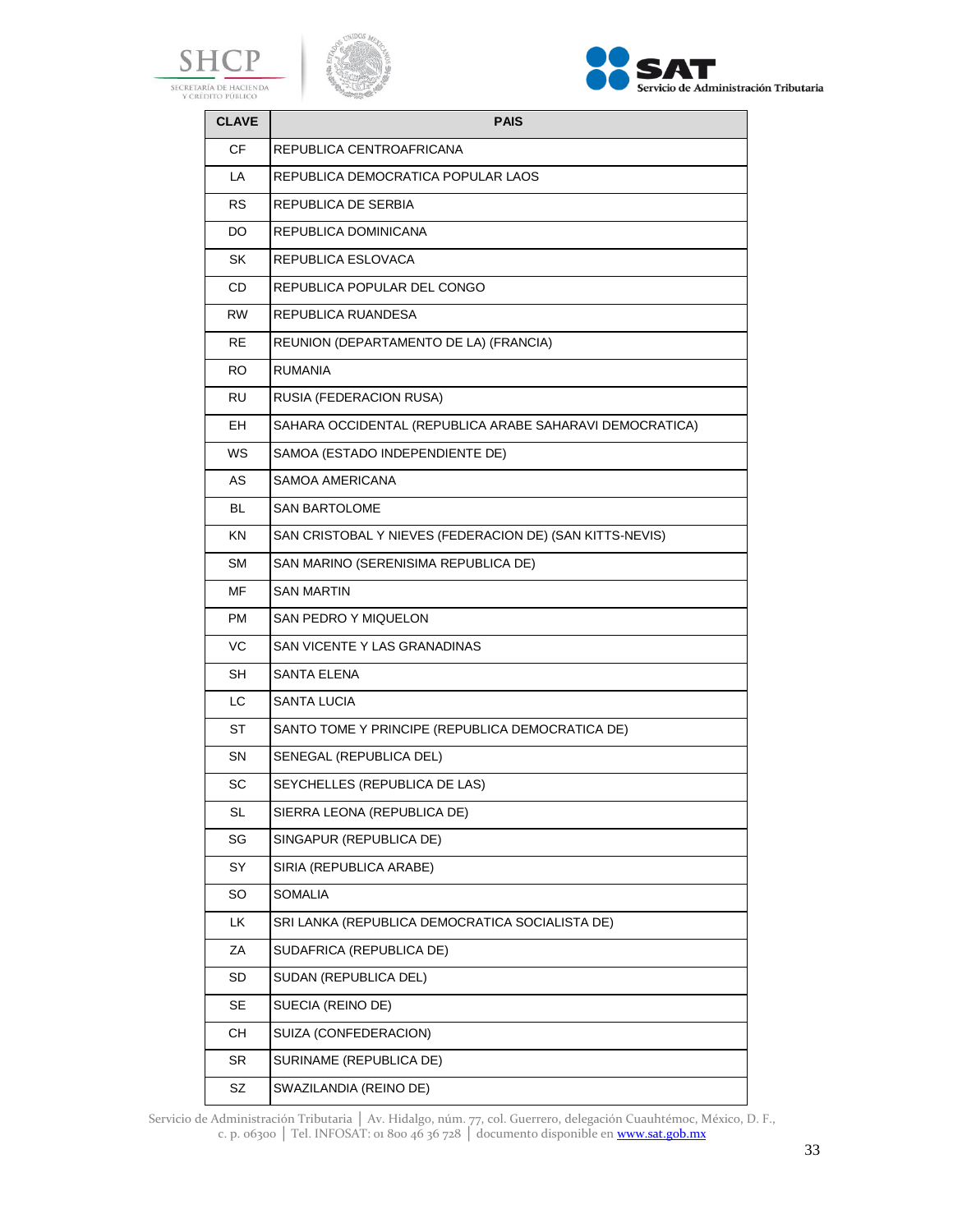| CLAVE | PAIS |
|---|---|
| CF | REPUBLICA CENTROAFRICANA |
| LA | REPUBLICA DEMOCRATICA POPULAR LAOS |
| RS | REPUBLICA DE SERBIA |
| DO | REPUBLICA DOMINICANA |
| SK | REPUBLICA ESLOVACA |
| CD | REPUBLICA POPULAR DEL CONGO |
| RW | REPUBLICA RUANDESA |
| RE | REUNION (DEPARTAMENTO DE LA) (FRANCIA) |
| RO | RUMANIA |
| RU | RUSIA (FEDERACION RUSA) |
| EH | SAHARA OCCIDENTAL (REPUBLICA ARABE SAHARAVI DEMOCRATICA) |
| WS | SAMOA (ESTADO INDEPENDIENTE DE) |
| AS | SAMOA AMERICANA |
| BL | SAN BARTOLOME |
| KN | SAN CRISTOBAL Y NIEVES (FEDERACION DE) (SAN KITTS-NEVIS) |
| SM | SAN MARINO (SERENISIMA REPUBLICA DE) |
| MF | SAN MARTIN |
| PM | SAN PEDRO Y MIQUELON |
| VC | SAN VICENTE Y LAS GRANADINAS |
| SH | SANTA ELENA |
| LC | SANTA LUCIA |
| ST | SANTO TOME Y PRINCIPE (REPUBLICA DEMOCRATICA DE) |
| SN | SENEGAL (REPUBLICA DEL) |
| SC | SEYCHELLES (REPUBLICA DE LAS) |
| SL | SIERRA LEONA (REPUBLICA DE) |
| SG | SINGAPUR (REPUBLICA DE) |
| SY | SIRIA (REPUBLICA ARABE) |
| SO | SOMALIA |
| LK | SRI LANKA (REPUBLICA DEMOCRATICA SOCIALISTA DE) |
| ZA | SUDAFRICA (REPUBLICA DE) |
| SD | SUDAN (REPUBLICA DEL) |
| SE | SUECIA (REINO DE) |
| CH | SUIZA (CONFEDERACION) |
| SR | SURINAME (REPUBLICA DE) |
| SZ | SWAZILANDIA (REINO DE) |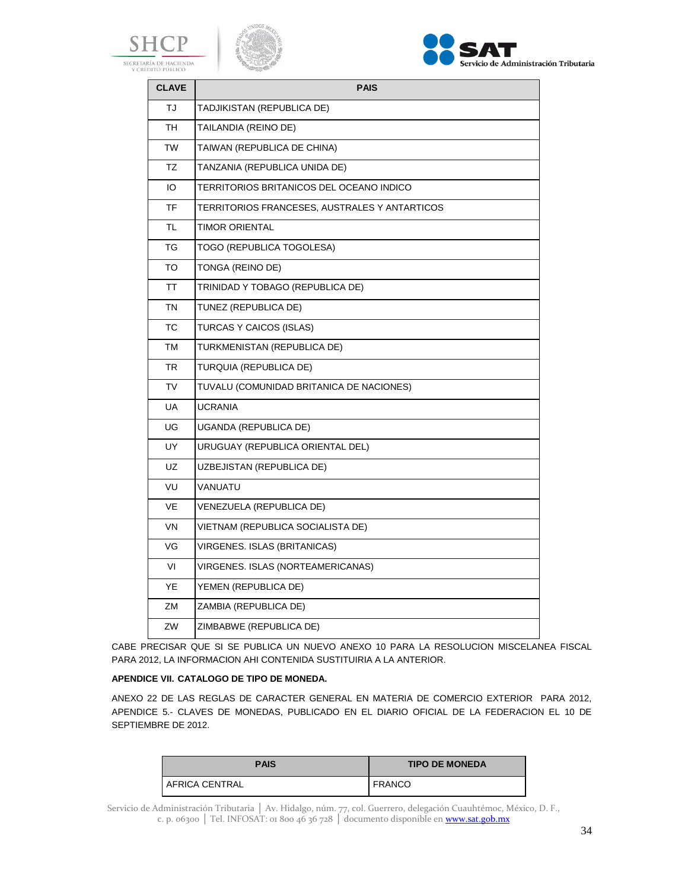| CLAVE | PAIS |
|---|---|
| TJ | TADJIKISTAN (REPUBLICA DE) |
| TH | TAILANDIA (REINO DE) |
| TW | TAIWAN (REPUBLICA DE CHINA) |
| TZ | TANZANIA (REPUBLICA UNIDA DE) |
| IO | TERRITORIOS BRITANICOS DEL OCEANO INDICO |
| TF | TERRITORIOS FRANCESES, AUSTRALES Y ANTARTICOS |
| TL | TIMOR ORIENTAL |
| TG | TOGO (REPUBLICA TOGOLESA) |
| TO | TONGA (REINO DE) |
| TT | TRINIDAD Y TOBAGO (REPUBLICA DE) |
| TN | TUNEZ (REPUBLICA DE) |
| TC | TURCAS Y CAICOS (ISLAS) |
| TM | TURKMENISTAN (REPUBLICA DE) |
| TR | TURQUIA (REPUBLICA DE) |
| TV | TUVALU (COMUNIDAD BRITANICA DE NACIONES) |
| UA | UCRANIA |
| UG | UGANDA (REPUBLICA DE) |
| UY | URUGUAY (REPUBLICA ORIENTAL DEL) |
| UZ | UZBEJISTAN (REPUBLICA DE) |
| VU | VANUATU |
| VE | VENEZUELA (REPUBLICA DE) |
| VN | VIETNAM (REPUBLICA SOCIALISTA DE) |
| VG | VIRGENES. ISLAS (BRITANICAS) |
| VI | VIRGENES. ISLAS (NORTEAMERICANAS) |
| YE | YEMEN (REPUBLICA DE) |
| ZM | ZAMBIA (REPUBLICA DE) |
| ZW | ZIMBABWE (REPUBLICA DE) |

CABE PRECISAR QUE SI SE PUBLICA UN NUEVO ANEXO 10 PARA LA RESOLUCION MISCELANEA FISCAL PARA 2012, LA INFORMACION AHI CONTENIDA SUSTITUIRIA A LA ANTERIOR.

**APENDICE VII. CATALOGO DE TIPO DE MONEDA.**

ANEXO 22 DE LAS REGLAS DE CARACTER GENERAL EN MATERIA DE COMERCIO EXTERIOR PARA 2012, APENDICE 5.- CLAVES DE MONEDAS, PUBLICADO EN EL DIARIO OFICIAL DE LA FEDERACION EL 10 DE SEPTIEMBRE DE 2012.

| PAIS | TIPO DE MONEDA |
|---|---|
| AFRICA CENTRAL | FRANCO |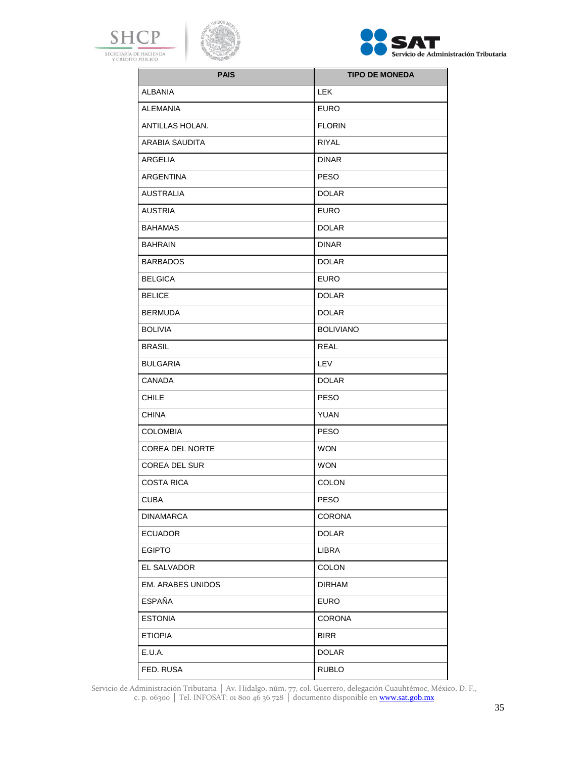| PAIS | TIPO DE MONEDA |
| --- | --- |
| ALBANIA | LEK |
| ALEMANIA | EURO |
| ANTILLAS HOLAN. | FLORIN |
| ARABIA SAUDITA | RIYAL |
| ARGELIA | DINAR |
| ARGENTINA | PESO |
| AUSTRALIA | DOLAR |
| AUSTRIA | EURO |
| BAHAMAS | DOLAR |
| BAHRAIN | DINAR |
| BARBADOS | DOLAR |
| BELGICA | EURO |
| BELICE | DOLAR |
| BERMUDA | DOLAR |
| BOLIVIA | BOLIVIANO |
| BRASIL | REAL |
| BULGARIA | LEV |
| CANADA | DOLAR |
| CHILE | PESO |
| CHINA | YUAN |
| COLOMBIA | PESO |
| COREA DEL NORTE | WON |
| COREA DEL SUR | WON |
| COSTA RICA | COLON |
| CUBA | PESO |
| DINAMARCA | CORONA |
| ECUADOR | DOLAR |
| EGIPTO | LIBRA |
| EL SALVADOR | COLON |
| EM. ARABES UNIDOS | DIRHAM |
| ESPAÑA | EURO |
| ESTONIA | CORONA |
| ETIOPIA | BIRR |
| E.U.A. | DOLAR |
| FED. RUSA | RUBLO |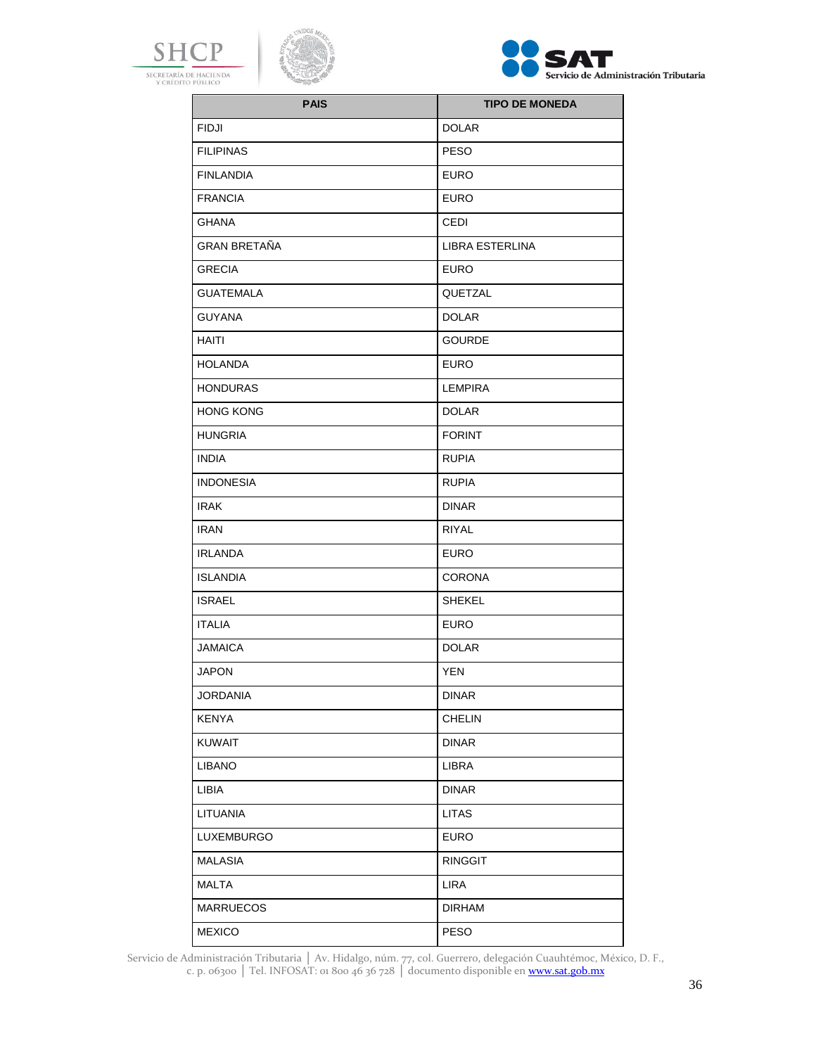| PAIS | TIPO DE MONEDA |
|---|---|
| FIDJI | DOLAR |
| FILIPINAS | PESO |
| FINLANDIA | EURO |
| FRANCIA | EURO |
| GHANA | CEDI |
| GRAN BRETAÑA | LIBRA ESTERLINA |
| GRECIA | EURO |
| GUATEMALA | QUETZAL |
| GUYANA | DOLAR |
| HAITI | GOURDE |
| HOLANDA | EURO |
| HONDURAS | LEMPIRA |
| HONG KONG | DOLAR |
| HUNGRIA | FORINT |
| INDIA | RUPIA |
| INDONESIA | RUPIA |
| IRAK | DINAR |
| IRAN | RIYAL |
| IRLANDA | EURO |
| ISLANDIA | CORONA |
| ISRAEL | SHEKEL |
| ITALIA | EURO |
| JAMAICA | DOLAR |
| JAPON | YEN |
| JORDANIA | DINAR |
| KENYA | CHELIN |
| KUWAIT | DINAR |
| LIBANO | LIBRA |
| LIBIA | DINAR |
| LITUANIA | LITAS |
| LUXEMBURGO | EURO |
| MALASIA | RINGGIT |
| MALTA | LIRA |
| MARRUECOS | DIRHAM |
| MEXICO | PESO |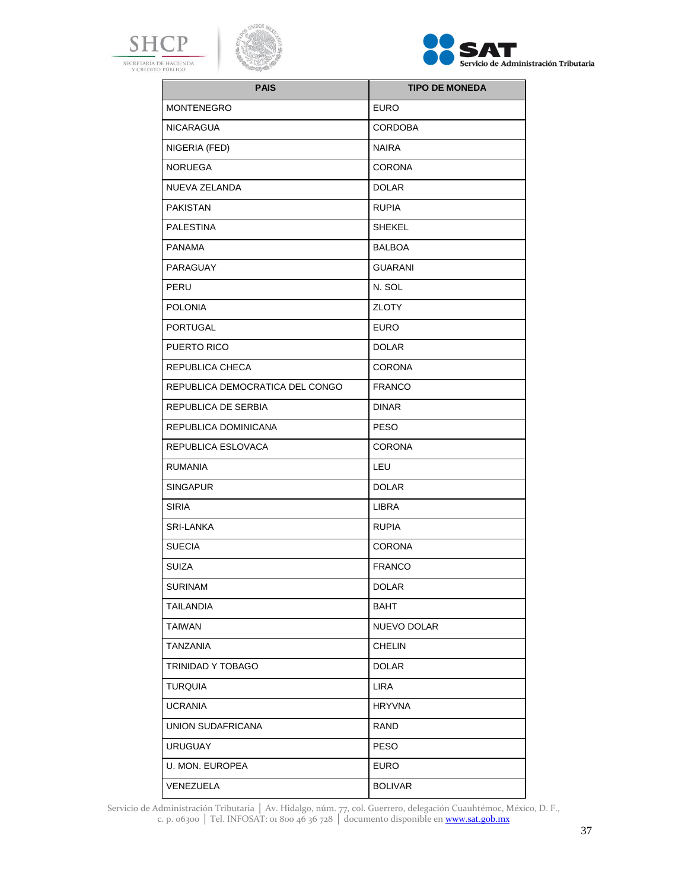| PAIS | TIPO DE MONEDA |
|---|---|
| MONTENEGRO | EURO |
| NICARAGUA | CORDOBA |
| NIGERIA (FED) | NAIRA |
| NORUEGA | CORONA |
| NUEVA ZELANDA | DOLAR |
| PAKISTAN | RUPIA |
| PALESTINA | SHEKEL |
| PANAMA | BALBOA |
| PARAGUAY | GUARANI |
| PERU | N. SOL |
| POLONIA | ZLOTY |
| PORTUGAL | EURO |
| PUERTO RICO | DOLAR |
| REPUBLICA CHECA | CORONA |
| REPUBLICA DEMOCRATICA DEL CONGO | FRANCO |
| REPUBLICA DE SERBIA | DINAR |
| REPUBLICA DOMINICANA | PESO |
| REPUBLICA ESLOVACA | CORONA |
| RUMANIA | LEU |
| SINGAPUR | DOLAR |
| SIRIA | LIBRA |
| SRI-LANKA | RUPIA |
| SUECIA | CORONA |
| SUIZA | FRANCO |
| SURINAM | DOLAR |
| TAILANDIA | BAHT |
| TAIWAN | NUEVO DOLAR |
| TANZANIA | CHELIN |
| TRINIDAD Y TOBAGO | DOLAR |
| TURQUIA | LIRA |
| UCRANIA | HRYVNA |
| UNION SUDAFRICANA | RAND |
| URUGUAY | PESO |
| U. MON. EUROPEA | EURO |
| VENEZUELA | BOLIVAR |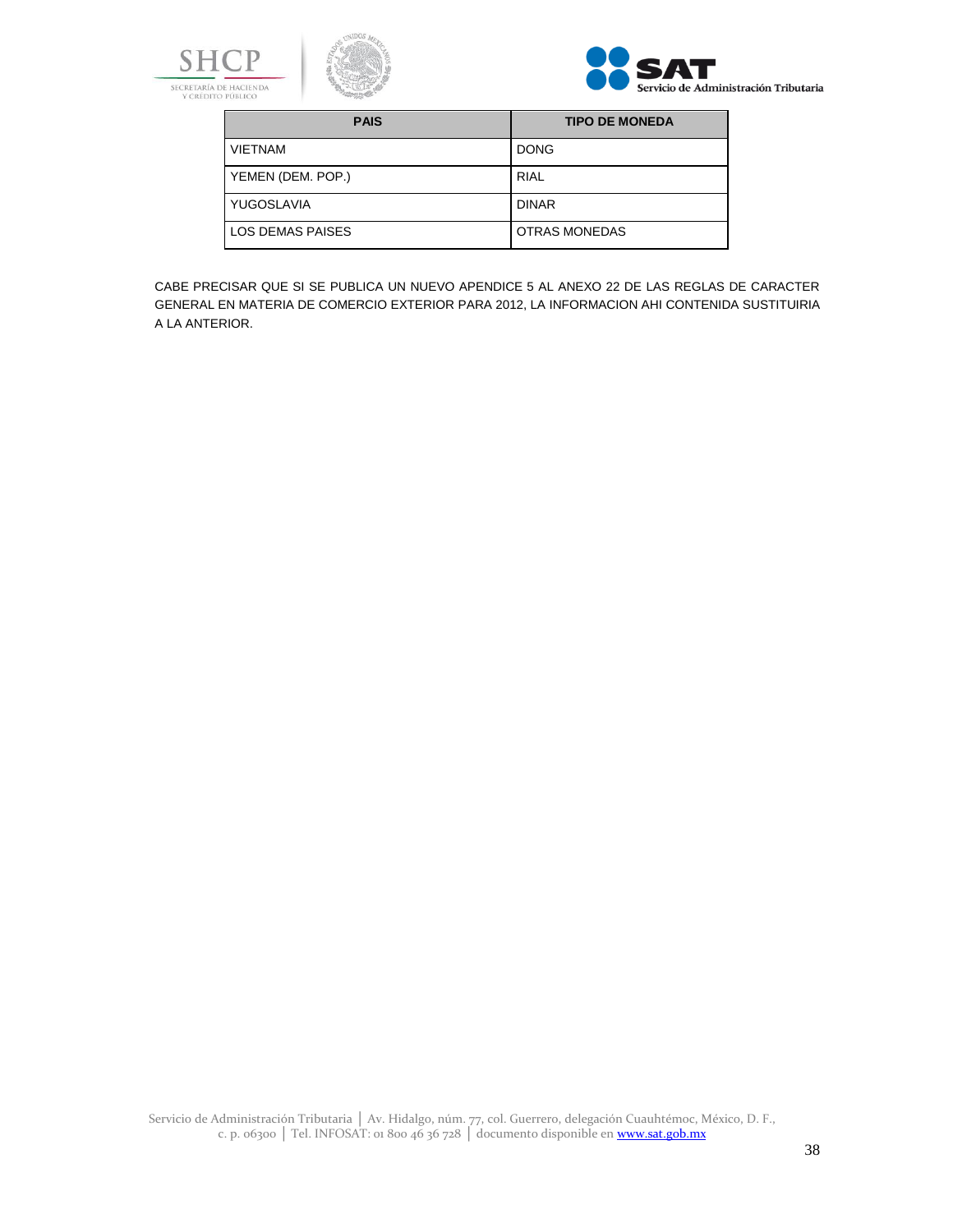| PAIS | TIPO DE MONEDA |
| --- | --- |
| VIETNAM | DONG |
| YEMEN (DEM. POP.) | RIAL |
| YUGOSLAVIA | DINAR |
| LOS DEMAS PAISES | OTRAS MONEDAS |

CABE PRECISAR QUE SI SE PUBLICA UN NUEVO APENDICE 5 AL ANEXO 22 DE LAS REGLAS DE CARACTER GENERAL EN MATERIA DE COMERCIO EXTERIOR PARA 2012, LA INFORMACION AHI CONTENIDA SUSTITUIRIA A LA ANTERIOR.